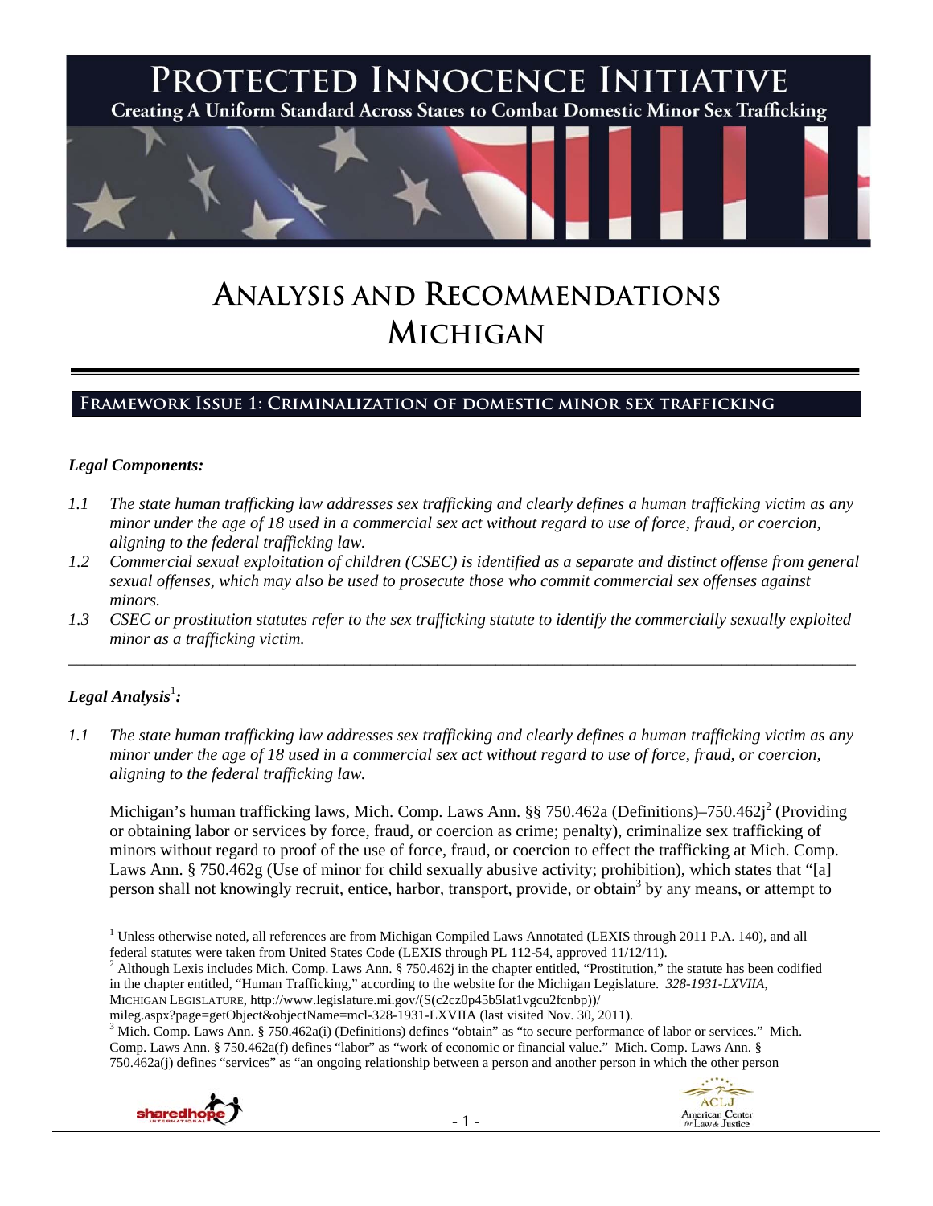# PROTECTED INNOCENCE INITIATIVE

**Creating A Uniform Standard Across States to Combat Domestic Minor Sex Trafficking**

# ANALYSIS AND RECOMMENDATIONS MICHIGAN

## FRAMEWORK ISSUE 1: CRIMINALIZATION OF DOMESTIC MINOR SEX TRAFFICKING

### *Legal Components:*

*1.1 The state human trafficking law addresses sex trafficking and clearly defines a human trafficking victim as any minor under the age of 18 used in a commercial sex act without regard to use of force, fraud, or coercion, aligning to the federal trafficking law.*

*1.2 Commercial sexual exploitation of children (CSEC) is identified as a separate and distinct offense from general sexual offenses, which may also be used to prosecute those who commit commercial sex offenses against minors.*

*1.3 CSEC or prostitution statutes refer to the sex trafficking statute to identify the commercially sexually exploited minor as a trafficking victim.*

---

### *Legal Analysis*[1]*:*

*1.1 The state human trafficking law addresses sex trafficking and clearly defines a human trafficking victim as any minor under the age of 18 used in a commercial sex act without regard to use of force, fraud, or coercion, aligning to the federal trafficking law.*

Michigan's human trafficking laws, Mich. Comp. Laws Ann. §§ 750.462a (Definitions)–750.462j[2] (Providing or obtaining labor or services by force, fraud, or coercion as crime; penalty), criminalize sex trafficking of minors without regard to proof of the use of force, fraud, or coercion to effect the trafficking at Mich. Comp. Laws Ann. § 750.462g (Use of minor for child sexually abusive activity; prohibition), which states that "[a] person shall not knowingly recruit, entice, harbor, transport, provide, or obtain[3] by any means, or attempt to

---

[1] Unless otherwise noted, all references are from Michigan Compiled Laws Annotated (LEXIS through 2011 P.A. 140), and all federal statutes were taken from United States Code (LEXIS through PL 112-54, approved 11/12/11).

[2] Although Lexis includes Mich. Comp. Laws Ann. § 750.462j in the chapter entitled, "Prostitution," the statute has been codified in the chapter entitled, "Human Trafficking," according to the website for the Michigan Legislature. *328-1931-LXVIIA*, MICHIGAN LEGISLATURE, http://www.legislature.mi.gov/(S(c2cz0p45b5lat1vgcu2fcnbp))/mileg.aspx?page=getObject&objectName=mcl-328-1931-LXVIIA (last visited Nov. 30, 2011).

[3] Mich. Comp. Laws Ann. § 750.462a(i) (Definitions) defines "obtain" as "to secure performance of labor or services." Mich. Comp. Laws Ann. § 750.462a(f) defines "labor" as "work of economic or financial value." Mich. Comp. Laws Ann. § 750.462a(j) defines "services" as "an ongoing relationship between a person and another person in which the other person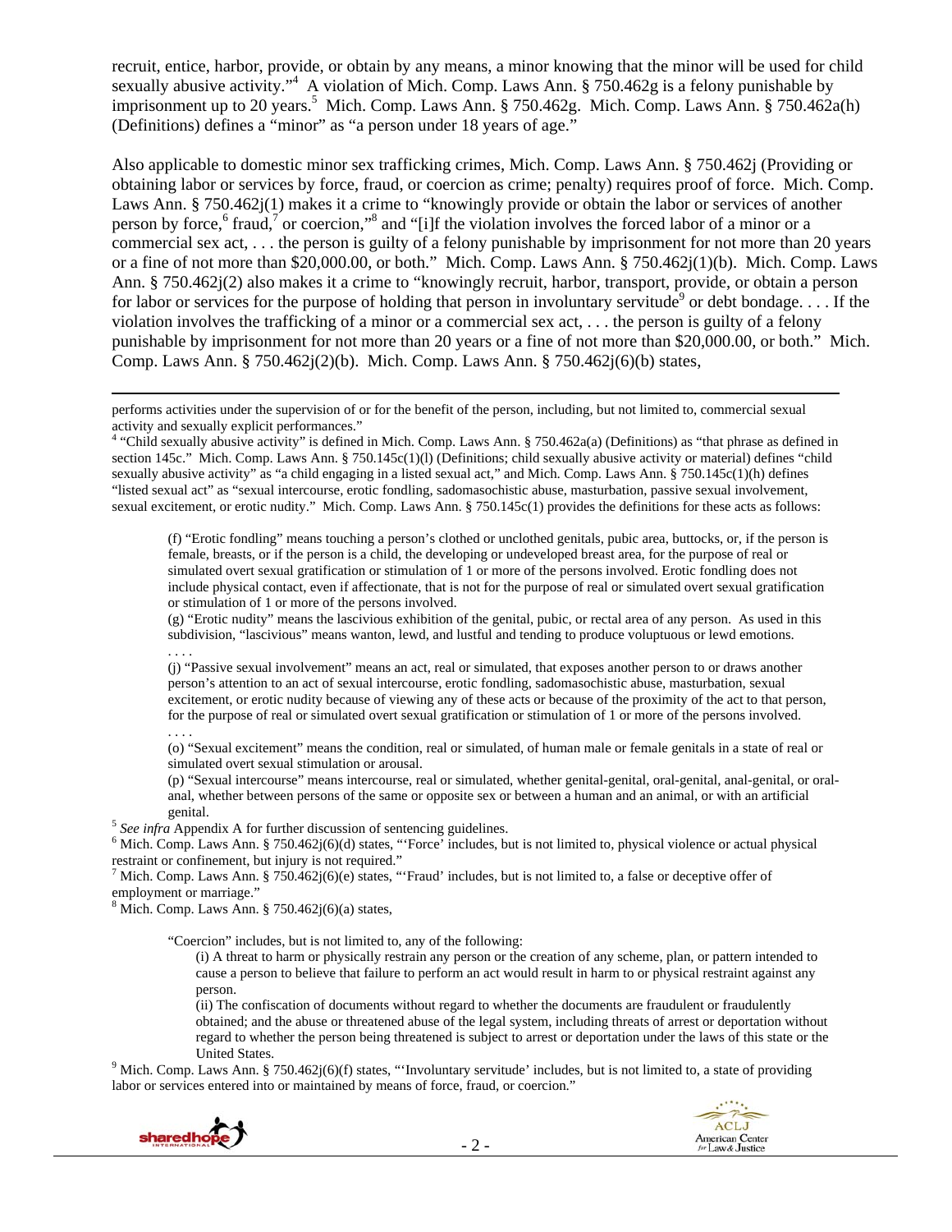recruit, entice, harbor, provide, or obtain by any means, a minor knowing that the minor will be used for child sexually abusive activity."[4] A violation of Mich. Comp. Laws Ann. § 750.462g is a felony punishable by imprisonment up to 20 years.[5] Mich. Comp. Laws Ann. § 750.462g. Mich. Comp. Laws Ann. § 750.462a(h) (Definitions) defines a "minor" as "a person under 18 years of age."

Also applicable to domestic minor sex trafficking crimes, Mich. Comp. Laws Ann. § 750.462j (Providing or obtaining labor or services by force, fraud, or coercion as crime; penalty) requires proof of force. Mich. Comp. Laws Ann. § 750.462j(1) makes it a crime to "knowingly provide or obtain the labor or services of another person by force,[6] fraud,[7] or coercion,"[8] and "[i]f the violation involves the forced labor of a minor or a commercial sex act, . . . the person is guilty of a felony punishable by imprisonment for not more than 20 years or a fine of not more than $20,000.00, or both." Mich. Comp. Laws Ann. § 750.462j(1)(b). Mich. Comp. Laws Ann. § 750.462j(2) also makes it a crime to "knowingly recruit, harbor, transport, provide, or obtain a person for labor or services for the purpose of holding that person in involuntary servitude[9] or debt bondage. . . . If the violation involves the trafficking of a minor or a commercial sex act, . . . the person is guilty of a felony punishable by imprisonment for not more than 20 years or a fine of not more than $20,000.00, or both." Mich. Comp. Laws Ann. § 750.462j(2)(b). Mich. Comp. Laws Ann. § 750.462j(6)(b) states,

---

performs activities under the supervision of or for the benefit of the person, including, but not limited to, commercial sexual activity and sexually explicit performances."

[4] "Child sexually abusive activity" is defined in Mich. Comp. Laws Ann. § 750.462a(a) (Definitions) as "that phrase as defined in section 145c." Mich. Comp. Laws Ann. § 750.145c(1)(l) (Definitions; child sexually abusive activity or material) defines "child sexually abusive activity" as "a child engaging in a listed sexual act," and Mich. Comp. Laws Ann. § 750.145c(1)(h) defines "listed sexual act" as "sexual intercourse, erotic fondling, sadomasochistic abuse, masturbation, passive sexual involvement, sexual excitement, or erotic nudity." Mich. Comp. Laws Ann. § 750.145c(1) provides the definitions for these acts as follows:

> (f) "Erotic fondling" means touching a person's clothed or unclothed genitals, pubic area, buttocks, or, if the person is female, breasts, or if the person is a child, the developing or undeveloped breast area, for the purpose of real or simulated overt sexual gratification or stimulation of 1 or more of the persons involved. Erotic fondling does not include physical contact, even if affectionate, that is not for the purpose of real or simulated overt sexual gratification or stimulation of 1 or more of the persons involved.
>
> (g) "Erotic nudity" means the lascivious exhibition of the genital, pubic, or rectal area of any person. As used in this subdivision, "lascivious" means wanton, lewd, and lustful and tending to produce voluptuous or lewd emotions.
>
> . . . .
>
> (j) "Passive sexual involvement" means an act, real or simulated, that exposes another person to or draws another person's attention to an act of sexual intercourse, erotic fondling, sadomasochistic abuse, masturbation, sexual excitement, or erotic nudity because of viewing any of these acts or because of the proximity of the act to that person, for the purpose of real or simulated overt sexual gratification or stimulation of 1 or more of the persons involved.
>
> . . . .
>
> (o) "Sexual excitement" means the condition, real or simulated, of human male or female genitals in a state of real or simulated overt sexual stimulation or arousal.
>
> (p) "Sexual intercourse" means intercourse, real or simulated, whether genital-genital, oral-genital, anal-genital, or oral-anal, whether between persons of the same or opposite sex or between a human and an animal, or with an artificial genital.

[5] *See infra* Appendix A for further discussion of sentencing guidelines.

[6] Mich. Comp. Laws Ann. § 750.462j(6)(d) states, "'Force' includes, but is not limited to, physical violence or actual physical restraint or confinement, but injury is not required."

[7] Mich. Comp. Laws Ann. § 750.462j(6)(e) states, "'Fraud' includes, but is not limited to, a false or deceptive offer of employment or marriage."

[8] Mich. Comp. Laws Ann. § 750.462j(6)(a) states,

> "Coercion" includes, but is not limited to, any of the following:
>
> (i) A threat to harm or physically restrain any person or the creation of any scheme, plan, or pattern intended to cause a person to believe that failure to perform an act would result in harm to or physical restraint against any person.
>
> (ii) The confiscation of documents without regard to whether the documents are fraudulent or fraudulently obtained; and the abuse or threatened abuse of the legal system, including threats of arrest or deportation without regard to whether the person being threatened is subject to arrest or deportation under the laws of this state or the United States.

[9] Mich. Comp. Laws Ann. § 750.462j(6)(f) states, "'Involuntary servitude' includes, but is not limited to, a state of providing labor or services entered into or maintained by means of force, fraud, or coercion."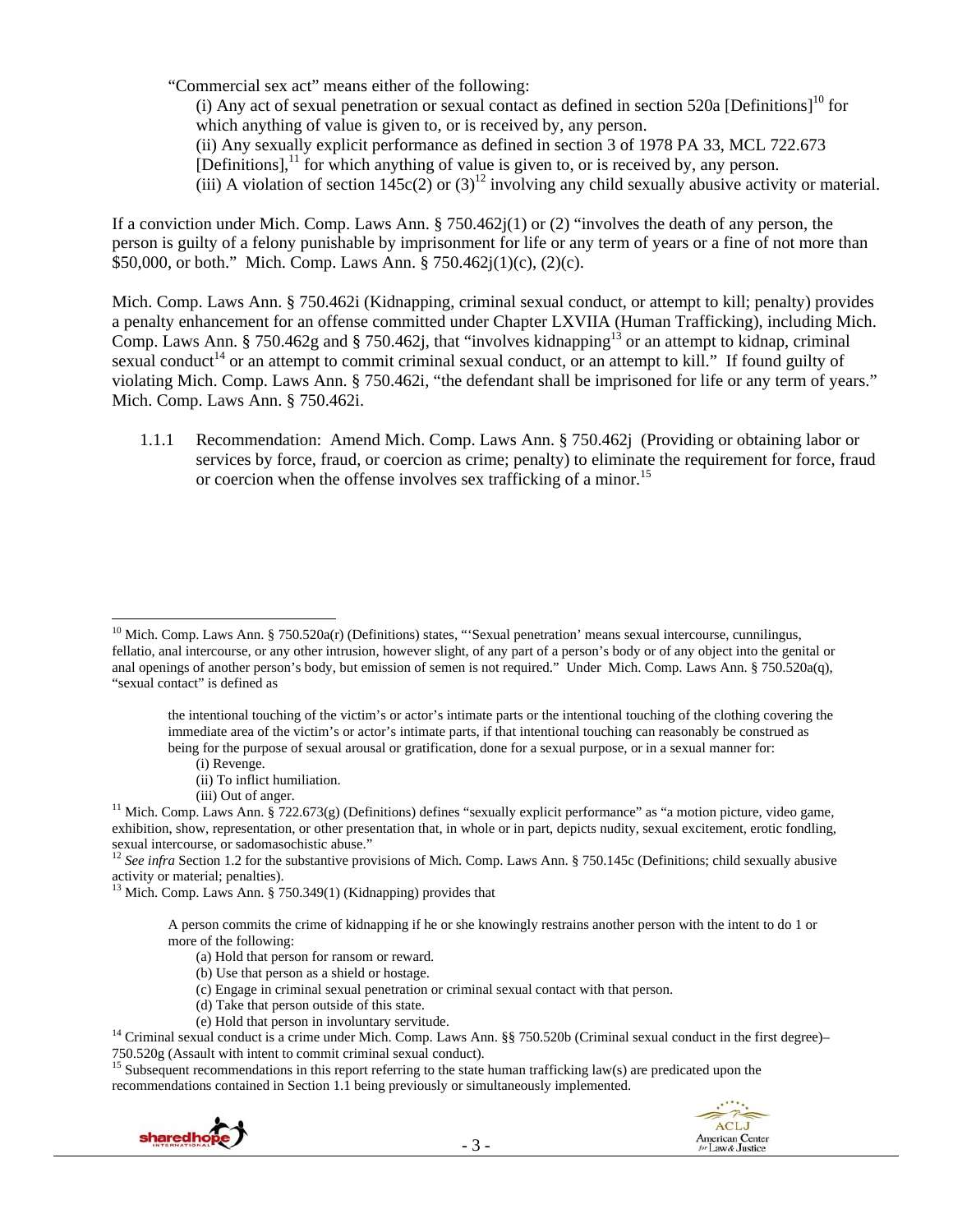"Commercial sex act" means either of the following:

(i) Any act of sexual penetration or sexual contact as defined in section 520a [Definitions][10] for which anything of value is given to, or is received by, any person.

(ii) Any sexually explicit performance as defined in section 3 of 1978 PA 33, MCL 722.673 [Definitions],[11] for which anything of value is given to, or is received by, any person.

(iii) A violation of section 145c(2) or (3)[12] involving any child sexually abusive activity or material.

If a conviction under Mich. Comp. Laws Ann. § 750.462j(1) or (2) "involves the death of any person, the person is guilty of a felony punishable by imprisonment for life or any term of years or a fine of not more than $50,000, or both." Mich. Comp. Laws Ann. § 750.462j(1)(c), (2)(c).

Mich. Comp. Laws Ann. § 750.462i (Kidnapping, criminal sexual conduct, or attempt to kill; penalty) provides a penalty enhancement for an offense committed under Chapter LXVIIA (Human Trafficking), including Mich. Comp. Laws Ann. § 750.462g and § 750.462j, that "involves kidnapping[13] or an attempt to kidnap, criminal sexual conduct[14] or an attempt to commit criminal sexual conduct, or an attempt to kill." If found guilty of violating Mich. Comp. Laws Ann. § 750.462i, "the defendant shall be imprisoned for life or any term of years." Mich. Comp. Laws Ann. § 750.462i.

1.1.1 Recommendation: Amend Mich. Comp. Laws Ann. § 750.462j (Providing or obtaining labor or services by force, fraud, or coercion as crime; penalty) to eliminate the requirement for force, fraud or coercion when the offense involves sex trafficking of a minor.[15]

---

[10] Mich. Comp. Laws Ann. § 750.520a(r) (Definitions) states, "'Sexual penetration' means sexual intercourse, cunnilingus, fellatio, anal intercourse, or any other intrusion, however slight, of any part of a person's body or of any object into the genital or anal openings of another person's body, but emission of semen is not required." Under Mich. Comp. Laws Ann. § 750.520a(q), "sexual contact" is defined as

> the intentional touching of the victim's or actor's intimate parts or the intentional touching of the clothing covering the immediate area of the victim's or actor's intimate parts, if that intentional touching can reasonably be construed as being for the purpose of sexual arousal or gratification, done for a sexual purpose, or in a sexual manner for:
>
> (i) Revenge.
>
> (ii) To inflict humiliation.
>
> (iii) Out of anger.

[11] Mich. Comp. Laws Ann. § 722.673(g) (Definitions) defines "sexually explicit performance" as "a motion picture, video game, exhibition, show, representation, or other presentation that, in whole or in part, depicts nudity, sexual excitement, erotic fondling, sexual intercourse, or sadomasochistic abuse."

[12] *See infra* Section 1.2 for the substantive provisions of Mich. Comp. Laws Ann. § 750.145c (Definitions; child sexually abusive activity or material; penalties).

[13] Mich. Comp. Laws Ann. § 750.349(1) (Kidnapping) provides that

> A person commits the crime of kidnapping if he or she knowingly restrains another person with the intent to do 1 or more of the following:
>
> (a) Hold that person for ransom or reward.
>
> (b) Use that person as a shield or hostage.
>
> (c) Engage in criminal sexual penetration or criminal sexual contact with that person.
>
> (d) Take that person outside of this state.
>
> (e) Hold that person in involuntary servitude.

[14] Criminal sexual conduct is a crime under Mich. Comp. Laws Ann. §§ 750.520b (Criminal sexual conduct in the first degree)–750.520g (Assault with intent to commit criminal sexual conduct).

[15] Subsequent recommendations in this report referring to the state human trafficking law(s) are predicated upon the recommendations contained in Section 1.1 being previously or simultaneously implemented.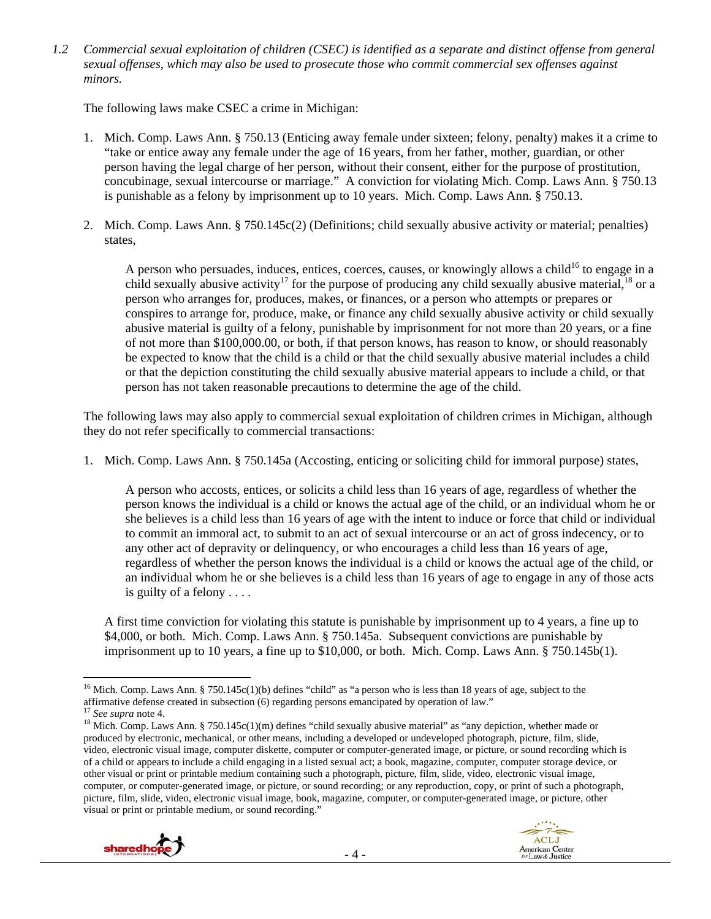*1.2 Commercial sexual exploitation of children (CSEC) is identified as a separate and distinct offense from general sexual offenses, which may also be used to prosecute those who commit commercial sex offenses against minors.*

The following laws make CSEC a crime in Michigan:

1. Mich. Comp. Laws Ann. § 750.13 (Enticing away female under sixteen; felony, penalty) makes it a crime to "take or entice away any female under the age of 16 years, from her father, mother, guardian, or other person having the legal charge of her person, without their consent, either for the purpose of prostitution, concubinage, sexual intercourse or marriage." A conviction for violating Mich. Comp. Laws Ann. § 750.13 is punishable as a felony by imprisonment up to 10 years. Mich. Comp. Laws Ann. § 750.13.

2. Mich. Comp. Laws Ann. § 750.145c(2) (Definitions; child sexually abusive activity or material; penalties) states,

   > A person who persuades, induces, entices, coerces, causes, or knowingly allows a child[16] to engage in a child sexually abusive activity[17] for the purpose of producing any child sexually abusive material,[18] or a person who arranges for, produces, makes, or finances, or a person who attempts or prepares or conspires to arrange for, produce, make, or finance any child sexually abusive activity or child sexually abusive material is guilty of a felony, punishable by imprisonment for not more than 20 years, or a fine of not more than $100,000.00, or both, if that person knows, has reason to know, or should reasonably be expected to know that the child is a child or that the child sexually abusive material includes a child or that the depiction constituting the child sexually abusive material appears to include a child, or that person has not taken reasonable precautions to determine the age of the child.

The following laws may also apply to commercial sexual exploitation of children crimes in Michigan, although they do not refer specifically to commercial transactions:

1. Mich. Comp. Laws Ann. § 750.145a (Accosting, enticing or soliciting child for immoral purpose) states,

   > A person who accosts, entices, or solicits a child less than 16 years of age, regardless of whether the person knows the individual is a child or knows the actual age of the child, or an individual whom he or she believes is a child less than 16 years of age with the intent to induce or force that child or individual to commit an immoral act, to submit to an act of sexual intercourse or an act of gross indecency, or to any other act of depravity or delinquency, or who encourages a child less than 16 years of age, regardless of whether the person knows the individual is a child or knows the actual age of the child, or an individual whom he or she believes is a child less than 16 years of age to engage in any of those acts is guilty of a felony . . . .

   A first time conviction for violating this statute is punishable by imprisonment up to 4 years, a fine up to $4,000, or both. Mich. Comp. Laws Ann. § 750.145a. Subsequent convictions are punishable by imprisonment up to 10 years, a fine up to $10,000, or both. Mich. Comp. Laws Ann. § 750.145b(1).

---

[16] Mich. Comp. Laws Ann. § 750.145c(1)(b) defines "child" as "a person who is less than 18 years of age, subject to the affirmative defense created in subsection (6) regarding persons emancipated by operation of law."

[17] *See supra* note 4.

[18] Mich. Comp. Laws Ann. § 750.145c(1)(m) defines "child sexually abusive material" as "any depiction, whether made or produced by electronic, mechanical, or other means, including a developed or undeveloped photograph, picture, film, slide, video, electronic visual image, computer diskette, computer or computer-generated image, or picture, or sound recording which is of a child or appears to include a child engaging in a listed sexual act; a book, magazine, computer, computer storage device, or other visual or print or printable medium containing such a photograph, picture, film, slide, video, electronic visual image, computer, or computer-generated image, or picture, or sound recording; or any reproduction, copy, or print of such a photograph, picture, film, slide, video, electronic visual image, book, magazine, computer, or computer-generated image, or picture, other visual or print or printable medium, or sound recording."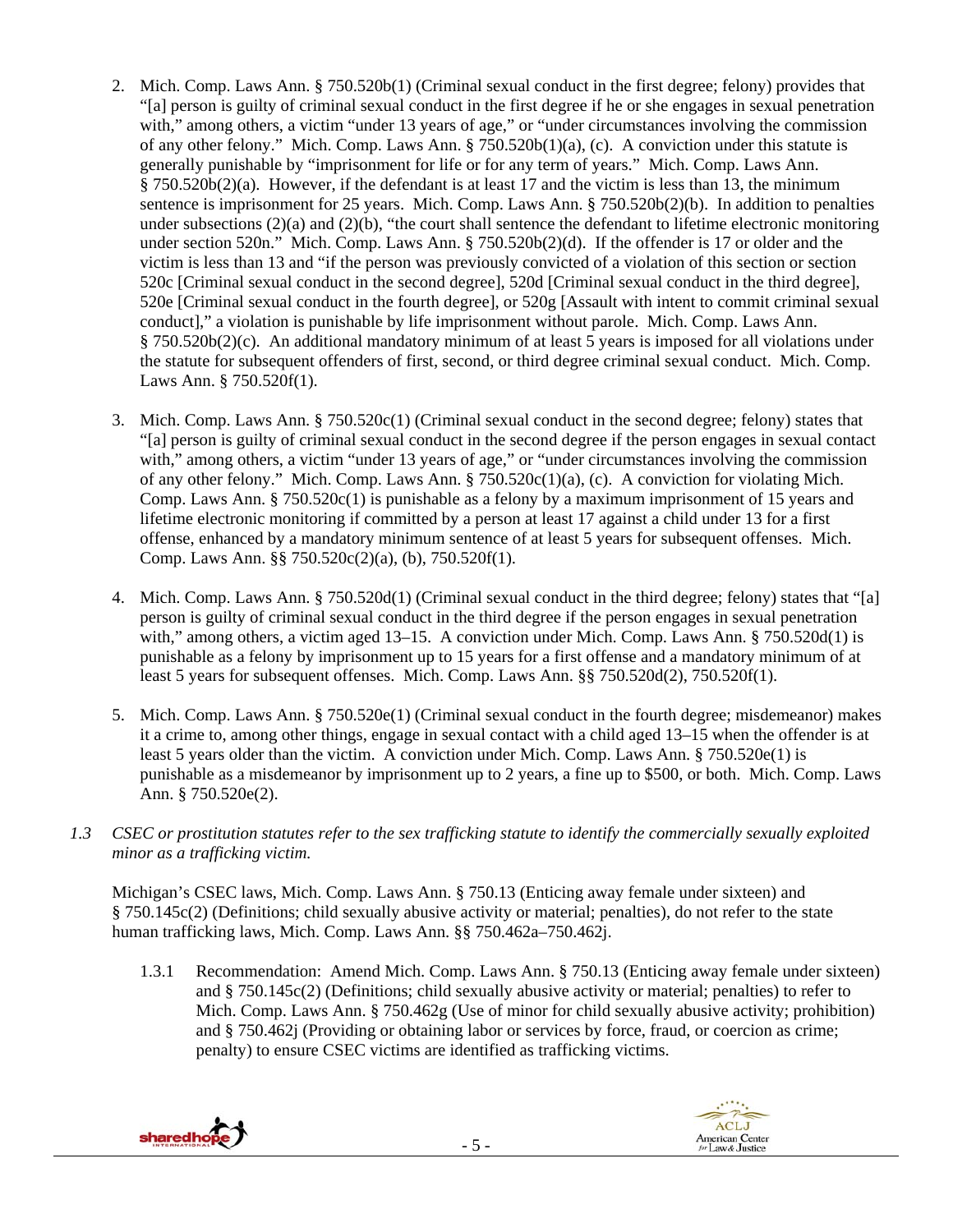2. Mich. Comp. Laws Ann. § 750.520b(1) (Criminal sexual conduct in the first degree; felony) provides that "[a] person is guilty of criminal sexual conduct in the first degree if he or she engages in sexual penetration with," among others, a victim "under 13 years of age," or "under circumstances involving the commission of any other felony." Mich. Comp. Laws Ann. § 750.520b(1)(a), (c). A conviction under this statute is generally punishable by "imprisonment for life or for any term of years." Mich. Comp. Laws Ann. § 750.520b(2)(a). However, if the defendant is at least 17 and the victim is less than 13, the minimum sentence is imprisonment for 25 years. Mich. Comp. Laws Ann. § 750.520b(2)(b). In addition to penalties under subsections (2)(a) and (2)(b), "the court shall sentence the defendant to lifetime electronic monitoring under section 520n." Mich. Comp. Laws Ann. § 750.520b(2)(d). If the offender is 17 or older and the victim is less than 13 and "if the person was previously convicted of a violation of this section or section 520c [Criminal sexual conduct in the second degree], 520d [Criminal sexual conduct in the third degree], 520e [Criminal sexual conduct in the fourth degree], or 520g [Assault with intent to commit criminal sexual conduct]," a violation is punishable by life imprisonment without parole. Mich. Comp. Laws Ann. § 750.520b(2)(c). An additional mandatory minimum of at least 5 years is imposed for all violations under the statute for subsequent offenders of first, second, or third degree criminal sexual conduct. Mich. Comp. Laws Ann. § 750.520f(1).

3. Mich. Comp. Laws Ann. § 750.520c(1) (Criminal sexual conduct in the second degree; felony) states that "[a] person is guilty of criminal sexual conduct in the second degree if the person engages in sexual contact with," among others, a victim "under 13 years of age," or "under circumstances involving the commission of any other felony." Mich. Comp. Laws Ann. § 750.520c(1)(a), (c). A conviction for violating Mich. Comp. Laws Ann. § 750.520c(1) is punishable as a felony by a maximum imprisonment of 15 years and lifetime electronic monitoring if committed by a person at least 17 against a child under 13 for a first offense, enhanced by a mandatory minimum sentence of at least 5 years for subsequent offenses. Mich. Comp. Laws Ann. §§ 750.520c(2)(a), (b), 750.520f(1).

4. Mich. Comp. Laws Ann. § 750.520d(1) (Criminal sexual conduct in the third degree; felony) states that "[a] person is guilty of criminal sexual conduct in the third degree if the person engages in sexual penetration with," among others, a victim aged 13–15. A conviction under Mich. Comp. Laws Ann. § 750.520d(1) is punishable as a felony by imprisonment up to 15 years for a first offense and a mandatory minimum of at least 5 years for subsequent offenses. Mich. Comp. Laws Ann. §§ 750.520d(2), 750.520f(1).

5. Mich. Comp. Laws Ann. § 750.520e(1) (Criminal sexual conduct in the fourth degree; misdemeanor) makes it a crime to, among other things, engage in sexual contact with a child aged 13–15 when the offender is at least 5 years older than the victim. A conviction under Mich. Comp. Laws Ann. § 750.520e(1) is punishable as a misdemeanor by imprisonment up to 2 years, a fine up to $500, or both. Mich. Comp. Laws Ann. § 750.520e(2).

*1.3 CSEC or prostitution statutes refer to the sex trafficking statute to identify the commercially sexually exploited minor as a trafficking victim.*

Michigan's CSEC laws, Mich. Comp. Laws Ann. § 750.13 (Enticing away female under sixteen) and § 750.145c(2) (Definitions; child sexually abusive activity or material; penalties), do not refer to the state human trafficking laws, Mich. Comp. Laws Ann. §§ 750.462a–750.462j.

1.3.1 Recommendation: Amend Mich. Comp. Laws Ann. § 750.13 (Enticing away female under sixteen) and § 750.145c(2) (Definitions; child sexually abusive activity or material; penalties) to refer to Mich. Comp. Laws Ann. § 750.462g (Use of minor for child sexually abusive activity; prohibition) and § 750.462j (Providing or obtaining labor or services by force, fraud, or coercion as crime; penalty) to ensure CSEC victims are identified as trafficking victims.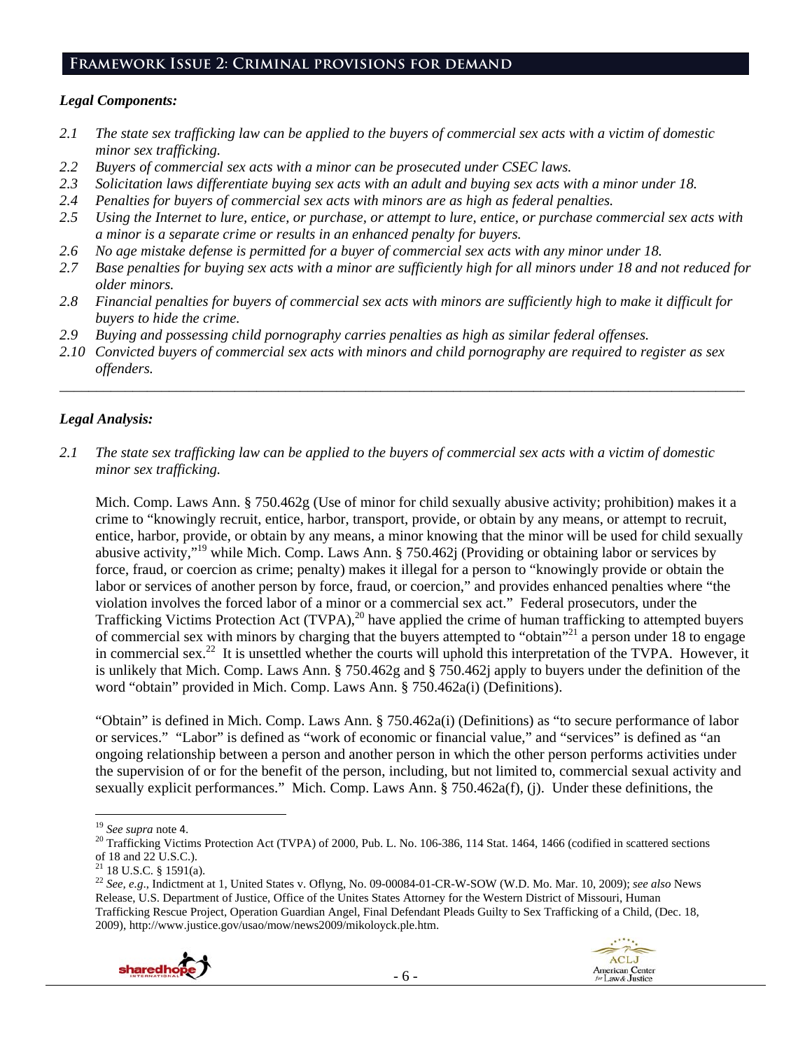## Framework Issue 2: Criminal provisions for demand

### *Legal Components:*

*2.1 The state sex trafficking law can be applied to the buyers of commercial sex acts with a victim of domestic minor sex trafficking.*

*2.2 Buyers of commercial sex acts with a minor can be prosecuted under CSEC laws.*

*2.3 Solicitation laws differentiate buying sex acts with an adult and buying sex acts with a minor under 18.*

*2.4 Penalties for buyers of commercial sex acts with minors are as high as federal penalties.*

*2.5 Using the Internet to lure, entice, or purchase, or attempt to lure, entice, or purchase commercial sex acts with a minor is a separate crime or results in an enhanced penalty for buyers.*

*2.6 No age mistake defense is permitted for a buyer of commercial sex acts with any minor under 18.*

*2.7 Base penalties for buying sex acts with a minor are sufficiently high for all minors under 18 and not reduced for older minors.*

*2.8 Financial penalties for buyers of commercial sex acts with minors are sufficiently high to make it difficult for buyers to hide the crime.*

*2.9 Buying and possessing child pornography carries penalties as high as similar federal offenses.*

*2.10 Convicted buyers of commercial sex acts with minors and child pornography are required to register as sex offenders.*

---

### *Legal Analysis:*

*2.1 The state sex trafficking law can be applied to the buyers of commercial sex acts with a victim of domestic minor sex trafficking.*

Mich. Comp. Laws Ann. § 750.462g (Use of minor for child sexually abusive activity; prohibition) makes it a crime to "knowingly recruit, entice, harbor, transport, provide, or obtain by any means, or attempt to recruit, entice, harbor, provide, or obtain by any means, a minor knowing that the minor will be used for child sexually abusive activity,"[19] while Mich. Comp. Laws Ann. § 750.462j (Providing or obtaining labor or services by force, fraud, or coercion as crime; penalty) makes it illegal for a person to "knowingly provide or obtain the labor or services of another person by force, fraud, or coercion," and provides enhanced penalties where "the violation involves the forced labor of a minor or a commercial sex act." Federal prosecutors, under the Trafficking Victims Protection Act (TVPA),[20] have applied the crime of human trafficking to attempted buyers of commercial sex with minors by charging that the buyers attempted to "obtain"[21] a person under 18 to engage in commercial sex.[22] It is unsettled whether the courts will uphold this interpretation of the TVPA. However, it is unlikely that Mich. Comp. Laws Ann. § 750.462g and § 750.462j apply to buyers under the definition of the word "obtain" provided in Mich. Comp. Laws Ann. § 750.462a(i) (Definitions).

"Obtain" is defined in Mich. Comp. Laws Ann. § 750.462a(i) (Definitions) as "to secure performance of labor or services." "Labor" is defined as "work of economic or financial value," and "services" is defined as "an ongoing relationship between a person and another person in which the other person performs activities under the supervision of or for the benefit of the person, including, but not limited to, commercial sexual activity and sexually explicit performances." Mich. Comp. Laws Ann. § 750.462a(f), (j). Under these definitions, the

---

[19] *See supra* note 4.

[20] Trafficking Victims Protection Act (TVPA) of 2000, Pub. L. No. 106-386, 114 Stat. 1464, 1466 (codified in scattered sections of 18 and 22 U.S.C.).

[21] 18 U.S.C. § 1591(a).

[22] *See, e.g*., Indictment at 1, United States v. Oflyng, No. 09-00084-01-CR-W-SOW (W.D. Mo. Mar. 10, 2009); *see also* News Release, U.S. Department of Justice, Office of the Unites States Attorney for the Western District of Missouri, Human Trafficking Rescue Project, Operation Guardian Angel, Final Defendant Pleads Guilty to Sex Trafficking of a Child, (Dec. 18, 2009), http://www.justice.gov/usao/mow/news2009/mikoloyck.ple.htm.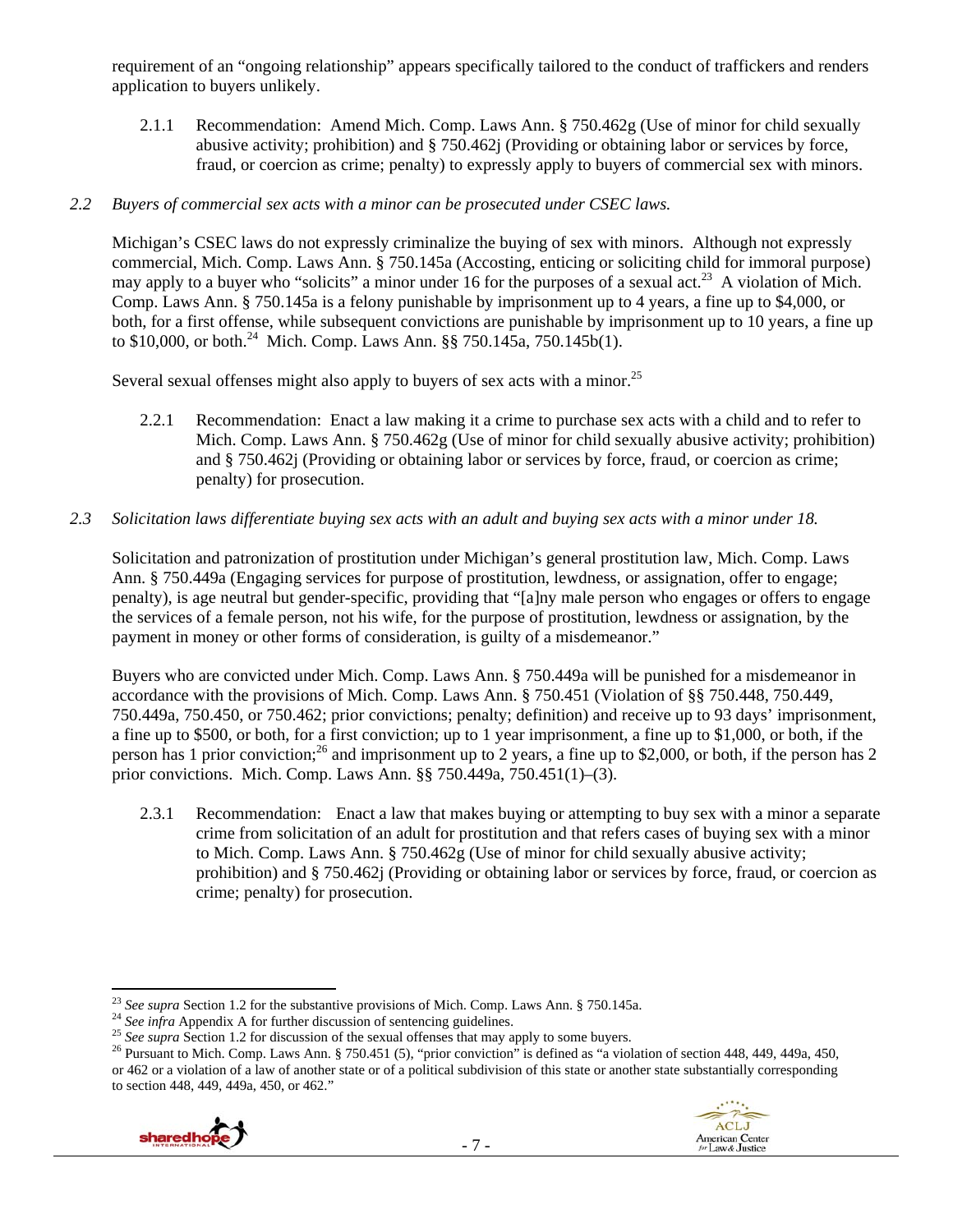requirement of an "ongoing relationship" appears specifically tailored to the conduct of traffickers and renders application to buyers unlikely.

2.1.1 Recommendation: Amend Mich. Comp. Laws Ann. § 750.462g (Use of minor for child sexually abusive activity; prohibition) and § 750.462j (Providing or obtaining labor or services by force, fraud, or coercion as crime; penalty) to expressly apply to buyers of commercial sex with minors.

*2.2 Buyers of commercial sex acts with a minor can be prosecuted under CSEC laws.*

Michigan's CSEC laws do not expressly criminalize the buying of sex with minors. Although not expressly commercial, Mich. Comp. Laws Ann. § 750.145a (Accosting, enticing or soliciting child for immoral purpose) may apply to a buyer who "solicits" a minor under 16 for the purposes of a sexual act.[23] A violation of Mich. Comp. Laws Ann. § 750.145a is a felony punishable by imprisonment up to 4 years, a fine up to $4,000, or both, for a first offense, while subsequent convictions are punishable by imprisonment up to 10 years, a fine up to $10,000, or both.[24] Mich. Comp. Laws Ann. §§ 750.145a, 750.145b(1).

Several sexual offenses might also apply to buyers of sex acts with a minor.[25]

2.2.1 Recommendation: Enact a law making it a crime to purchase sex acts with a child and to refer to Mich. Comp. Laws Ann. § 750.462g (Use of minor for child sexually abusive activity; prohibition) and § 750.462j (Providing or obtaining labor or services by force, fraud, or coercion as crime; penalty) for prosecution.

*2.3 Solicitation laws differentiate buying sex acts with an adult and buying sex acts with a minor under 18.*

Solicitation and patronization of prostitution under Michigan's general prostitution law, Mich. Comp. Laws Ann. § 750.449a (Engaging services for purpose of prostitution, lewdness, or assignation, offer to engage; penalty), is age neutral but gender-specific, providing that "[a]ny male person who engages or offers to engage the services of a female person, not his wife, for the purpose of prostitution, lewdness or assignation, by the payment in money or other forms of consideration, is guilty of a misdemeanor."

Buyers who are convicted under Mich. Comp. Laws Ann. § 750.449a will be punished for a misdemeanor in accordance with the provisions of Mich. Comp. Laws Ann. § 750.451 (Violation of §§ 750.448, 750.449, 750.449a, 750.450, or 750.462; prior convictions; penalty; definition) and receive up to 93 days' imprisonment, a fine up to $500, or both, for a first conviction; up to 1 year imprisonment, a fine up to $1,000, or both, if the person has 1 prior conviction;[26] and imprisonment up to 2 years, a fine up to $2,000, or both, if the person has 2 prior convictions. Mich. Comp. Laws Ann. §§ 750.449a, 750.451(1)–(3).

2.3.1 Recommendation: Enact a law that makes buying or attempting to buy sex with a minor a separate crime from solicitation of an adult for prostitution and that refers cases of buying sex with a minor to Mich. Comp. Laws Ann. § 750.462g (Use of minor for child sexually abusive activity; prohibition) and § 750.462j (Providing or obtaining labor or services by force, fraud, or coercion as crime; penalty) for prosecution.

---

[23] *See supra* Section 1.2 for the substantive provisions of Mich. Comp. Laws Ann. § 750.145a.

[24] *See infra* Appendix A for further discussion of sentencing guidelines.

[25] *See supra* Section 1.2 for discussion of the sexual offenses that may apply to some buyers.

[26] Pursuant to Mich. Comp. Laws Ann. § 750.451 (5), "prior conviction" is defined as "a violation of section 448, 449, 449a, 450, or 462 or a violation of a law of another state or of a political subdivision of this state or another state substantially corresponding to section 448, 449, 449a, 450, or 462."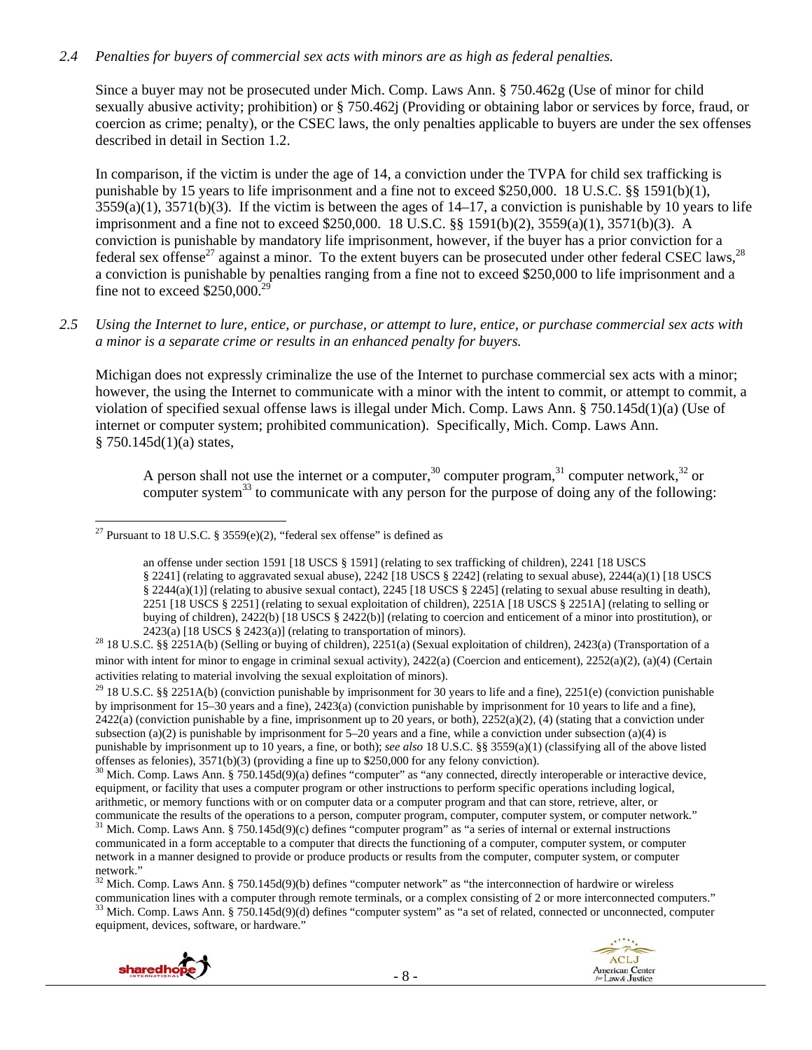*2.4 Penalties for buyers of commercial sex acts with minors are as high as federal penalties.*

Since a buyer may not be prosecuted under Mich. Comp. Laws Ann. § 750.462g (Use of minor for child sexually abusive activity; prohibition) or § 750.462j (Providing or obtaining labor or services by force, fraud, or coercion as crime; penalty), or the CSEC laws, the only penalties applicable to buyers are under the sex offenses described in detail in Section 1.2.

In comparison, if the victim is under the age of 14, a conviction under the TVPA for child sex trafficking is punishable by 15 years to life imprisonment and a fine not to exceed $250,000. 18 U.S.C. §§ 1591(b)(1), 3559(a)(1), 3571(b)(3). If the victim is between the ages of 14–17, a conviction is punishable by 10 years to life imprisonment and a fine not to exceed $250,000. 18 U.S.C. §§ 1591(b)(2), 3559(a)(1), 3571(b)(3). A conviction is punishable by mandatory life imprisonment, however, if the buyer has a prior conviction for a federal sex offense[27] against a minor. To the extent buyers can be prosecuted under other federal CSEC laws,[28] a conviction is punishable by penalties ranging from a fine not to exceed $250,000 to life imprisonment and a fine not to exceed $250,000.[29]

*2.5 Using the Internet to lure, entice, or purchase, or attempt to lure, entice, or purchase commercial sex acts with a minor is a separate crime or results in an enhanced penalty for buyers.*

Michigan does not expressly criminalize the use of the Internet to purchase commercial sex acts with a minor; however, the using the Internet to communicate with a minor with the intent to commit, or attempt to commit, a violation of specified sexual offense laws is illegal under Mich. Comp. Laws Ann. § 750.145d(1)(a) (Use of internet or computer system; prohibited communication). Specifically, Mich. Comp. Laws Ann. § 750.145d(1)(a) states,

> A person shall not use the internet or a computer,[30] computer program,[31] computer network,[32] or computer system[33] to communicate with any person for the purpose of doing any of the following:

---

[27] Pursuant to 18 U.S.C. § 3559(e)(2), "federal sex offense" is defined as

> an offense under section 1591 [18 USCS § 1591] (relating to sex trafficking of children), 2241 [18 USCS § 2241] (relating to aggravated sexual abuse), 2242 [18 USCS § 2242] (relating to sexual abuse), 2244(a)(1) [18 USCS § 2244(a)(1)] (relating to abusive sexual contact), 2245 [18 USCS § 2245] (relating to sexual abuse resulting in death), 2251 [18 USCS § 2251] (relating to sexual exploitation of children), 2251A [18 USCS § 2251A] (relating to selling or buying of children), 2422(b) [18 USCS § 2422(b)] (relating to coercion and enticement of a minor into prostitution), or 2423(a) [18 USCS § 2423(a)] (relating to transportation of minors).

[28] 18 U.S.C. §§ 2251A(b) (Selling or buying of children), 2251(a) (Sexual exploitation of children), 2423(a) (Transportation of a minor with intent for minor to engage in criminal sexual activity), 2422(a) (Coercion and enticement), 2252(a)(2), (a)(4) (Certain activities relating to material involving the sexual exploitation of minors).

[29] 18 U.S.C. §§ 2251A(b) (conviction punishable by imprisonment for 30 years to life and a fine), 2251(e) (conviction punishable by imprisonment for 15–30 years and a fine), 2423(a) (conviction punishable by imprisonment for 10 years to life and a fine), 2422(a) (conviction punishable by a fine, imprisonment up to 20 years, or both), 2252(a)(2), (4) (stating that a conviction under subsection (a)(2) is punishable by imprisonment for 5–20 years and a fine, while a conviction under subsection (a)(4) is punishable by imprisonment up to 10 years, a fine, or both); *see also* 18 U.S.C. §§ 3559(a)(1) (classifying all of the above listed offenses as felonies), 3571(b)(3) (providing a fine up to $250,000 for any felony conviction).

[30] Mich. Comp. Laws Ann. § 750.145d(9)(a) defines "computer" as "any connected, directly interoperable or interactive device, equipment, or facility that uses a computer program or other instructions to perform specific operations including logical, arithmetic, or memory functions with or on computer data or a computer program and that can store, retrieve, alter, or communicate the results of the operations to a person, computer program, computer, computer system, or computer network."

[31] Mich. Comp. Laws Ann. § 750.145d(9)(c) defines "computer program" as "a series of internal or external instructions communicated in a form acceptable to a computer that directs the functioning of a computer, computer system, or computer network in a manner designed to provide or produce products or results from the computer, computer system, or computer network."

[32] Mich. Comp. Laws Ann. § 750.145d(9)(b) defines "computer network" as "the interconnection of hardwire or wireless communication lines with a computer through remote terminals, or a complex consisting of 2 or more interconnected computers."

[33] Mich. Comp. Laws Ann. § 750.145d(9)(d) defines "computer system" as "a set of related, connected or unconnected, computer equipment, devices, software, or hardware."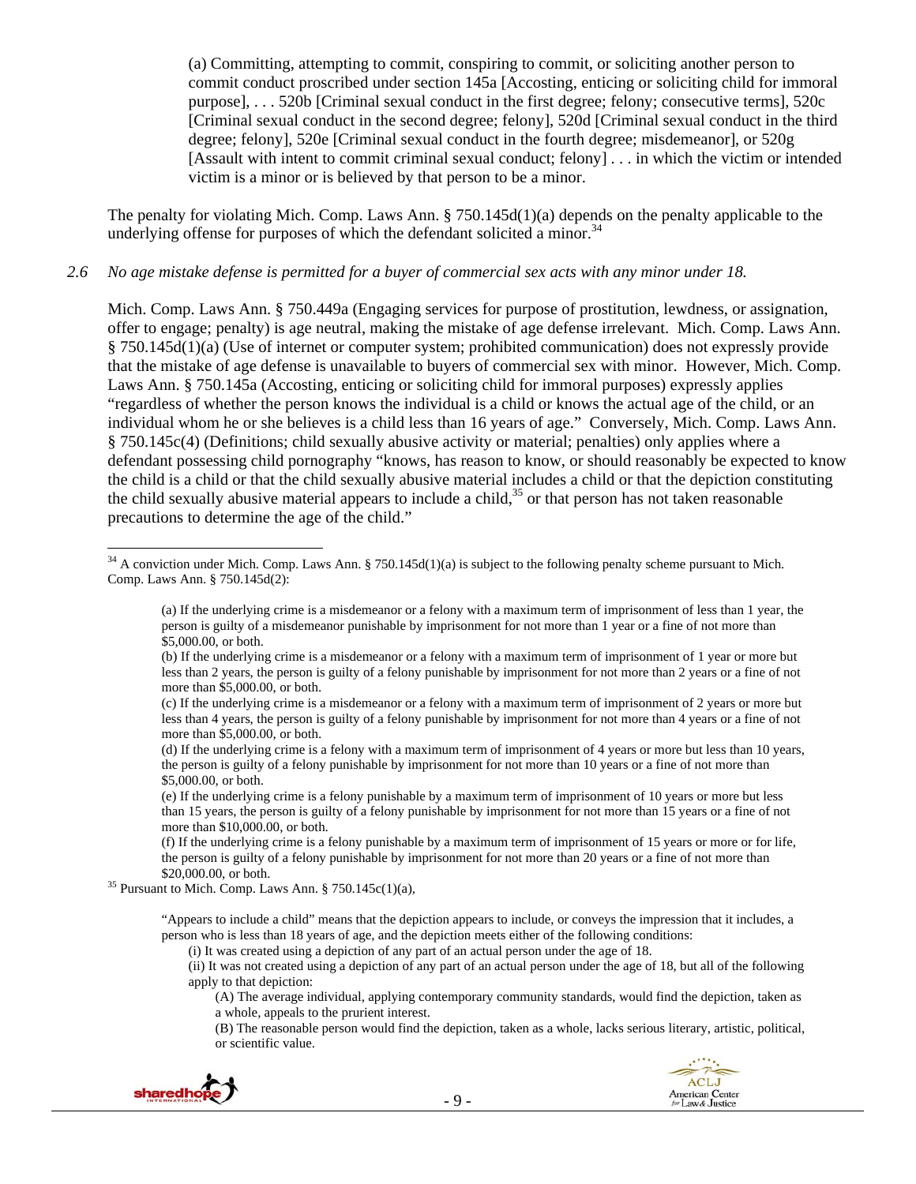> (a) Committing, attempting to commit, conspiring to commit, or soliciting another person to commit conduct proscribed under section 145a [Accosting, enticing or soliciting child for immoral purpose], . . . 520b [Criminal sexual conduct in the first degree; felony; consecutive terms], 520c [Criminal sexual conduct in the second degree; felony], 520d [Criminal sexual conduct in the third degree; felony], 520e [Criminal sexual conduct in the fourth degree; misdemeanor], or 520g [Assault with intent to commit criminal sexual conduct; felony] . . . in which the victim or intended victim is a minor or is believed by that person to be a minor.

The penalty for violating Mich. Comp. Laws Ann. § 750.145d(1)(a) depends on the penalty applicable to the underlying offense for purposes of which the defendant solicited a minor.[34]

*2.6 No age mistake defense is permitted for a buyer of commercial sex acts with any minor under 18.*

Mich. Comp. Laws Ann. § 750.449a (Engaging services for purpose of prostitution, lewdness, or assignation, offer to engage; penalty) is age neutral, making the mistake of age defense irrelevant. Mich. Comp. Laws Ann. § 750.145d(1)(a) (Use of internet or computer system; prohibited communication) does not expressly provide that the mistake of age defense is unavailable to buyers of commercial sex with minor. However, Mich. Comp. Laws Ann. § 750.145a (Accosting, enticing or soliciting child for immoral purposes) expressly applies "regardless of whether the person knows the individual is a child or knows the actual age of the child, or an individual whom he or she believes is a child less than 16 years of age." Conversely, Mich. Comp. Laws Ann. § 750.145c(4) (Definitions; child sexually abusive activity or material; penalties) only applies where a defendant possessing child pornography "knows, has reason to know, or should reasonably be expected to know the child is a child or that the child sexually abusive material includes a child or that the depiction constituting the child sexually abusive material appears to include a child,[35] or that person has not taken reasonable precautions to determine the age of the child."

---

[34] A conviction under Mich. Comp. Laws Ann. § 750.145d(1)(a) is subject to the following penalty scheme pursuant to Mich. Comp. Laws Ann. § 750.145d(2):

> (a) If the underlying crime is a misdemeanor or a felony with a maximum term of imprisonment of less than 1 year, the person is guilty of a misdemeanor punishable by imprisonment for not more than 1 year or a fine of not more than $5,000.00, or both.
>
> (b) If the underlying crime is a misdemeanor or a felony with a maximum term of imprisonment of 1 year or more but less than 2 years, the person is guilty of a felony punishable by imprisonment for not more than 2 years or a fine of not more than $5,000.00, or both.
>
> (c) If the underlying crime is a misdemeanor or a felony with a maximum term of imprisonment of 2 years or more but less than 4 years, the person is guilty of a felony punishable by imprisonment for not more than 4 years or a fine of not more than $5,000.00, or both.
>
> (d) If the underlying crime is a felony with a maximum term of imprisonment of 4 years or more but less than 10 years, the person is guilty of a felony punishable by imprisonment for not more than 10 years or a fine of not more than $5,000.00, or both.
>
> (e) If the underlying crime is a felony punishable by a maximum term of imprisonment of 10 years or more but less than 15 years, the person is guilty of a felony punishable by imprisonment for not more than 15 years or a fine of not more than $10,000.00, or both.
>
> (f) If the underlying crime is a felony punishable by a maximum term of imprisonment of 15 years or more or for life, the person is guilty of a felony punishable by imprisonment for not more than 20 years or a fine of not more than $20,000.00, or both.

[35] Pursuant to Mich. Comp. Laws Ann. § 750.145c(1)(a),

> "Appears to include a child" means that the depiction appears to include, or conveys the impression that it includes, a person who is less than 18 years of age, and the depiction meets either of the following conditions:
>
> (i) It was created using a depiction of any part of an actual person under the age of 18.
>
> (ii) It was not created using a depiction of any part of an actual person under the age of 18, but all of the following apply to that depiction:
>
> (A) The average individual, applying contemporary community standards, would find the depiction, taken as a whole, appeals to the prurient interest.
>
> (B) The reasonable person would find the depiction, taken as a whole, lacks serious literary, artistic, political, or scientific value.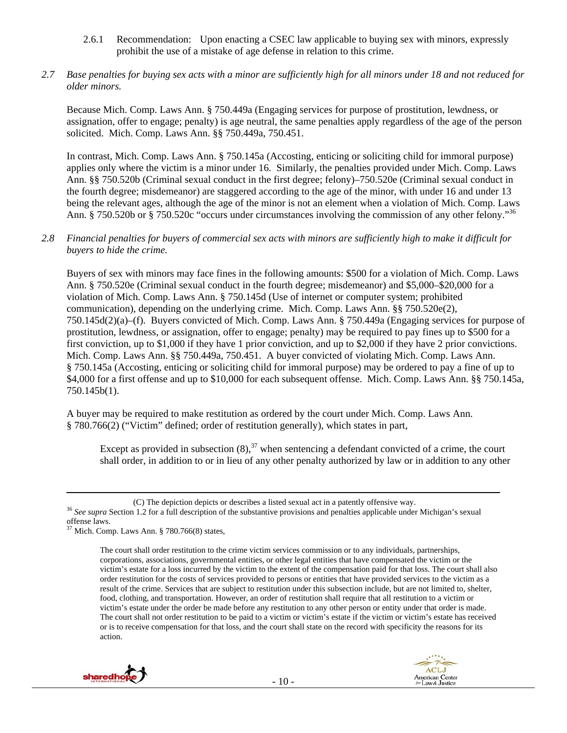2.6.1 Recommendation: Upon enacting a CSEC law applicable to buying sex with minors, expressly prohibit the use of a mistake of age defense in relation to this crime.

*2.7 Base penalties for buying sex acts with a minor are sufficiently high for all minors under 18 and not reduced for older minors.*

Because Mich. Comp. Laws Ann. § 750.449a (Engaging services for purpose of prostitution, lewdness, or assignation, offer to engage; penalty) is age neutral, the same penalties apply regardless of the age of the person solicited. Mich. Comp. Laws Ann. §§ 750.449a, 750.451.

In contrast, Mich. Comp. Laws Ann. § 750.145a (Accosting, enticing or soliciting child for immoral purpose) applies only where the victim is a minor under 16. Similarly, the penalties provided under Mich. Comp. Laws Ann. §§ 750.520b (Criminal sexual conduct in the first degree; felony)–750.520e (Criminal sexual conduct in the fourth degree; misdemeanor) are staggered according to the age of the minor, with under 16 and under 13 being the relevant ages, although the age of the minor is not an element when a violation of Mich. Comp. Laws Ann. § 750.520b or § 750.520c "occurs under circumstances involving the commission of any other felony."[36]

*2.8 Financial penalties for buyers of commercial sex acts with minors are sufficiently high to make it difficult for buyers to hide the crime.*

Buyers of sex with minors may face fines in the following amounts: $500 for a violation of Mich. Comp. Laws Ann. § 750.520e (Criminal sexual conduct in the fourth degree; misdemeanor) and $5,000–$20,000 for a violation of Mich. Comp. Laws Ann. § 750.145d (Use of internet or computer system; prohibited communication), depending on the underlying crime. Mich. Comp. Laws Ann. §§ 750.520e(2), 750.145d(2)(a)–(f). Buyers convicted of Mich. Comp. Laws Ann. § 750.449a (Engaging services for purpose of prostitution, lewdness, or assignation, offer to engage; penalty) may be required to pay fines up to $500 for a first conviction, up to $1,000 if they have 1 prior conviction, and up to $2,000 if they have 2 prior convictions. Mich. Comp. Laws Ann. §§ 750.449a, 750.451. A buyer convicted of violating Mich. Comp. Laws Ann. § 750.145a (Accosting, enticing or soliciting child for immoral purpose) may be ordered to pay a fine of up to $4,000 for a first offense and up to $10,000 for each subsequent offense. Mich. Comp. Laws Ann. §§ 750.145a, 750.145b(1).

A buyer may be required to make restitution as ordered by the court under Mich. Comp. Laws Ann. § 780.766(2) ("Victim" defined; order of restitution generally), which states in part,

> Except as provided in subsection (8),[37] when sentencing a defendant convicted of a crime, the court shall order, in addition to or in lieu of any other penalty authorized by law or in addition to any other

---

(C) The depiction depicts or describes a listed sexual act in a patently offensive way.

[36] *See supra* Section 1.2 for a full description of the substantive provisions and penalties applicable under Michigan's sexual offense laws.

[37] Mich. Comp. Laws Ann. § 780.766(8) states,

> The court shall order restitution to the crime victim services commission or to any individuals, partnerships, corporations, associations, governmental entities, or other legal entities that have compensated the victim or the victim's estate for a loss incurred by the victim to the extent of the compensation paid for that loss. The court shall also order restitution for the costs of services provided to persons or entities that have provided services to the victim as a result of the crime. Services that are subject to restitution under this subsection include, but are not limited to, shelter, food, clothing, and transportation. However, an order of restitution shall require that all restitution to a victim or victim's estate under the order be made before any restitution to any other person or entity under that order is made. The court shall not order restitution to be paid to a victim or victim's estate if the victim or victim's estate has received or is to receive compensation for that loss, and the court shall state on the record with specificity the reasons for its action.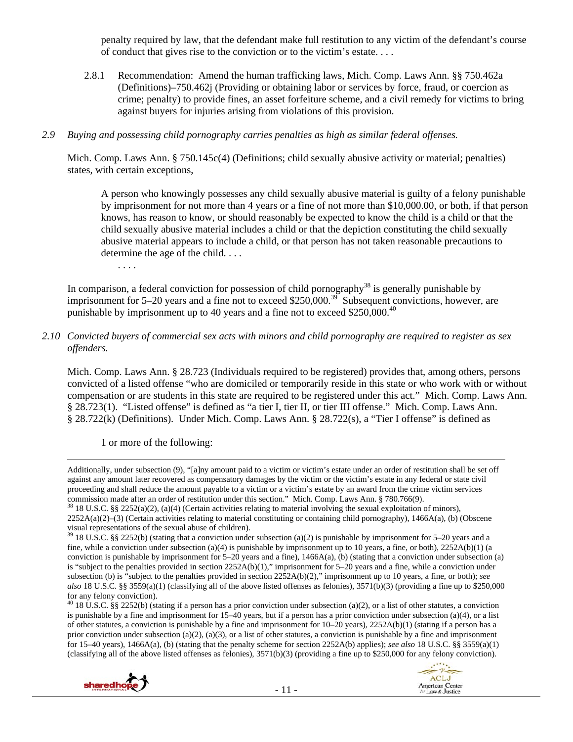penalty required by law, that the defendant make full restitution to any victim of the defendant's course of conduct that gives rise to the conviction or to the victim's estate. . . .

2.8.1 Recommendation: Amend the human trafficking laws, Mich. Comp. Laws Ann. §§ 750.462a (Definitions)–750.462j (Providing or obtaining labor or services by force, fraud, or coercion as crime; penalty) to provide fines, an asset forfeiture scheme, and a civil remedy for victims to bring against buyers for injuries arising from violations of this provision.

*2.9 Buying and possessing child pornography carries penalties as high as similar federal offenses.*

Mich. Comp. Laws Ann. § 750.145c(4) (Definitions; child sexually abusive activity or material; penalties) states, with certain exceptions,

> A person who knowingly possesses any child sexually abusive material is guilty of a felony punishable by imprisonment for not more than 4 years or a fine of not more than $10,000.00, or both, if that person knows, has reason to know, or should reasonably be expected to know the child is a child or that the child sexually abusive material includes a child or that the depiction constituting the child sexually abusive material appears to include a child, or that person has not taken reasonable precautions to determine the age of the child. . . .
>
> . . . .

In comparison, a federal conviction for possession of child pornography[38] is generally punishable by imprisonment for 5–20 years and a fine not to exceed $250,000.[39] Subsequent convictions, however, are punishable by imprisonment up to 40 years and a fine not to exceed $250,000.[40]

*2.10 Convicted buyers of commercial sex acts with minors and child pornography are required to register as sex offenders.*

Mich. Comp. Laws Ann. § 28.723 (Individuals required to be registered) provides that, among others, persons convicted of a listed offense "who are domiciled or temporarily reside in this state or who work with or without compensation or are students in this state are required to be registered under this act." Mich. Comp. Laws Ann. § 28.723(1). "Listed offense" is defined as "a tier I, tier II, or tier III offense." Mich. Comp. Laws Ann. § 28.722(k) (Definitions). Under Mich. Comp. Laws Ann. § 28.722(s), a "Tier I offense" is defined as

> 1 or more of the following:

---

Additionally, under subsection (9), "[a]ny amount paid to a victim or victim's estate under an order of restitution shall be set off against any amount later recovered as compensatory damages by the victim or the victim's estate in any federal or state civil proceeding and shall reduce the amount payable to a victim or a victim's estate by an award from the crime victim services commission made after an order of restitution under this section." Mich. Comp. Laws Ann. § 780.766(9).

[38] 18 U.S.C. §§ 2252(a)(2), (a)(4) (Certain activities relating to material involving the sexual exploitation of minors), 2252A(a)(2)–(3) (Certain activities relating to material constituting or containing child pornography), 1466A(a), (b) (Obscene visual representations of the sexual abuse of children).

[39] 18 U.S.C. §§ 2252(b) (stating that a conviction under subsection (a)(2) is punishable by imprisonment for 5–20 years and a fine, while a conviction under subsection (a)(4) is punishable by imprisonment up to 10 years, a fine, or both), 2252A(b)(1) (a conviction is punishable by imprisonment for 5–20 years and a fine), 1466A(a), (b) (stating that a conviction under subsection (a) is "subject to the penalties provided in section 2252A(b)(1)," imprisonment for 5–20 years and a fine, while a conviction under subsection (b) is "subject to the penalties provided in section 2252A(b)(2)," imprisonment up to 10 years, a fine, or both); *see also* 18 U.S.C. §§ 3559(a)(1) (classifying all of the above listed offenses as felonies), 3571(b)(3) (providing a fine up to $250,000 for any felony conviction).

[40] 18 U.S.C. §§ 2252(b) (stating if a person has a prior conviction under subsection (a)(2), or a list of other statutes, a conviction is punishable by a fine and imprisonment for 15–40 years, but if a person has a prior conviction under subsection (a)(4), or a list of other statutes, a conviction is punishable by a fine and imprisonment for 10–20 years), 2252A(b)(1) (stating if a person has a prior conviction under subsection (a)(2), (a)(3), or a list of other statutes, a conviction is punishable by a fine and imprisonment for 15–40 years), 1466A(a), (b) (stating that the penalty scheme for section 2252A(b) applies); *see also* 18 U.S.C. §§ 3559(a)(1) (classifying all of the above listed offenses as felonies), 3571(b)(3) (providing a fine up to $250,000 for any felony conviction).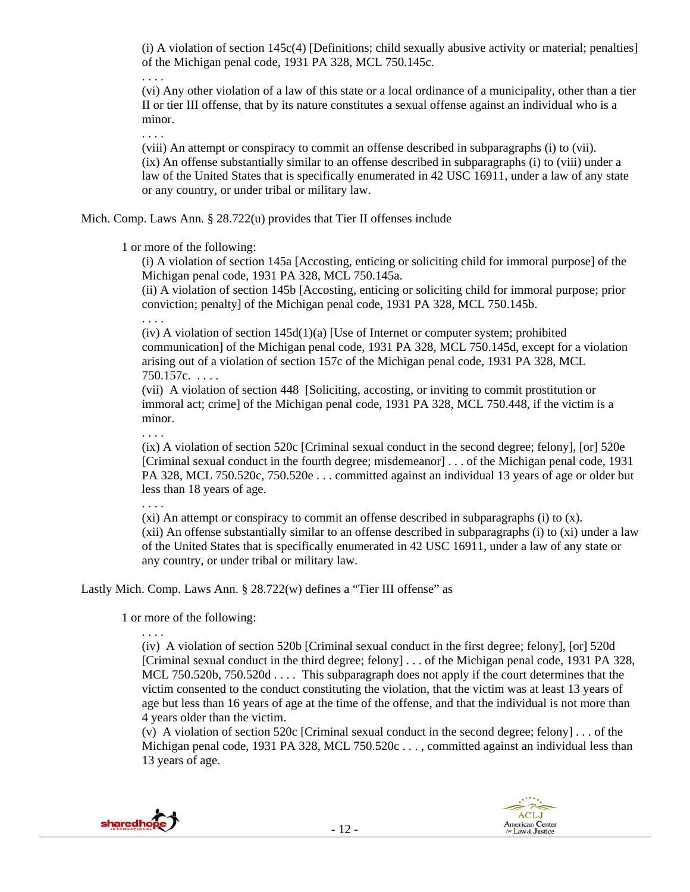(i) A violation of section 145c(4) [Definitions; child sexually abusive activity or material; penalties] of the Michigan penal code, 1931 PA 328, MCL 750.145c.

. . . .

(vi) Any other violation of a law of this state or a local ordinance of a municipality, other than a tier II or tier III offense, that by its nature constitutes a sexual offense against an individual who is a minor.

. . . .

(viii) An attempt or conspiracy to commit an offense described in subparagraphs (i) to (vii).

(ix) An offense substantially similar to an offense described in subparagraphs (i) to (viii) under a law of the United States that is specifically enumerated in 42 USC 16911, under a law of any state or any country, or under tribal or military law.

Mich. Comp. Laws Ann. § 28.722(u) provides that Tier II offenses include

1 or more of the following:

(i) A violation of section 145a [Accosting, enticing or soliciting child for immoral purpose] of the Michigan penal code, 1931 PA 328, MCL 750.145a.

(ii) A violation of section 145b [Accosting, enticing or soliciting child for immoral purpose; prior conviction; penalty] of the Michigan penal code, 1931 PA 328, MCL 750.145b.

. . . .

(iv) A violation of section 145d(1)(a) [Use of Internet or computer system; prohibited communication] of the Michigan penal code, 1931 PA 328, MCL 750.145d, except for a violation arising out of a violation of section 157c of the Michigan penal code, 1931 PA 328, MCL 750.157c. . . . .

(vii) A violation of section 448 [Soliciting, accosting, or inviting to commit prostitution or immoral act; crime] of the Michigan penal code, 1931 PA 328, MCL 750.448, if the victim is a minor.

. . . .

(ix) A violation of section 520c [Criminal sexual conduct in the second degree; felony], [or] 520e [Criminal sexual conduct in the fourth degree; misdemeanor] . . . of the Michigan penal code, 1931 PA 328, MCL 750.520c, 750.520e . . . committed against an individual 13 years of age or older but less than 18 years of age.

. . . .

(xi) An attempt or conspiracy to commit an offense described in subparagraphs (i) to (x).

(xii) An offense substantially similar to an offense described in subparagraphs (i) to (xi) under a law of the United States that is specifically enumerated in 42 USC 16911, under a law of any state or any country, or under tribal or military law.

Lastly Mich. Comp. Laws Ann. § 28.722(w) defines a "Tier III offense" as

1 or more of the following:

. . . .

(iv) A violation of section 520b [Criminal sexual conduct in the first degree; felony], [or] 520d [Criminal sexual conduct in the third degree; felony] . . . of the Michigan penal code, 1931 PA 328, MCL 750.520b, 750.520d . . . . This subparagraph does not apply if the court determines that the victim consented to the conduct constituting the violation, that the victim was at least 13 years of age but less than 16 years of age at the time of the offense, and that the individual is not more than 4 years older than the victim.

(v) A violation of section 520c [Criminal sexual conduct in the second degree; felony] . . . of the Michigan penal code, 1931 PA 328, MCL 750.520c . . . , committed against an individual less than 13 years of age.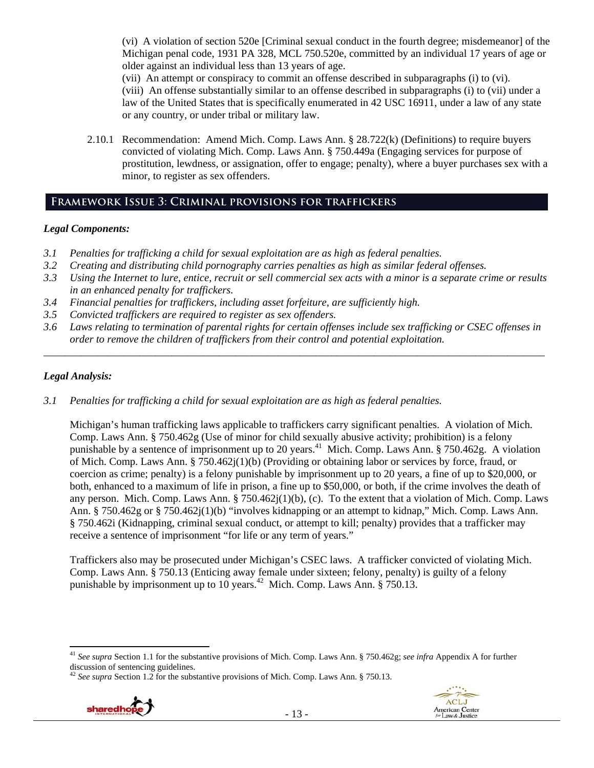(vi) A violation of section 520e [Criminal sexual conduct in the fourth degree; misdemeanor] of the Michigan penal code, 1931 PA 328, MCL 750.520e, committed by an individual 17 years of age or older against an individual less than 13 years of age.

(vii) An attempt or conspiracy to commit an offense described in subparagraphs (i) to (vi).

(viii) An offense substantially similar to an offense described in subparagraphs (i) to (vii) under a law of the United States that is specifically enumerated in 42 USC 16911, under a law of any state or any country, or under tribal or military law.

2.10.1 Recommendation: Amend Mich. Comp. Laws Ann. § 28.722(k) (Definitions) to require buyers convicted of violating Mich. Comp. Laws Ann. § 750.449a (Engaging services for purpose of prostitution, lewdness, or assignation, offer to engage; penalty), where a buyer purchases sex with a minor, to register as sex offenders.

## Framework Issue 3: Criminal provisions for traffickers

***Legal Components:***

*3.1 Penalties for trafficking a child for sexual exploitation are as high as federal penalties.*
*3.2 Creating and distributing child pornography carries penalties as high as similar federal offenses.*
*3.3 Using the Internet to lure, entice, recruit or sell commercial sex acts with a minor is a separate crime or results in an enhanced penalty for traffickers.*
*3.4 Financial penalties for traffickers, including asset forfeiture, are sufficiently high.*
*3.5 Convicted traffickers are required to register as sex offenders.*
*3.6 Laws relating to termination of parental rights for certain offenses include sex trafficking or CSEC offenses in order to remove the children of traffickers from their control and potential exploitation.*

---

***Legal Analysis:***

*3.1 Penalties for trafficking a child for sexual exploitation are as high as federal penalties.*

Michigan's human trafficking laws applicable to traffickers carry significant penalties. A violation of Mich. Comp. Laws Ann. § 750.462g (Use of minor for child sexually abusive activity; prohibition) is a felony punishable by a sentence of imprisonment up to 20 years.[41] Mich. Comp. Laws Ann. § 750.462g. A violation of Mich. Comp. Laws Ann. § 750.462j(1)(b) (Providing or obtaining labor or services by force, fraud, or coercion as crime; penalty) is a felony punishable by imprisonment up to 20 years, a fine of up to $20,000, or both, enhanced to a maximum of life in prison, a fine up to $50,000, or both, if the crime involves the death of any person. Mich. Comp. Laws Ann. § 750.462j(1)(b), (c). To the extent that a violation of Mich. Comp. Laws Ann. § 750.462g or § 750.462j(1)(b) "involves kidnapping or an attempt to kidnap," Mich. Comp. Laws Ann. § 750.462i (Kidnapping, criminal sexual conduct, or attempt to kill; penalty) provides that a trafficker may receive a sentence of imprisonment "for life or any term of years."

Traffickers also may be prosecuted under Michigan's CSEC laws. A trafficker convicted of violating Mich. Comp. Laws Ann. § 750.13 (Enticing away female under sixteen; felony, penalty) is guilty of a felony punishable by imprisonment up to 10 years.[42] Mich. Comp. Laws Ann. § 750.13.

---

[41] *See supra* Section 1.1 for the substantive provisions of Mich. Comp. Laws Ann. § 750.462g; *see infra* Appendix A for further discussion of sentencing guidelines.

[42] *See supra* Section 1.2 for the substantive provisions of Mich. Comp. Laws Ann. § 750.13.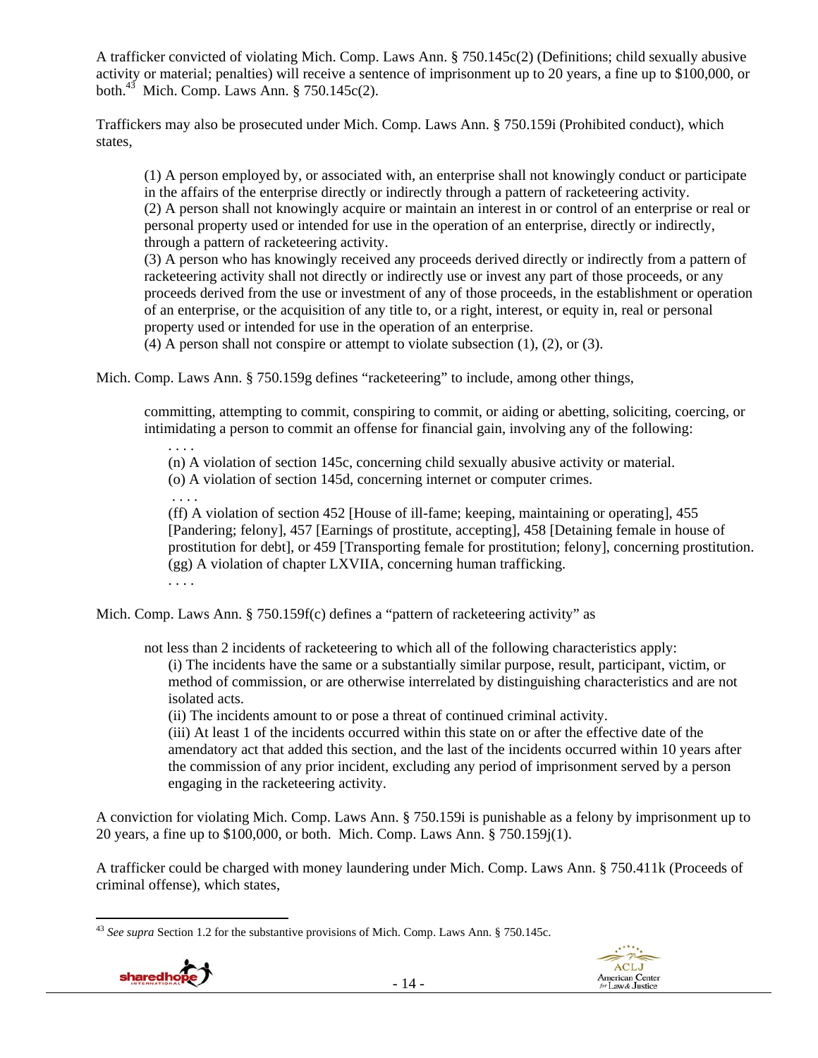A trafficker convicted of violating Mich. Comp. Laws Ann. § 750.145c(2) (Definitions; child sexually abusive activity or material; penalties) will receive a sentence of imprisonment up to 20 years, a fine up to $100,000, or both.[43] Mich. Comp. Laws Ann. § 750.145c(2).

Traffickers may also be prosecuted under Mich. Comp. Laws Ann. § 750.159i (Prohibited conduct), which states,

> (1) A person employed by, or associated with, an enterprise shall not knowingly conduct or participate in the affairs of the enterprise directly or indirectly through a pattern of racketeering activity.
> (2) A person shall not knowingly acquire or maintain an interest in or control of an enterprise or real or personal property used or intended for use in the operation of an enterprise, directly or indirectly, through a pattern of racketeering activity.
> (3) A person who has knowingly received any proceeds derived directly or indirectly from a pattern of racketeering activity shall not directly or indirectly use or invest any part of those proceeds, or any proceeds derived from the use or investment of any of those proceeds, in the establishment or operation of an enterprise, or the acquisition of any title to, or a right, interest, or equity in, real or personal property used or intended for use in the operation of an enterprise.
> (4) A person shall not conspire or attempt to violate subsection (1), (2), or (3).

Mich. Comp. Laws Ann. § 750.159g defines "racketeering" to include, among other things,

> committing, attempting to commit, conspiring to commit, or aiding or abetting, soliciting, coercing, or intimidating a person to commit an offense for financial gain, involving any of the following:
>
> . . . .
> (n) A violation of section 145c, concerning child sexually abusive activity or material.
> (o) A violation of section 145d, concerning internet or computer crimes.
> . . . .
> (ff) A violation of section 452 [House of ill-fame; keeping, maintaining or operating], 455 [Pandering; felony], 457 [Earnings of prostitute, accepting], 458 [Detaining female in house of prostitution for debt], or 459 [Transporting female for prostitution; felony], concerning prostitution.
> (gg) A violation of chapter LXVIIA, concerning human trafficking.
> . . . .

Mich. Comp. Laws Ann. § 750.159f(c) defines a "pattern of racketeering activity" as

> not less than 2 incidents of racketeering to which all of the following characteristics apply:
>
> (i) The incidents have the same or a substantially similar purpose, result, participant, victim, or method of commission, or are otherwise interrelated by distinguishing characteristics and are not isolated acts.
> (ii) The incidents amount to or pose a threat of continued criminal activity.
> (iii) At least 1 of the incidents occurred within this state on or after the effective date of the amendatory act that added this section, and the last of the incidents occurred within 10 years after the commission of any prior incident, excluding any period of imprisonment served by a person engaging in the racketeering activity.

A conviction for violating Mich. Comp. Laws Ann. § 750.159i is punishable as a felony by imprisonment up to 20 years, a fine up to $100,000, or both. Mich. Comp. Laws Ann. § 750.159j(1).

A trafficker could be charged with money laundering under Mich. Comp. Laws Ann. § 750.411k (Proceeds of criminal offense), which states,

---

[43] *See supra* Section 1.2 for the substantive provisions of Mich. Comp. Laws Ann. § 750.145c.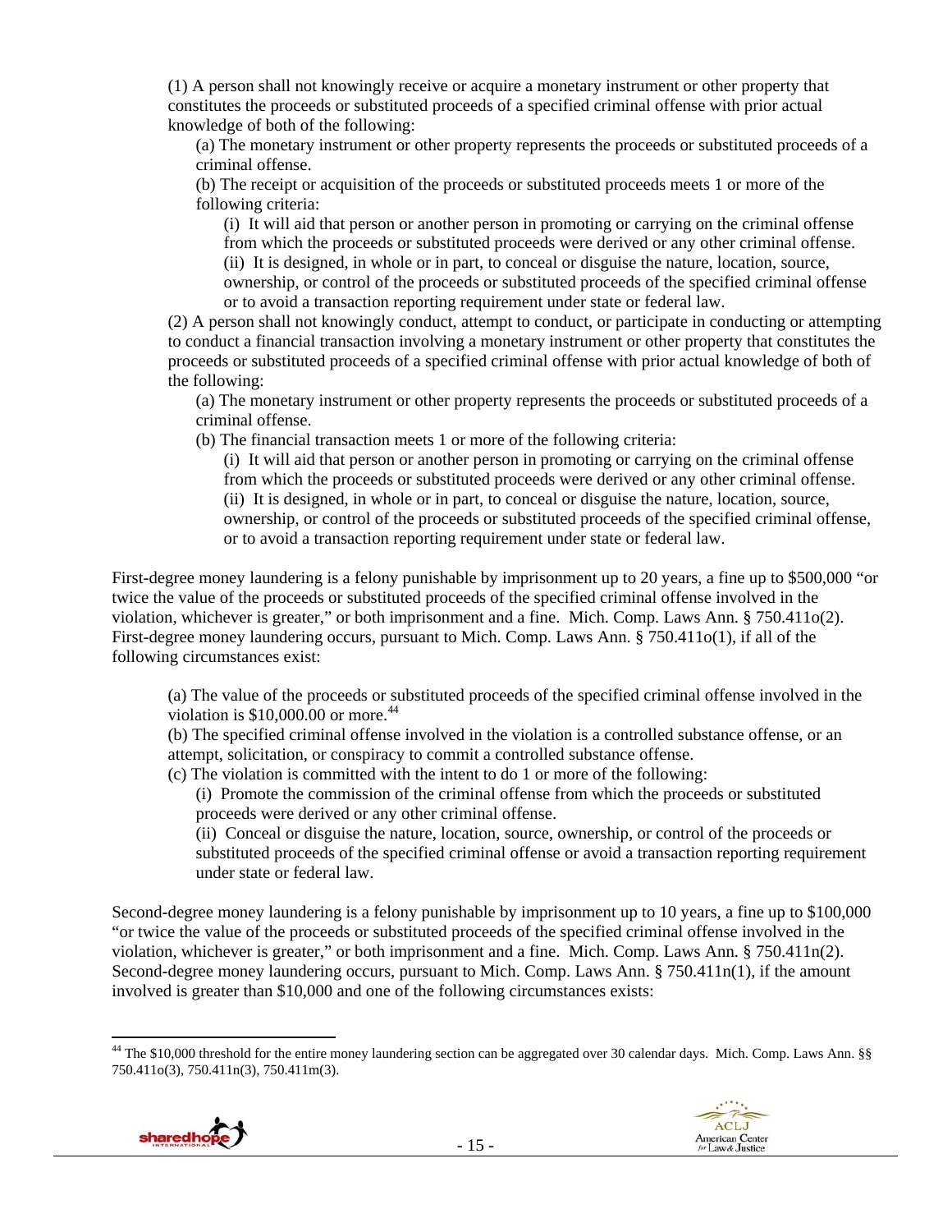(1) A person shall not knowingly receive or acquire a monetary instrument or other property that constitutes the proceeds or substituted proceeds of a specified criminal offense with prior actual knowledge of both of the following:

(a) The monetary instrument or other property represents the proceeds or substituted proceeds of a criminal offense.

(b) The receipt or acquisition of the proceeds or substituted proceeds meets 1 or more of the following criteria:

(i) It will aid that person or another person in promoting or carrying on the criminal offense from which the proceeds or substituted proceeds were derived or any other criminal offense.

(ii) It is designed, in whole or in part, to conceal or disguise the nature, location, source, ownership, or control of the proceeds or substituted proceeds of the specified criminal offense or to avoid a transaction reporting requirement under state or federal law.

(2) A person shall not knowingly conduct, attempt to conduct, or participate in conducting or attempting to conduct a financial transaction involving a monetary instrument or other property that constitutes the proceeds or substituted proceeds of a specified criminal offense with prior actual knowledge of both of the following:

(a) The monetary instrument or other property represents the proceeds or substituted proceeds of a criminal offense.

(b) The financial transaction meets 1 or more of the following criteria:

(i) It will aid that person or another person in promoting or carrying on the criminal offense from which the proceeds or substituted proceeds were derived or any other criminal offense.

(ii) It is designed, in whole or in part, to conceal or disguise the nature, location, source, ownership, or control of the proceeds or substituted proceeds of the specified criminal offense, or to avoid a transaction reporting requirement under state or federal law.

First-degree money laundering is a felony punishable by imprisonment up to 20 years, a fine up to $500,000 "or twice the value of the proceeds or substituted proceeds of the specified criminal offense involved in the violation, whichever is greater," or both imprisonment and a fine. Mich. Comp. Laws Ann. § 750.411o(2). First-degree money laundering occurs, pursuant to Mich. Comp. Laws Ann. § 750.411o(1), if all of the following circumstances exist:

(a) The value of the proceeds or substituted proceeds of the specified criminal offense involved in the violation is $10,000.00 or more.[44]

(b) The specified criminal offense involved in the violation is a controlled substance offense, or an attempt, solicitation, or conspiracy to commit a controlled substance offense.

(c) The violation is committed with the intent to do 1 or more of the following:

(i) Promote the commission of the criminal offense from which the proceeds or substituted proceeds were derived or any other criminal offense.

(ii) Conceal or disguise the nature, location, source, ownership, or control of the proceeds or substituted proceeds of the specified criminal offense or avoid a transaction reporting requirement under state or federal law.

Second-degree money laundering is a felony punishable by imprisonment up to 10 years, a fine up to $100,000 "or twice the value of the proceeds or substituted proceeds of the specified criminal offense involved in the violation, whichever is greater," or both imprisonment and a fine. Mich. Comp. Laws Ann. § 750.411n(2). Second-degree money laundering occurs, pursuant to Mich. Comp. Laws Ann. § 750.411n(1), if the amount involved is greater than $10,000 and one of the following circumstances exists:

---

[44] The $10,000 threshold for the entire money laundering section can be aggregated over 30 calendar days. Mich. Comp. Laws Ann. §§ 750.411o(3), 750.411n(3), 750.411m(3).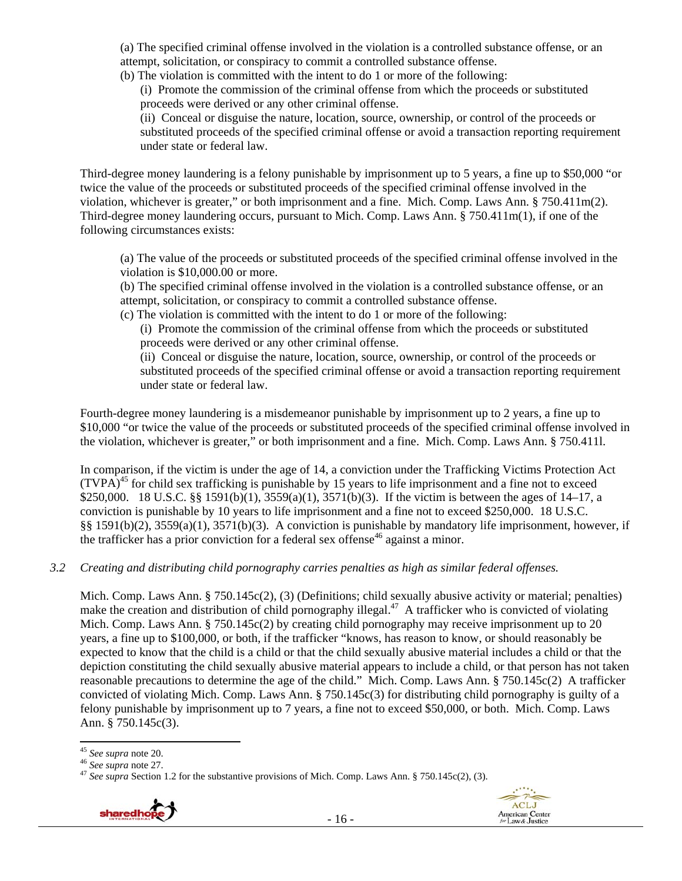(a) The specified criminal offense involved in the violation is a controlled substance offense, or an attempt, solicitation, or conspiracy to commit a controlled substance offense.

(b) The violation is committed with the intent to do 1 or more of the following:

(i) Promote the commission of the criminal offense from which the proceeds or substituted proceeds were derived or any other criminal offense.

(ii) Conceal or disguise the nature, location, source, ownership, or control of the proceeds or substituted proceeds of the specified criminal offense or avoid a transaction reporting requirement under state or federal law.

Third-degree money laundering is a felony punishable by imprisonment up to 5 years, a fine up to $50,000 "or twice the value of the proceeds or substituted proceeds of the specified criminal offense involved in the violation, whichever is greater," or both imprisonment and a fine. Mich. Comp. Laws Ann. § 750.411m(2). Third-degree money laundering occurs, pursuant to Mich. Comp. Laws Ann. § 750.411m(1), if one of the following circumstances exists:

(a) The value of the proceeds or substituted proceeds of the specified criminal offense involved in the violation is $10,000.00 or more.

(b) The specified criminal offense involved in the violation is a controlled substance offense, or an attempt, solicitation, or conspiracy to commit a controlled substance offense.

(c) The violation is committed with the intent to do 1 or more of the following:

(i) Promote the commission of the criminal offense from which the proceeds or substituted proceeds were derived or any other criminal offense.

(ii) Conceal or disguise the nature, location, source, ownership, or control of the proceeds or substituted proceeds of the specified criminal offense or avoid a transaction reporting requirement under state or federal law.

Fourth-degree money laundering is a misdemeanor punishable by imprisonment up to 2 years, a fine up to $10,000 "or twice the value of the proceeds or substituted proceeds of the specified criminal offense involved in the violation, whichever is greater," or both imprisonment and a fine. Mich. Comp. Laws Ann. § 750.411l.

In comparison, if the victim is under the age of 14, a conviction under the Trafficking Victims Protection Act (TVPA)[45] for child sex trafficking is punishable by 15 years to life imprisonment and a fine not to exceed $250,000. 18 U.S.C. §§ 1591(b)(1), 3559(a)(1), 3571(b)(3). If the victim is between the ages of 14–17, a conviction is punishable by 10 years to life imprisonment and a fine not to exceed $250,000. 18 U.S.C. §§ 1591(b)(2), 3559(a)(1), 3571(b)(3). A conviction is punishable by mandatory life imprisonment, however, if the trafficker has a prior conviction for a federal sex offense[46] against a minor.

### 3.2 *Creating and distributing child pornography carries penalties as high as similar federal offenses.*

Mich. Comp. Laws Ann. § 750.145c(2), (3) (Definitions; child sexually abusive activity or material; penalties) make the creation and distribution of child pornography illegal.[47] A trafficker who is convicted of violating Mich. Comp. Laws Ann. § 750.145c(2) by creating child pornography may receive imprisonment up to 20 years, a fine up to $100,000, or both, if the trafficker "knows, has reason to know, or should reasonably be expected to know that the child is a child or that the child sexually abusive material includes a child or that the depiction constituting the child sexually abusive material appears to include a child, or that person has not taken reasonable precautions to determine the age of the child." Mich. Comp. Laws Ann. § 750.145c(2) A trafficker convicted of violating Mich. Comp. Laws Ann. § 750.145c(3) for distributing child pornography is guilty of a felony punishable by imprisonment up to 7 years, a fine not to exceed $50,000, or both. Mich. Comp. Laws Ann. § 750.145c(3).

---

[45] *See supra* note 20.

[46] *See supra* note 27.

[47] *See supra* Section 1.2 for the substantive provisions of Mich. Comp. Laws Ann. § 750.145c(2), (3).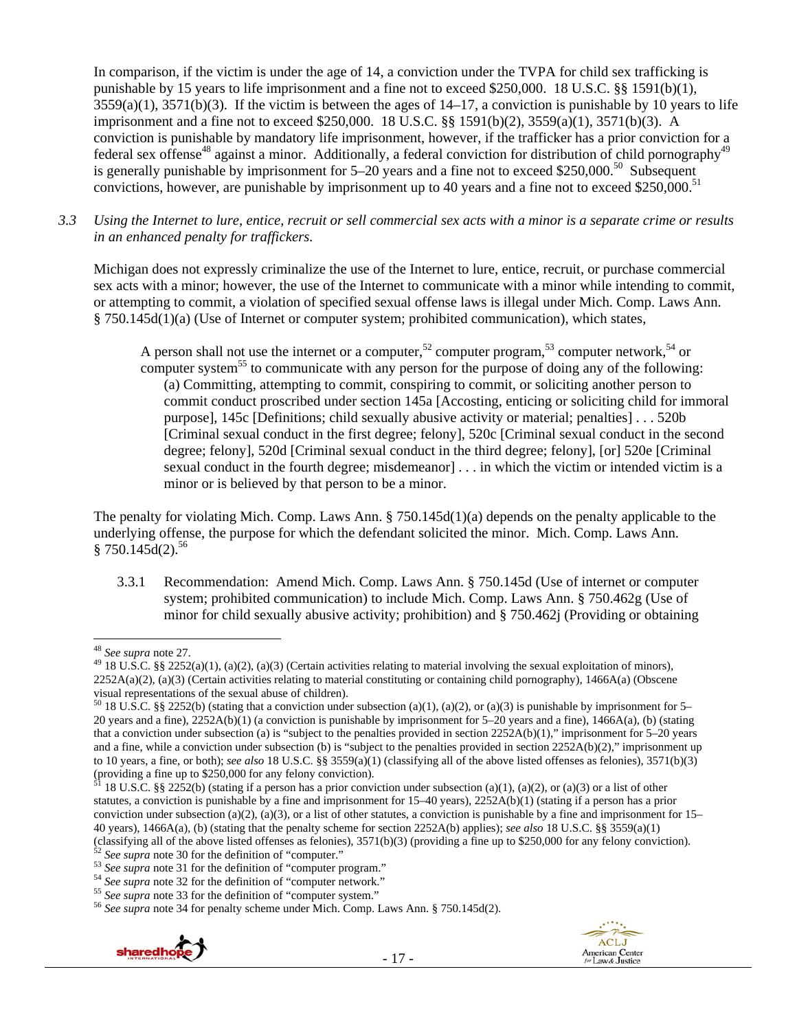In comparison, if the victim is under the age of 14, a conviction under the TVPA for child sex trafficking is punishable by 15 years to life imprisonment and a fine not to exceed $250,000. 18 U.S.C. §§ 1591(b)(1), 3559(a)(1), 3571(b)(3). If the victim is between the ages of 14–17, a conviction is punishable by 10 years to life imprisonment and a fine not to exceed $250,000. 18 U.S.C. §§ 1591(b)(2), 3559(a)(1), 3571(b)(3). A conviction is punishable by mandatory life imprisonment, however, if the trafficker has a prior conviction for a federal sex offense[48] against a minor. Additionally, a federal conviction for distribution of child pornography[49] is generally punishable by imprisonment for 5–20 years and a fine not to exceed $250,000.[50] Subsequent convictions, however, are punishable by imprisonment up to 40 years and a fine not to exceed $250,000.[51]

*3.3 Using the Internet to lure, entice, recruit or sell commercial sex acts with a minor is a separate crime or results in an enhanced penalty for traffickers.*

Michigan does not expressly criminalize the use of the Internet to lure, entice, recruit, or purchase commercial sex acts with a minor; however, the use of the Internet to communicate with a minor while intending to commit, or attempting to commit, a violation of specified sexual offense laws is illegal under Mich. Comp. Laws Ann. § 750.145d(1)(a) (Use of Internet or computer system; prohibited communication), which states,

> A person shall not use the internet or a computer,[52] computer program,[53] computer network,[54] or computer system[55] to communicate with any person for the purpose of doing any of the following:
>
> (a) Committing, attempting to commit, conspiring to commit, or soliciting another person to commit conduct proscribed under section 145a [Accosting, enticing or soliciting child for immoral purpose], 145c [Definitions; child sexually abusive activity or material; penalties] . . . 520b [Criminal sexual conduct in the first degree; felony], 520c [Criminal sexual conduct in the second degree; felony], 520d [Criminal sexual conduct in the third degree; felony], [or] 520e [Criminal sexual conduct in the fourth degree; misdemeanor] . . . in which the victim or intended victim is a minor or is believed by that person to be a minor.

The penalty for violating Mich. Comp. Laws Ann. § 750.145d(1)(a) depends on the penalty applicable to the underlying offense, the purpose for which the defendant solicited the minor. Mich. Comp. Laws Ann. § 750.145d(2).[56]

3.3.1 Recommendation: Amend Mich. Comp. Laws Ann. § 750.145d (Use of internet or computer system; prohibited communication) to include Mich. Comp. Laws Ann. § 750.462g (Use of minor for child sexually abusive activity; prohibition) and § 750.462j (Providing or obtaining

---

[48] *See supra* note 27.

[49] 18 U.S.C. §§ 2252(a)(1), (a)(2), (a)(3) (Certain activities relating to material involving the sexual exploitation of minors), 2252A(a)(2), (a)(3) (Certain activities relating to material constituting or containing child pornography), 1466A(a) (Obscene visual representations of the sexual abuse of children).

[50] 18 U.S.C. §§ 2252(b) (stating that a conviction under subsection (a)(1), (a)(2), or (a)(3) is punishable by imprisonment for 5–20 years and a fine), 2252A(b)(1) (a conviction is punishable by imprisonment for 5–20 years and a fine), 1466A(a), (b) (stating that a conviction under subsection (a) is "subject to the penalties provided in section 2252A(b)(1)," imprisonment for 5–20 years and a fine, while a conviction under subsection (b) is "subject to the penalties provided in section 2252A(b)(2)," imprisonment up to 10 years, a fine, or both); *see also* 18 U.S.C. §§ 3559(a)(1) (classifying all of the above listed offenses as felonies), 3571(b)(3) (providing a fine up to $250,000 for any felony conviction).

[51] 18 U.S.C. §§ 2252(b) (stating if a person has a prior conviction under subsection (a)(1), (a)(2), or (a)(3) or a list of other statutes, a conviction is punishable by a fine and imprisonment for 15–40 years), 2252A(b)(1) (stating if a person has a prior conviction under subsection (a)(2), (a)(3), or a list of other statutes, a conviction is punishable by a fine and imprisonment for 15–40 years), 1466A(a), (b) (stating that the penalty scheme for section 2252A(b) applies); *see also* 18 U.S.C. §§ 3559(a)(1) (classifying all of the above listed offenses as felonies), 3571(b)(3) (providing a fine up to $250,000 for any felony conviction).

[52] *See supra* note 30 for the definition of "computer."

[53] *See supra* note 31 for the definition of "computer program."

[54] *See supra* note 32 for the definition of "computer network."

[55] *See supra* note 33 for the definition of "computer system."

[56] *See supra* note 34 for penalty scheme under Mich. Comp. Laws Ann. § 750.145d(2).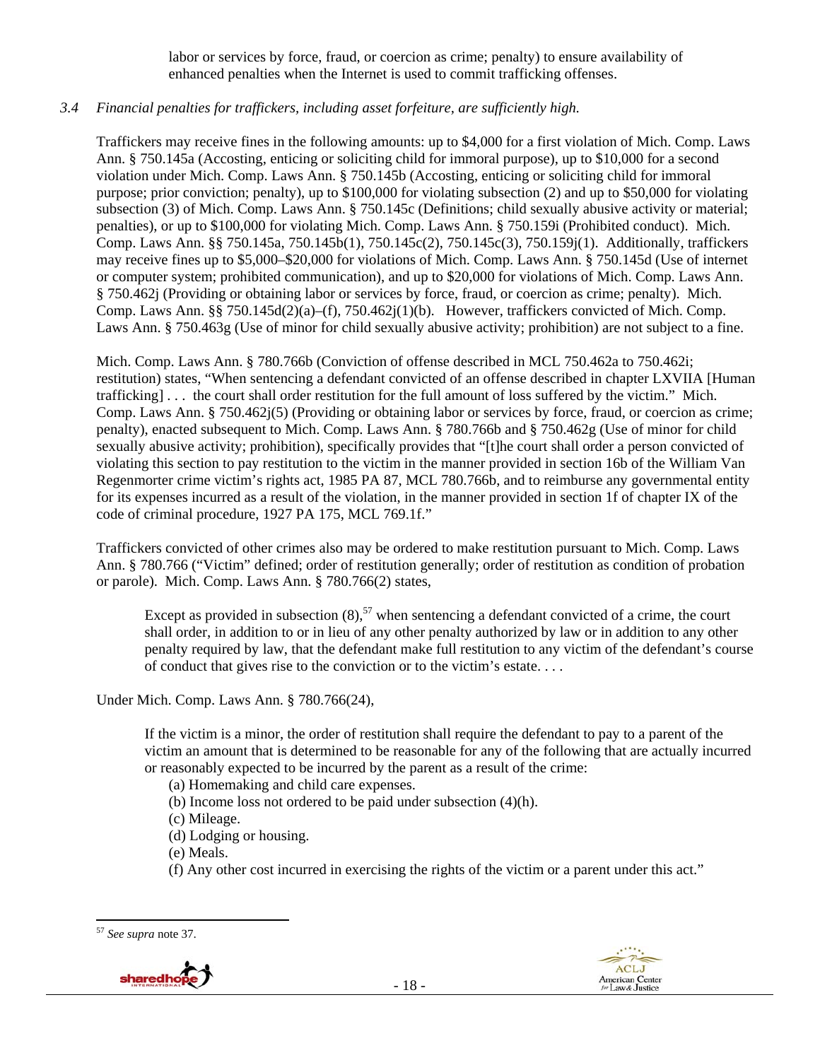labor or services by force, fraud, or coercion as crime; penalty) to ensure availability of enhanced penalties when the Internet is used to commit trafficking offenses.

*3.4 Financial penalties for traffickers, including asset forfeiture, are sufficiently high.*

Traffickers may receive fines in the following amounts: up to $4,000 for a first violation of Mich. Comp. Laws Ann. § 750.145a (Accosting, enticing or soliciting child for immoral purpose), up to $10,000 for a second violation under Mich. Comp. Laws Ann. § 750.145b (Accosting, enticing or soliciting child for immoral purpose; prior conviction; penalty), up to $100,000 for violating subsection (2) and up to $50,000 for violating subsection (3) of Mich. Comp. Laws Ann. § 750.145c (Definitions; child sexually abusive activity or material; penalties), or up to $100,000 for violating Mich. Comp. Laws Ann. § 750.159i (Prohibited conduct). Mich. Comp. Laws Ann. §§ 750.145a, 750.145b(1), 750.145c(2), 750.145c(3), 750.159j(1). Additionally, traffickers may receive fines up to $5,000–$20,000 for violations of Mich. Comp. Laws Ann. § 750.145d (Use of internet or computer system; prohibited communication), and up to $20,000 for violations of Mich. Comp. Laws Ann. § 750.462j (Providing or obtaining labor or services by force, fraud, or coercion as crime; penalty). Mich. Comp. Laws Ann. §§ 750.145d(2)(a)–(f), 750.462j(1)(b). However, traffickers convicted of Mich. Comp. Laws Ann. § 750.463g (Use of minor for child sexually abusive activity; prohibition) are not subject to a fine.

Mich. Comp. Laws Ann. § 780.766b (Conviction of offense described in MCL 750.462a to 750.462i; restitution) states, "When sentencing a defendant convicted of an offense described in chapter LXVIIA [Human trafficking] . . . the court shall order restitution for the full amount of loss suffered by the victim." Mich. Comp. Laws Ann. § 750.462j(5) (Providing or obtaining labor or services by force, fraud, or coercion as crime; penalty), enacted subsequent to Mich. Comp. Laws Ann. § 780.766b and § 750.462g (Use of minor for child sexually abusive activity; prohibition), specifically provides that "[t]he court shall order a person convicted of violating this section to pay restitution to the victim in the manner provided in section 16b of the William Van Regenmorter crime victim's rights act, 1985 PA 87, MCL 780.766b, and to reimburse any governmental entity for its expenses incurred as a result of the violation, in the manner provided in section 1f of chapter IX of the code of criminal procedure, 1927 PA 175, MCL 769.1f."

Traffickers convicted of other crimes also may be ordered to make restitution pursuant to Mich. Comp. Laws Ann. § 780.766 ("Victim" defined; order of restitution generally; order of restitution as condition of probation or parole). Mich. Comp. Laws Ann. § 780.766(2) states,

> Except as provided in subsection (8),[57] when sentencing a defendant convicted of a crime, the court shall order, in addition to or in lieu of any other penalty authorized by law or in addition to any other penalty required by law, that the defendant make full restitution to any victim of the defendant's course of conduct that gives rise to the conviction or to the victim's estate. . . .

Under Mich. Comp. Laws Ann. § 780.766(24),

> If the victim is a minor, the order of restitution shall require the defendant to pay to a parent of the victim an amount that is determined to be reasonable for any of the following that are actually incurred or reasonably expected to be incurred by the parent as a result of the crime:
> (a) Homemaking and child care expenses.
> (b) Income loss not ordered to be paid under subsection (4)(h).
> (c) Mileage.
> (d) Lodging or housing.
> (e) Meals.
> (f) Any other cost incurred in exercising the rights of the victim or a parent under this act."

---

[57] *See supra* note 37.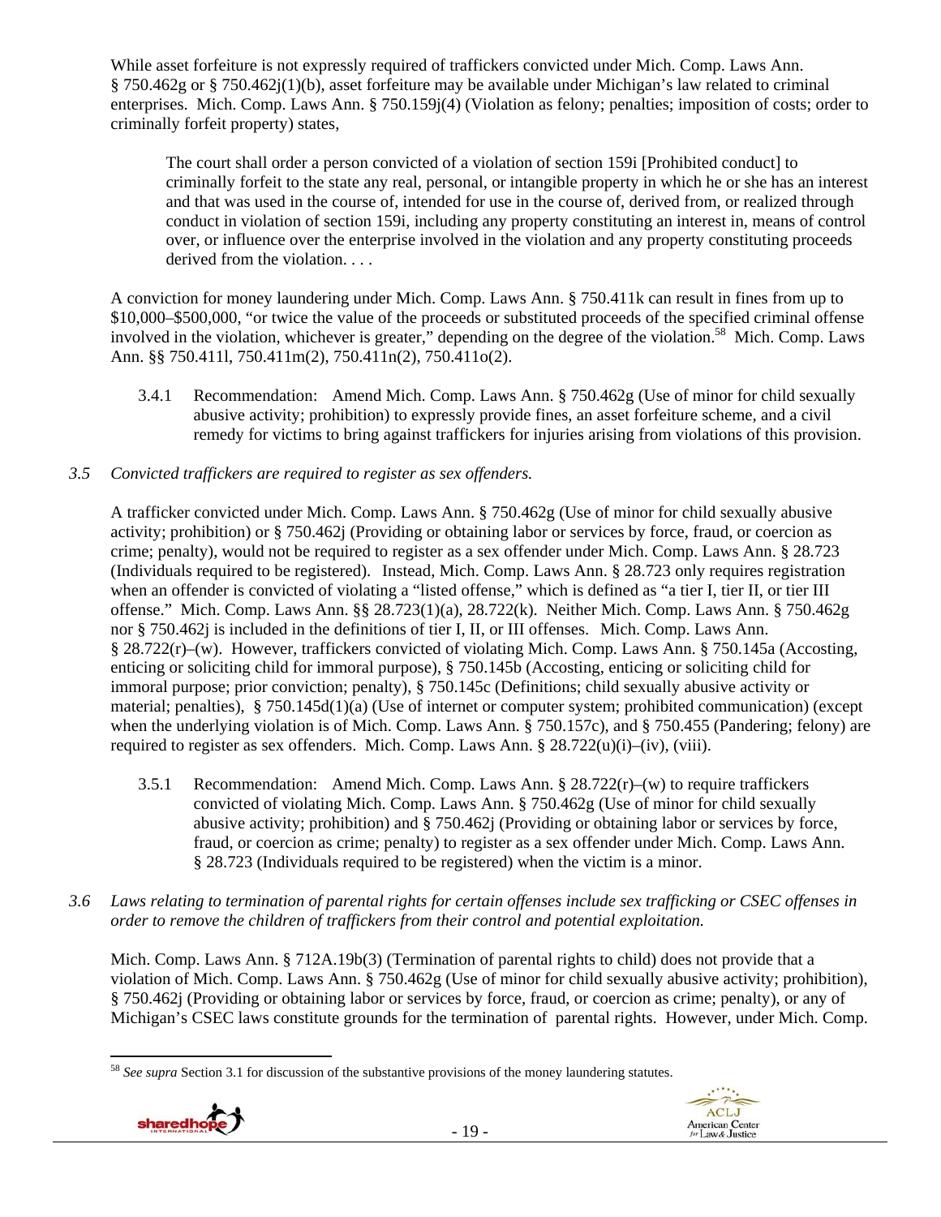While asset forfeiture is not expressly required of traffickers convicted under Mich. Comp. Laws Ann. § 750.462g or § 750.462j(1)(b), asset forfeiture may be available under Michigan's law related to criminal enterprises. Mich. Comp. Laws Ann. § 750.159j(4) (Violation as felony; penalties; imposition of costs; order to criminally forfeit property) states,

> The court shall order a person convicted of a violation of section 159i [Prohibited conduct] to criminally forfeit to the state any real, personal, or intangible property in which he or she has an interest and that was used in the course of, intended for use in the course of, derived from, or realized through conduct in violation of section 159i, including any property constituting an interest in, means of control over, or influence over the enterprise involved in the violation and any property constituting proceeds derived from the violation. . . .

A conviction for money laundering under Mich. Comp. Laws Ann. § 750.411k can result in fines from up to $10,000–$500,000, "or twice the value of the proceeds or substituted proceeds of the specified criminal offense involved in the violation, whichever is greater," depending on the degree of the violation.[58] Mich. Comp. Laws Ann. §§ 750.411l, 750.411m(2), 750.411n(2), 750.411o(2).

3.4.1 Recommendation: Amend Mich. Comp. Laws Ann. § 750.462g (Use of minor for child sexually abusive activity; prohibition) to expressly provide fines, an asset forfeiture scheme, and a civil remedy for victims to bring against traffickers for injuries arising from violations of this provision.

*3.5 Convicted traffickers are required to register as sex offenders.*

A trafficker convicted under Mich. Comp. Laws Ann. § 750.462g (Use of minor for child sexually abusive activity; prohibition) or § 750.462j (Providing or obtaining labor or services by force, fraud, or coercion as crime; penalty), would not be required to register as a sex offender under Mich. Comp. Laws Ann. § 28.723 (Individuals required to be registered). Instead, Mich. Comp. Laws Ann. § 28.723 only requires registration when an offender is convicted of violating a "listed offense," which is defined as "a tier I, tier II, or tier III offense." Mich. Comp. Laws Ann. §§ 28.723(1)(a), 28.722(k). Neither Mich. Comp. Laws Ann. § 750.462g nor § 750.462j is included in the definitions of tier I, II, or III offenses. Mich. Comp. Laws Ann. § 28.722(r)–(w). However, traffickers convicted of violating Mich. Comp. Laws Ann. § 750.145a (Accosting, enticing or soliciting child for immoral purpose), § 750.145b (Accosting, enticing or soliciting child for immoral purpose; prior conviction; penalty), § 750.145c (Definitions; child sexually abusive activity or material; penalties), § 750.145d(1)(a) (Use of internet or computer system; prohibited communication) (except when the underlying violation is of Mich. Comp. Laws Ann. § 750.157c), and § 750.455 (Pandering; felony) are required to register as sex offenders. Mich. Comp. Laws Ann. § 28.722(u)(i)–(iv), (viii).

3.5.1 Recommendation: Amend Mich. Comp. Laws Ann. § 28.722(r)–(w) to require traffickers convicted of violating Mich. Comp. Laws Ann. § 750.462g (Use of minor for child sexually abusive activity; prohibition) and § 750.462j (Providing or obtaining labor or services by force, fraud, or coercion as crime; penalty) to register as a sex offender under Mich. Comp. Laws Ann. § 28.723 (Individuals required to be registered) when the victim is a minor.

*3.6 Laws relating to termination of parental rights for certain offenses include sex trafficking or CSEC offenses in order to remove the children of traffickers from their control and potential exploitation.*

Mich. Comp. Laws Ann. § 712A.19b(3) (Termination of parental rights to child) does not provide that a violation of Mich. Comp. Laws Ann. § 750.462g (Use of minor for child sexually abusive activity; prohibition), § 750.462j (Providing or obtaining labor or services by force, fraud, or coercion as crime; penalty), or any of Michigan's CSEC laws constitute grounds for the termination of parental rights. However, under Mich. Comp.

---

[58] *See supra* Section 3.1 for discussion of the substantive provisions of the money laundering statutes.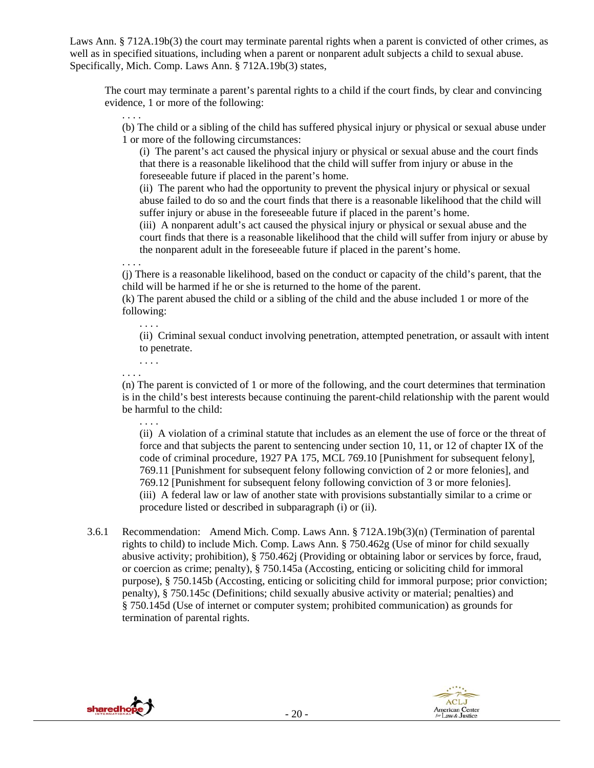Laws Ann. § 712A.19b(3) the court may terminate parental rights when a parent is convicted of other crimes, as well as in specified situations, including when a parent or nonparent adult subjects a child to sexual abuse. Specifically, Mich. Comp. Laws Ann. § 712A.19b(3) states,

> The court may terminate a parent's parental rights to a child if the court finds, by clear and convincing evidence, 1 or more of the following:
>
> . . . .
>
> (b) The child or a sibling of the child has suffered physical injury or physical or sexual abuse under 1 or more of the following circumstances:
>
> (i) The parent's act caused the physical injury or physical or sexual abuse and the court finds that there is a reasonable likelihood that the child will suffer from injury or abuse in the foreseeable future if placed in the parent's home.
>
> (ii) The parent who had the opportunity to prevent the physical injury or physical or sexual abuse failed to do so and the court finds that there is a reasonable likelihood that the child will suffer injury or abuse in the foreseeable future if placed in the parent's home.
>
> (iii) A nonparent adult's act caused the physical injury or physical or sexual abuse and the court finds that there is a reasonable likelihood that the child will suffer from injury or abuse by the nonparent adult in the foreseeable future if placed in the parent's home.
>
> . . . .
>
> (j) There is a reasonable likelihood, based on the conduct or capacity of the child's parent, that the child will be harmed if he or she is returned to the home of the parent.
>
> (k) The parent abused the child or a sibling of the child and the abuse included 1 or more of the following:
>
> . . . .
>
> (ii) Criminal sexual conduct involving penetration, attempted penetration, or assault with intent to penetrate.
>
> . . . .
>
> . . . .
>
> (n) The parent is convicted of 1 or more of the following, and the court determines that termination is in the child's best interests because continuing the parent-child relationship with the parent would be harmful to the child:
>
> . . . .
>
> (ii) A violation of a criminal statute that includes as an element the use of force or the threat of force and that subjects the parent to sentencing under section 10, 11, or 12 of chapter IX of the code of criminal procedure, 1927 PA 175, MCL 769.10 [Punishment for subsequent felony], 769.11 [Punishment for subsequent felony following conviction of 2 or more felonies], and 769.12 [Punishment for subsequent felony following conviction of 3 or more felonies].
>
> (iii) A federal law or law of another state with provisions substantially similar to a crime or procedure listed or described in subparagraph (i) or (ii).

3.6.1 Recommendation: Amend Mich. Comp. Laws Ann. § 712A.19b(3)(n) (Termination of parental rights to child) to include Mich. Comp. Laws Ann. § 750.462g (Use of minor for child sexually abusive activity; prohibition), § 750.462j (Providing or obtaining labor or services by force, fraud, or coercion as crime; penalty), § 750.145a (Accosting, enticing or soliciting child for immoral purpose), § 750.145b (Accosting, enticing or soliciting child for immoral purpose; prior conviction; penalty), § 750.145c (Definitions; child sexually abusive activity or material; penalties) and § 750.145d (Use of internet or computer system; prohibited communication) as grounds for termination of parental rights.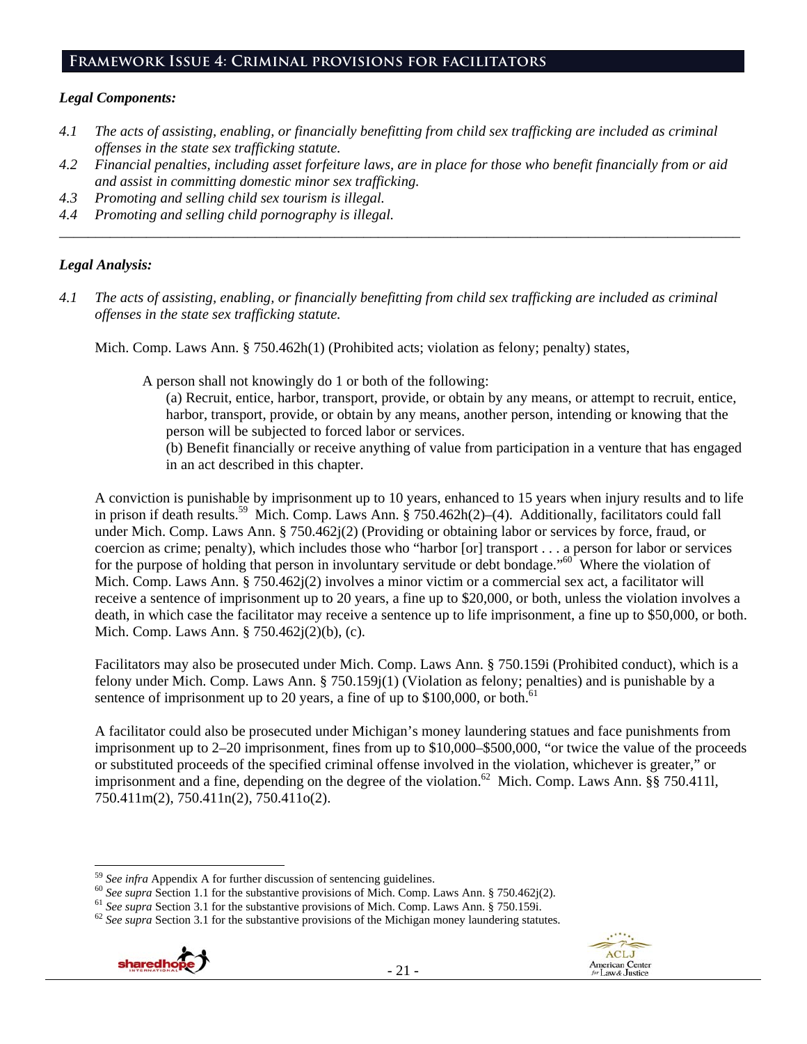## Framework Issue 4: Criminal provisions for facilitators

### *Legal Components:*

*4.1 The acts of assisting, enabling, or financially benefitting from child sex trafficking are included as criminal offenses in the state sex trafficking statute.*

*4.2 Financial penalties, including asset forfeiture laws, are in place for those who benefit financially from or aid and assist in committing domestic minor sex trafficking.*

*4.3 Promoting and selling child sex tourism is illegal.*

*4.4 Promoting and selling child pornography is illegal.*

---

### *Legal Analysis:*

*4.1 The acts of assisting, enabling, or financially benefitting from child sex trafficking are included as criminal offenses in the state sex trafficking statute.*

Mich. Comp. Laws Ann. § 750.462h(1) (Prohibited acts; violation as felony; penalty) states,

> A person shall not knowingly do 1 or both of the following:
>
> (a) Recruit, entice, harbor, transport, provide, or obtain by any means, or attempt to recruit, entice, harbor, transport, provide, or obtain by any means, another person, intending or knowing that the person will be subjected to forced labor or services.
>
> (b) Benefit financially or receive anything of value from participation in a venture that has engaged in an act described in this chapter.

A conviction is punishable by imprisonment up to 10 years, enhanced to 15 years when injury results and to life in prison if death results.[59] Mich. Comp. Laws Ann. § 750.462h(2)–(4). Additionally, facilitators could fall under Mich. Comp. Laws Ann. § 750.462j(2) (Providing or obtaining labor or services by force, fraud, or coercion as crime; penalty), which includes those who "harbor [or] transport . . . a person for labor or services for the purpose of holding that person in involuntary servitude or debt bondage."[60] Where the violation of Mich. Comp. Laws Ann. § 750.462j(2) involves a minor victim or a commercial sex act, a facilitator will receive a sentence of imprisonment up to 20 years, a fine up to $20,000, or both, unless the violation involves a death, in which case the facilitator may receive a sentence up to life imprisonment, a fine up to $50,000, or both. Mich. Comp. Laws Ann. § 750.462j(2)(b), (c).

Facilitators may also be prosecuted under Mich. Comp. Laws Ann. § 750.159i (Prohibited conduct), which is a felony under Mich. Comp. Laws Ann. § 750.159j(1) (Violation as felony; penalties) and is punishable by a sentence of imprisonment up to 20 years, a fine of up to $100,000, or both.[61]

A facilitator could also be prosecuted under Michigan's money laundering statues and face punishments from imprisonment up to 2–20 imprisonment, fines from up to $10,000–$500,000, "or twice the value of the proceeds or substituted proceeds of the specified criminal offense involved in the violation, whichever is greater," or imprisonment and a fine, depending on the degree of the violation.[62] Mich. Comp. Laws Ann. §§ 750.411l, 750.411m(2), 750.411n(2), 750.411o(2).

---

[59] *See infra* Appendix A for further discussion of sentencing guidelines.

[60] *See supra* Section 1.1 for the substantive provisions of Mich. Comp. Laws Ann. § 750.462j(2).

[61] *See supra* Section 3.1 for the substantive provisions of Mich. Comp. Laws Ann. § 750.159i.

[62] *See supra* Section 3.1 for the substantive provisions of the Michigan money laundering statutes.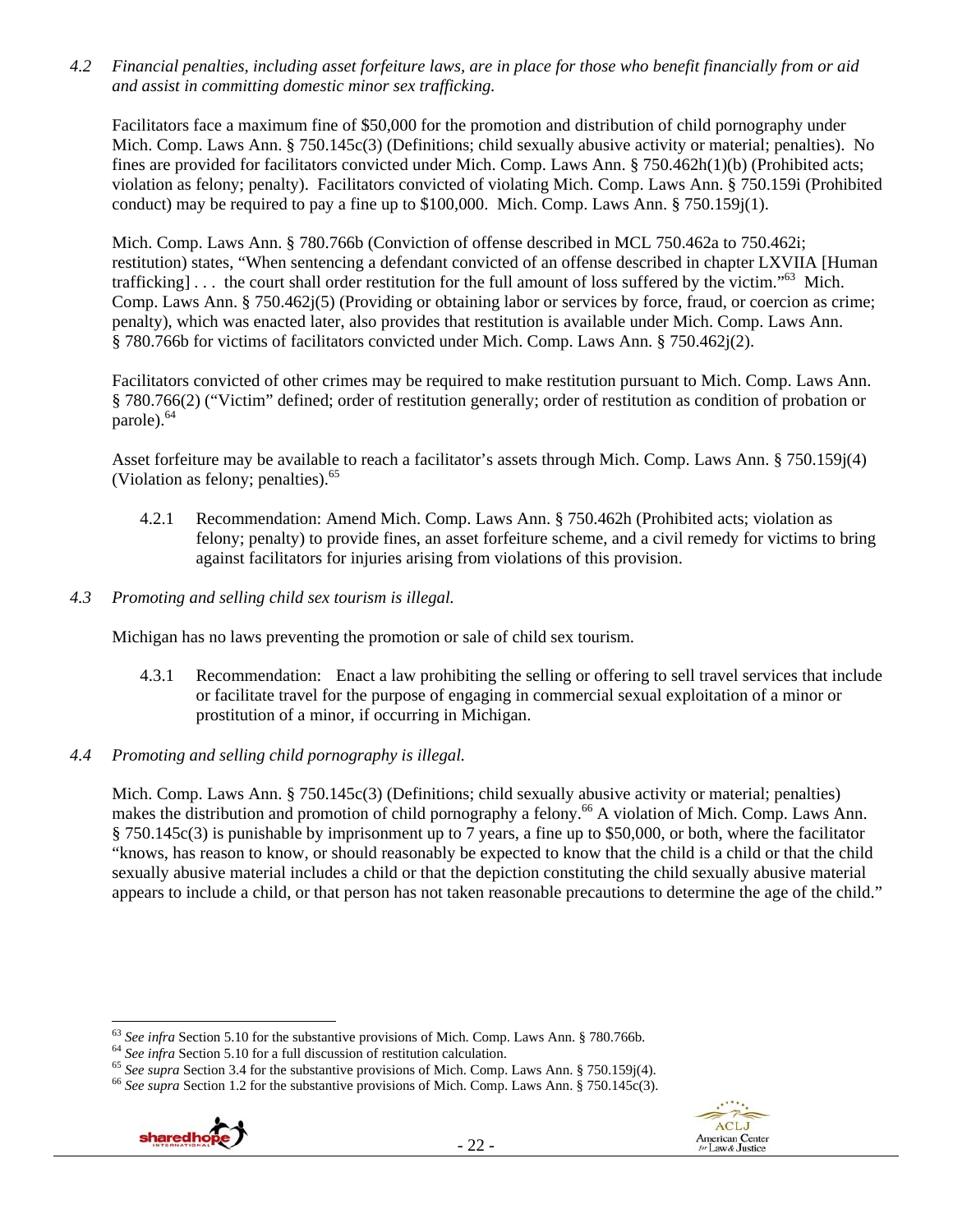*4.2 Financial penalties, including asset forfeiture laws, are in place for those who benefit financially from or aid and assist in committing domestic minor sex trafficking.*

Facilitators face a maximum fine of $50,000 for the promotion and distribution of child pornography under Mich. Comp. Laws Ann. § 750.145c(3) (Definitions; child sexually abusive activity or material; penalties). No fines are provided for facilitators convicted under Mich. Comp. Laws Ann. § 750.462h(1)(b) (Prohibited acts; violation as felony; penalty). Facilitators convicted of violating Mich. Comp. Laws Ann. § 750.159i (Prohibited conduct) may be required to pay a fine up to $100,000. Mich. Comp. Laws Ann. § 750.159j(1).

Mich. Comp. Laws Ann. § 780.766b (Conviction of offense described in MCL 750.462a to 750.462i; restitution) states, "When sentencing a defendant convicted of an offense described in chapter LXVIIA [Human trafficking] . . . the court shall order restitution for the full amount of loss suffered by the victim."[63] Mich. Comp. Laws Ann. § 750.462j(5) (Providing or obtaining labor or services by force, fraud, or coercion as crime; penalty), which was enacted later, also provides that restitution is available under Mich. Comp. Laws Ann. § 780.766b for victims of facilitators convicted under Mich. Comp. Laws Ann. § 750.462j(2).

Facilitators convicted of other crimes may be required to make restitution pursuant to Mich. Comp. Laws Ann. § 780.766(2) ("Victim" defined; order of restitution generally; order of restitution as condition of probation or parole).[64]

Asset forfeiture may be available to reach a facilitator's assets through Mich. Comp. Laws Ann. § 750.159j(4) (Violation as felony; penalties).[65]

4.2.1 Recommendation: Amend Mich. Comp. Laws Ann. § 750.462h (Prohibited acts; violation as felony; penalty) to provide fines, an asset forfeiture scheme, and a civil remedy for victims to bring against facilitators for injuries arising from violations of this provision.

*4.3 Promoting and selling child sex tourism is illegal.*

Michigan has no laws preventing the promotion or sale of child sex tourism.

4.3.1 Recommendation: Enact a law prohibiting the selling or offering to sell travel services that include or facilitate travel for the purpose of engaging in commercial sexual exploitation of a minor or prostitution of a minor, if occurring in Michigan.

*4.4 Promoting and selling child pornography is illegal.*

Mich. Comp. Laws Ann. § 750.145c(3) (Definitions; child sexually abusive activity or material; penalties) makes the distribution and promotion of child pornography a felony.[66] A violation of Mich. Comp. Laws Ann. § 750.145c(3) is punishable by imprisonment up to 7 years, a fine up to $50,000, or both, where the facilitator "knows, has reason to know, or should reasonably be expected to know that the child is a child or that the child sexually abusive material includes a child or that the depiction constituting the child sexually abusive material appears to include a child, or that person has not taken reasonable precautions to determine the age of the child."

---

[63] *See infra* Section 5.10 for the substantive provisions of Mich. Comp. Laws Ann. § 780.766b.

[64] *See infra* Section 5.10 for a full discussion of restitution calculation.

[65] *See supra* Section 3.4 for the substantive provisions of Mich. Comp. Laws Ann. § 750.159j(4).

[66] *See supra* Section 1.2 for the substantive provisions of Mich. Comp. Laws Ann. § 750.145c(3).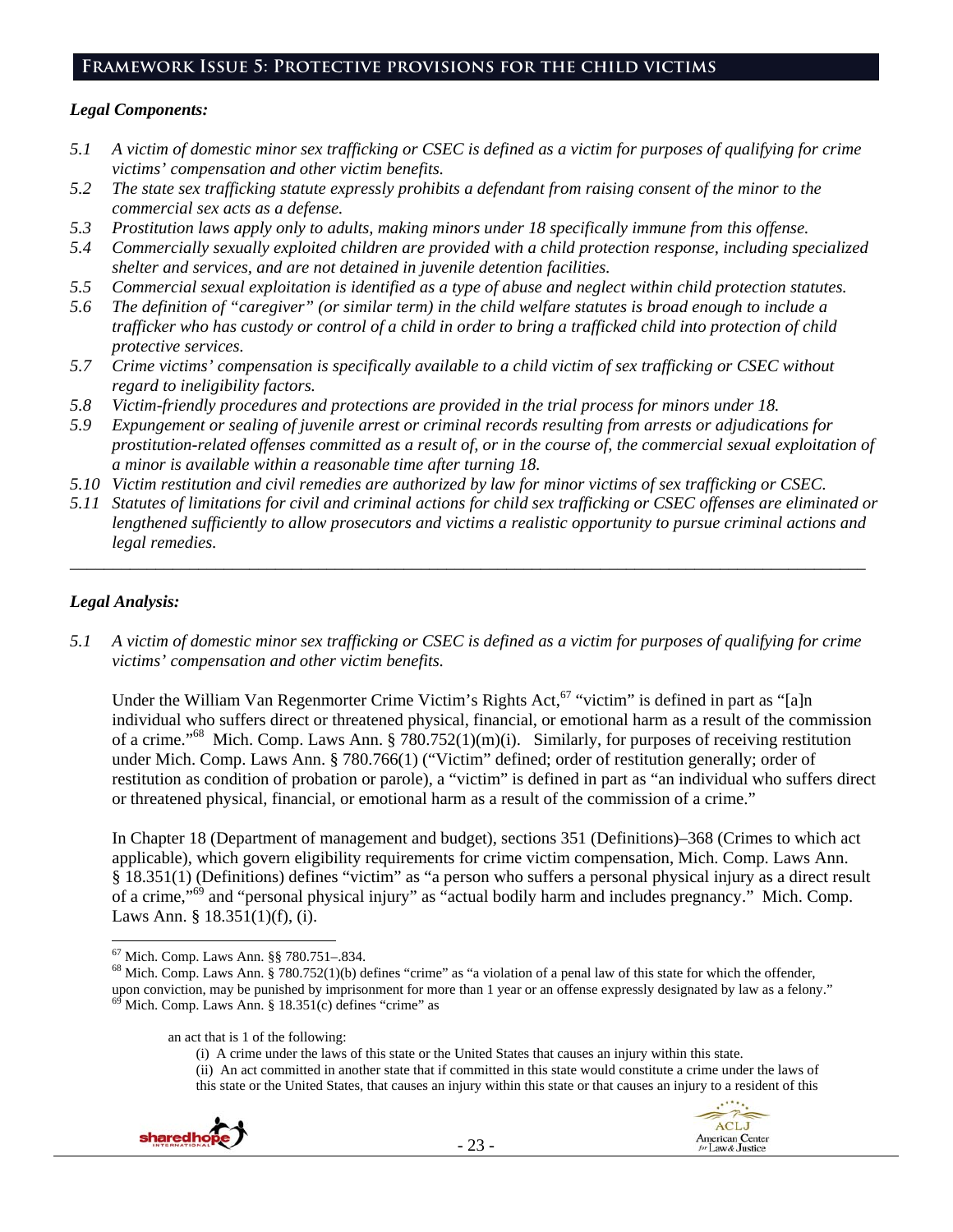## Framework Issue 5: Protective provisions for the child victims

***Legal Components:***

*5.1 A victim of domestic minor sex trafficking or CSEC is defined as a victim for purposes of qualifying for crime victims' compensation and other victim benefits.*

*5.2 The state sex trafficking statute expressly prohibits a defendant from raising consent of the minor to the commercial sex acts as a defense.*

*5.3 Prostitution laws apply only to adults, making minors under 18 specifically immune from this offense.*

*5.4 Commercially sexually exploited children are provided with a child protection response, including specialized shelter and services, and are not detained in juvenile detention facilities.*

*5.5 Commercial sexual exploitation is identified as a type of abuse and neglect within child protection statutes.*

*5.6 The definition of "caregiver" (or similar term) in the child welfare statutes is broad enough to include a trafficker who has custody or control of a child in order to bring a trafficked child into protection of child protective services.*

*5.7 Crime victims' compensation is specifically available to a child victim of sex trafficking or CSEC without regard to ineligibility factors.*

*5.8 Victim-friendly procedures and protections are provided in the trial process for minors under 18.*

*5.9 Expungement or sealing of juvenile arrest or criminal records resulting from arrests or adjudications for prostitution-related offenses committed as a result of, or in the course of, the commercial sexual exploitation of a minor is available within a reasonable time after turning 18.*

*5.10 Victim restitution and civil remedies are authorized by law for minor victims of sex trafficking or CSEC.*

*5.11 Statutes of limitations for civil and criminal actions for child sex trafficking or CSEC offenses are eliminated or lengthened sufficiently to allow prosecutors and victims a realistic opportunity to pursue criminal actions and legal remedies.*

---

***Legal Analysis:***

*5.1 A victim of domestic minor sex trafficking or CSEC is defined as a victim for purposes of qualifying for crime victims' compensation and other victim benefits.*

Under the William Van Regenmorter Crime Victim's Rights Act,[67] "victim" is defined in part as "[a]n individual who suffers direct or threatened physical, financial, or emotional harm as a result of the commission of a crime."[68] Mich. Comp. Laws Ann. § 780.752(1)(m)(i). Similarly, for purposes of receiving restitution under Mich. Comp. Laws Ann. § 780.766(1) ("Victim" defined; order of restitution generally; order of restitution as condition of probation or parole), a "victim" is defined in part as "an individual who suffers direct or threatened physical, financial, or emotional harm as a result of the commission of a crime."

In Chapter 18 (Department of management and budget), sections 351 (Definitions)–368 (Crimes to which act applicable), which govern eligibility requirements for crime victim compensation, Mich. Comp. Laws Ann. § 18.351(1) (Definitions) defines "victim" as "a person who suffers a personal physical injury as a direct result of a crime,"[69] and "personal physical injury" as "actual bodily harm and includes pregnancy." Mich. Comp. Laws Ann. § 18.351(1)(f), (i).

---

[67] Mich. Comp. Laws Ann. §§ 780.751–.834.

[68] Mich. Comp. Laws Ann. § 780.752(1)(b) defines "crime" as "a violation of a penal law of this state for which the offender, upon conviction, may be punished by imprisonment for more than 1 year or an offense expressly designated by law as a felony."

[69] Mich. Comp. Laws Ann. § 18.351(c) defines "crime" as

> an act that is 1 of the following:
>
> (i) A crime under the laws of this state or the United States that causes an injury within this state.
>
> (ii) An act committed in another state that if committed in this state would constitute a crime under the laws of this state or the United States, that causes an injury within this state or that causes an injury to a resident of this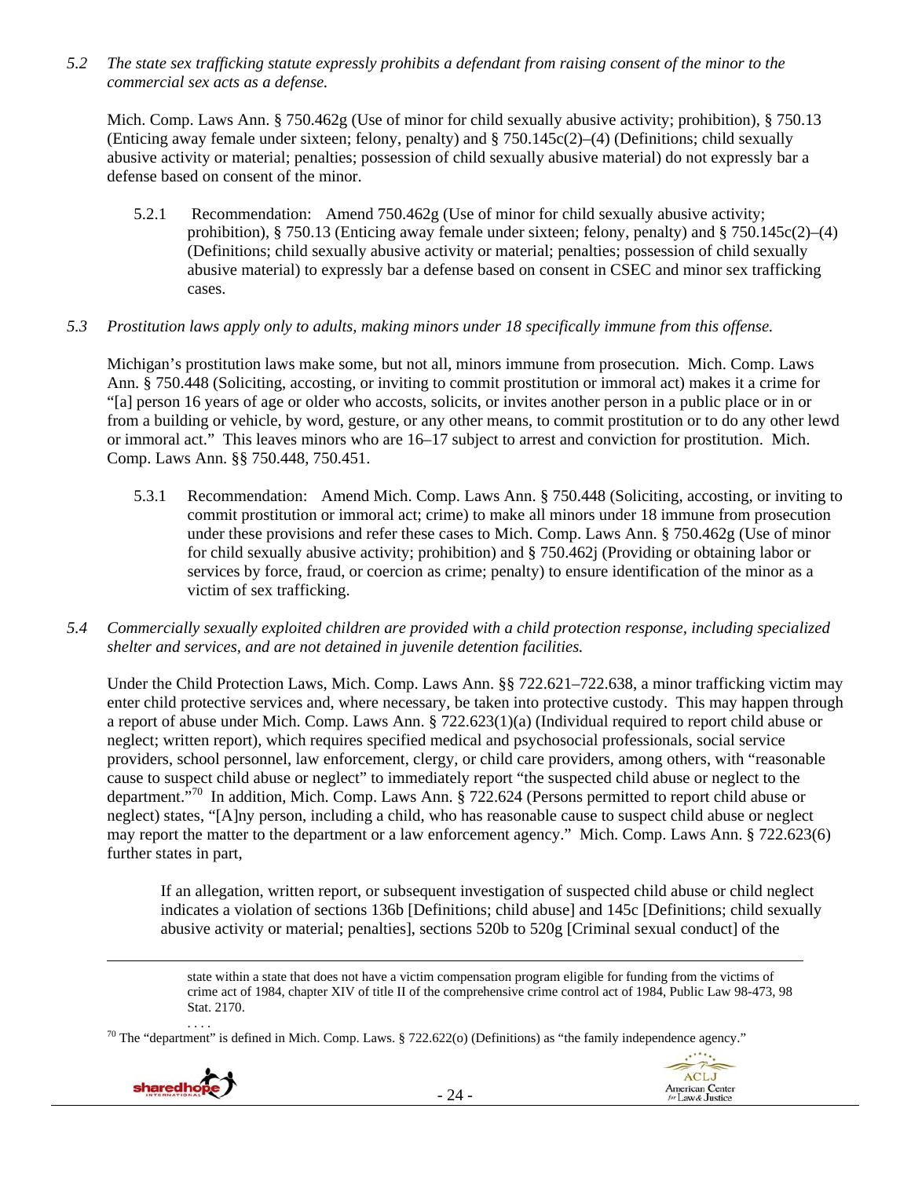*5.2 The state sex trafficking statute expressly prohibits a defendant from raising consent of the minor to the commercial sex acts as a defense.*

Mich. Comp. Laws Ann. § 750.462g (Use of minor for child sexually abusive activity; prohibition), § 750.13 (Enticing away female under sixteen; felony, penalty) and § 750.145c(2)–(4) (Definitions; child sexually abusive activity or material; penalties; possession of child sexually abusive material) do not expressly bar a defense based on consent of the minor.

5.2.1 Recommendation: Amend 750.462g (Use of minor for child sexually abusive activity; prohibition), § 750.13 (Enticing away female under sixteen; felony, penalty) and § 750.145c(2)–(4) (Definitions; child sexually abusive activity or material; penalties; possession of child sexually abusive material) to expressly bar a defense based on consent in CSEC and minor sex trafficking cases.

*5.3 Prostitution laws apply only to adults, making minors under 18 specifically immune from this offense.*

Michigan's prostitution laws make some, but not all, minors immune from prosecution. Mich. Comp. Laws Ann. § 750.448 (Soliciting, accosting, or inviting to commit prostitution or immoral act) makes it a crime for "[a] person 16 years of age or older who accosts, solicits, or invites another person in a public place or in or from a building or vehicle, by word, gesture, or any other means, to commit prostitution or to do any other lewd or immoral act." This leaves minors who are 16–17 subject to arrest and conviction for prostitution. Mich. Comp. Laws Ann. §§ 750.448, 750.451.

5.3.1 Recommendation: Amend Mich. Comp. Laws Ann. § 750.448 (Soliciting, accosting, or inviting to commit prostitution or immoral act; crime) to make all minors under 18 immune from prosecution under these provisions and refer these cases to Mich. Comp. Laws Ann. § 750.462g (Use of minor for child sexually abusive activity; prohibition) and § 750.462j (Providing or obtaining labor or services by force, fraud, or coercion as crime; penalty) to ensure identification of the minor as a victim of sex trafficking.

*5.4 Commercially sexually exploited children are provided with a child protection response, including specialized shelter and services, and are not detained in juvenile detention facilities.*

Under the Child Protection Laws, Mich. Comp. Laws Ann. §§ 722.621–722.638, a minor trafficking victim may enter child protective services and, where necessary, be taken into protective custody. This may happen through a report of abuse under Mich. Comp. Laws Ann. § 722.623(1)(a) (Individual required to report child abuse or neglect; written report), which requires specified medical and psychosocial professionals, social service providers, school personnel, law enforcement, clergy, or child care providers, among others, with "reasonable cause to suspect child abuse or neglect" to immediately report "the suspected child abuse or neglect to the department."[70] In addition, Mich. Comp. Laws Ann. § 722.624 (Persons permitted to report child abuse or neglect) states, "[A]ny person, including a child, who has reasonable cause to suspect child abuse or neglect may report the matter to the department or a law enforcement agency." Mich. Comp. Laws Ann. § 722.623(6) further states in part,

> If an allegation, written report, or subsequent investigation of suspected child abuse or child neglect indicates a violation of sections 136b [Definitions; child abuse] and 145c [Definitions; child sexually abusive activity or material; penalties], sections 520b to 520g [Criminal sexual conduct] of the

---

> state within a state that does not have a victim compensation program eligible for funding from the victims of crime act of 1984, chapter XIV of title II of the comprehensive crime control act of 1984, Public Law 98-473, 98 Stat. 2170.
>
> . . . .

[70] The "department" is defined in Mich. Comp. Laws. § 722.622(o) (Definitions) as "the family independence agency."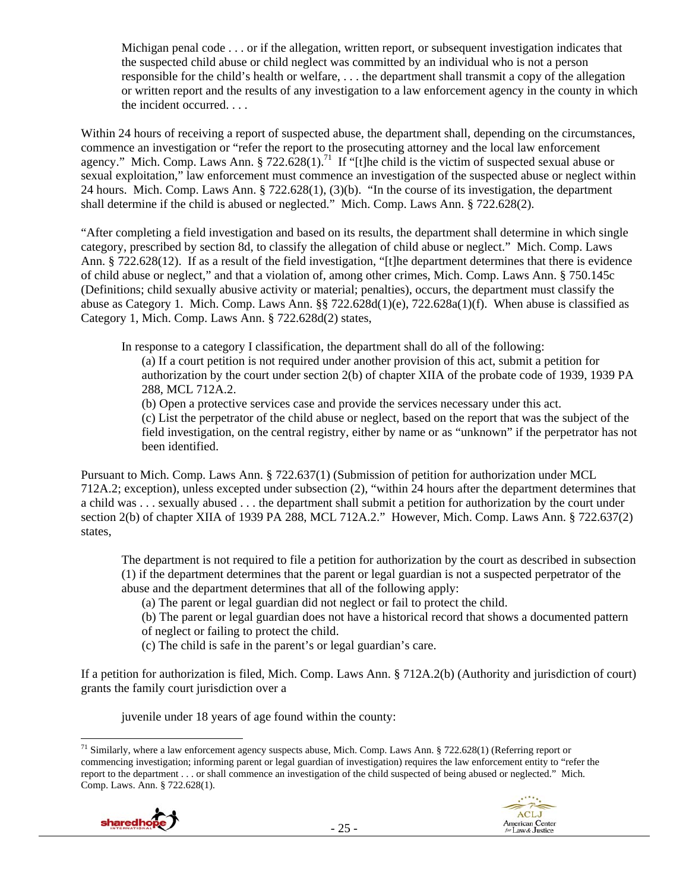> Michigan penal code . . . or if the allegation, written report, or subsequent investigation indicates that the suspected child abuse or child neglect was committed by an individual who is not a person responsible for the child's health or welfare, . . . the department shall transmit a copy of the allegation or written report and the results of any investigation to a law enforcement agency in the county in which the incident occurred. . . .

Within 24 hours of receiving a report of suspected abuse, the department shall, depending on the circumstances, commence an investigation or "refer the report to the prosecuting attorney and the local law enforcement agency." Mich. Comp. Laws Ann. § 722.628(1).[71] If "[t]he child is the victim of suspected sexual abuse or sexual exploitation," law enforcement must commence an investigation of the suspected abuse or neglect within 24 hours. Mich. Comp. Laws Ann. § 722.628(1), (3)(b). "In the course of its investigation, the department shall determine if the child is abused or neglected." Mich. Comp. Laws Ann. § 722.628(2).

"After completing a field investigation and based on its results, the department shall determine in which single category, prescribed by section 8d, to classify the allegation of child abuse or neglect." Mich. Comp. Laws Ann. § 722.628(12). If as a result of the field investigation, "[t]he department determines that there is evidence of child abuse or neglect," and that a violation of, among other crimes, Mich. Comp. Laws Ann. § 750.145c (Definitions; child sexually abusive activity or material; penalties), occurs, the department must classify the abuse as Category 1. Mich. Comp. Laws Ann. §§ 722.628d(1)(e), 722.628a(1)(f). When abuse is classified as Category 1, Mich. Comp. Laws Ann. § 722.628d(2) states,

> In response to a category I classification, the department shall do all of the following:
>
> (a) If a court petition is not required under another provision of this act, submit a petition for authorization by the court under section 2(b) of chapter XIIA of the probate code of 1939, 1939 PA 288, MCL 712A.2.
>
> (b) Open a protective services case and provide the services necessary under this act.
>
> (c) List the perpetrator of the child abuse or neglect, based on the report that was the subject of the field investigation, on the central registry, either by name or as "unknown" if the perpetrator has not been identified.

Pursuant to Mich. Comp. Laws Ann. § 722.637(1) (Submission of petition for authorization under MCL 712A.2; exception), unless excepted under subsection (2), "within 24 hours after the department determines that a child was . . . sexually abused . . . the department shall submit a petition for authorization by the court under section 2(b) of chapter XIIA of 1939 PA 288, MCL 712A.2." However, Mich. Comp. Laws Ann. § 722.637(2) states,

> The department is not required to file a petition for authorization by the court as described in subsection (1) if the department determines that the parent or legal guardian is not a suspected perpetrator of the abuse and the department determines that all of the following apply:
>
> (a) The parent or legal guardian did not neglect or fail to protect the child.
>
> (b) The parent or legal guardian does not have a historical record that shows a documented pattern of neglect or failing to protect the child.
>
> (c) The child is safe in the parent's or legal guardian's care.

If a petition for authorization is filed, Mich. Comp. Laws Ann. § 712A.2(b) (Authority and jurisdiction of court) grants the family court jurisdiction over a

> juvenile under 18 years of age found within the county:

---

[71] Similarly, where a law enforcement agency suspects abuse, Mich. Comp. Laws Ann. § 722.628(1) (Referring report or commencing investigation; informing parent or legal guardian of investigation) requires the law enforcement entity to "refer the report to the department . . . or shall commence an investigation of the child suspected of being abused or neglected." Mich. Comp. Laws. Ann. § 722.628(1).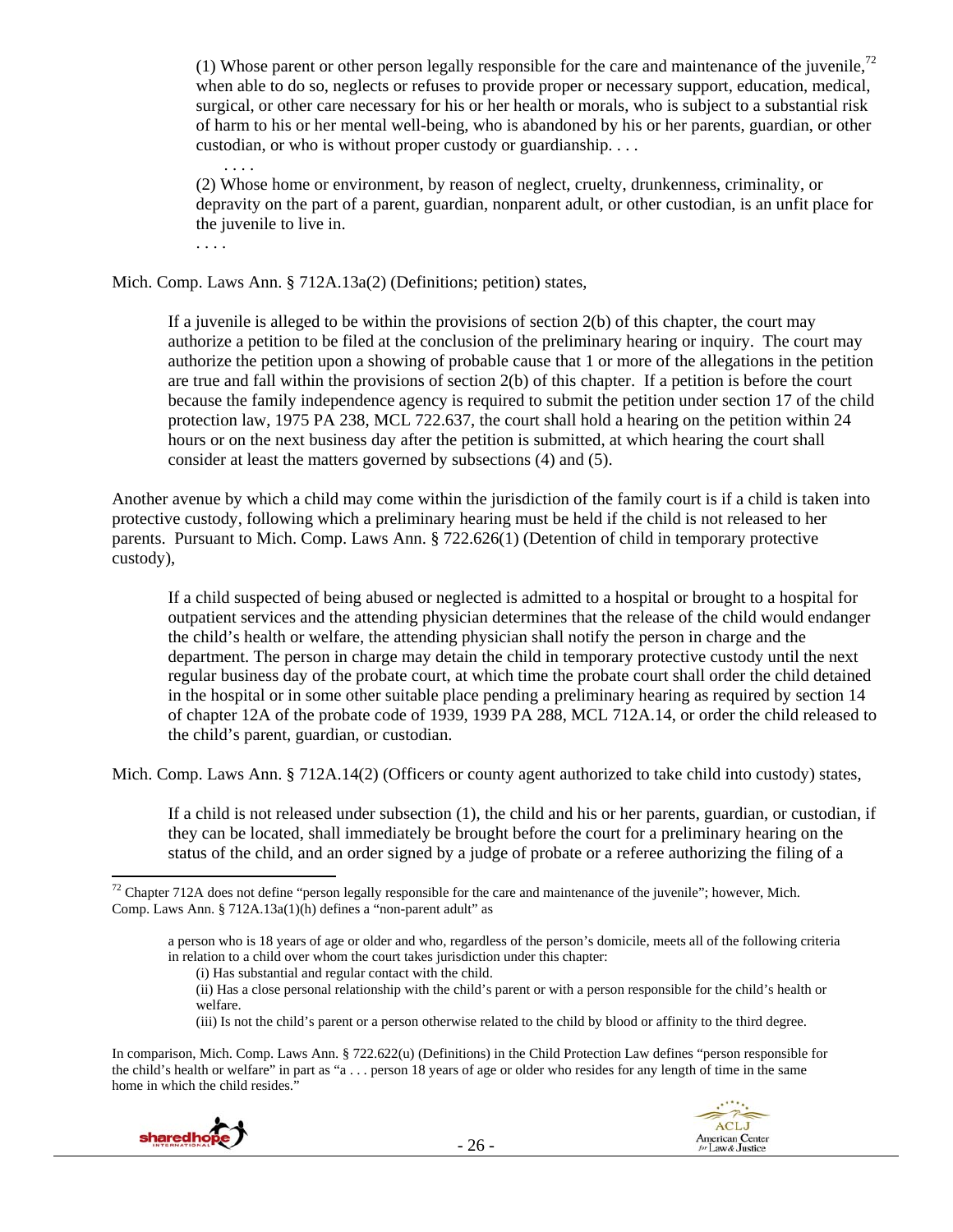> (1) Whose parent or other person legally responsible for the care and maintenance of the juvenile,[72] when able to do so, neglects or refuses to provide proper or necessary support, education, medical, surgical, or other care necessary for his or her health or morals, who is subject to a substantial risk of harm to his or her mental well-being, who is abandoned by his or her parents, guardian, or other custodian, or who is without proper custody or guardianship. . . .
>
> . . . .
>
> (2) Whose home or environment, by reason of neglect, cruelty, drunkenness, criminality, or depravity on the part of a parent, guardian, nonparent adult, or other custodian, is an unfit place for the juvenile to live in.
>
> . . . .

Mich. Comp. Laws Ann. § 712A.13a(2) (Definitions; petition) states,

> If a juvenile is alleged to be within the provisions of section 2(b) of this chapter, the court may authorize a petition to be filed at the conclusion of the preliminary hearing or inquiry. The court may authorize the petition upon a showing of probable cause that 1 or more of the allegations in the petition are true and fall within the provisions of section 2(b) of this chapter. If a petition is before the court because the family independence agency is required to submit the petition under section 17 of the child protection law, 1975 PA 238, MCL 722.637, the court shall hold a hearing on the petition within 24 hours or on the next business day after the petition is submitted, at which hearing the court shall consider at least the matters governed by subsections (4) and (5).

Another avenue by which a child may come within the jurisdiction of the family court is if a child is taken into protective custody, following which a preliminary hearing must be held if the child is not released to her parents. Pursuant to Mich. Comp. Laws Ann. § 722.626(1) (Detention of child in temporary protective custody),

> If a child suspected of being abused or neglected is admitted to a hospital or brought to a hospital for outpatient services and the attending physician determines that the release of the child would endanger the child's health or welfare, the attending physician shall notify the person in charge and the department. The person in charge may detain the child in temporary protective custody until the next regular business day of the probate court, at which time the probate court shall order the child detained in the hospital or in some other suitable place pending a preliminary hearing as required by section 14 of chapter 12A of the probate code of 1939, 1939 PA 288, MCL 712A.14, or order the child released to the child's parent, guardian, or custodian.

Mich. Comp. Laws Ann. § 712A.14(2) (Officers or county agent authorized to take child into custody) states,

> If a child is not released under subsection (1), the child and his or her parents, guardian, or custodian, if they can be located, shall immediately be brought before the court for a preliminary hearing on the status of the child, and an order signed by a judge of probate or a referee authorizing the filing of a

---

[72] Chapter 712A does not define "person legally responsible for the care and maintenance of the juvenile"; however, Mich. Comp. Laws Ann. § 712A.13a(1)(h) defines a "non-parent adult" as

> a person who is 18 years of age or older and who, regardless of the person's domicile, meets all of the following criteria in relation to a child over whom the court takes jurisdiction under this chapter:
> (i) Has substantial and regular contact with the child.
> (ii) Has a close personal relationship with the child's parent or with a person responsible for the child's health or welfare.
> (iii) Is not the child's parent or a person otherwise related to the child by blood or affinity to the third degree.

In comparison, Mich. Comp. Laws Ann. § 722.622(u) (Definitions) in the Child Protection Law defines "person responsible for the child's health or welfare" in part as "a . . . person 18 years of age or older who resides for any length of time in the same home in which the child resides."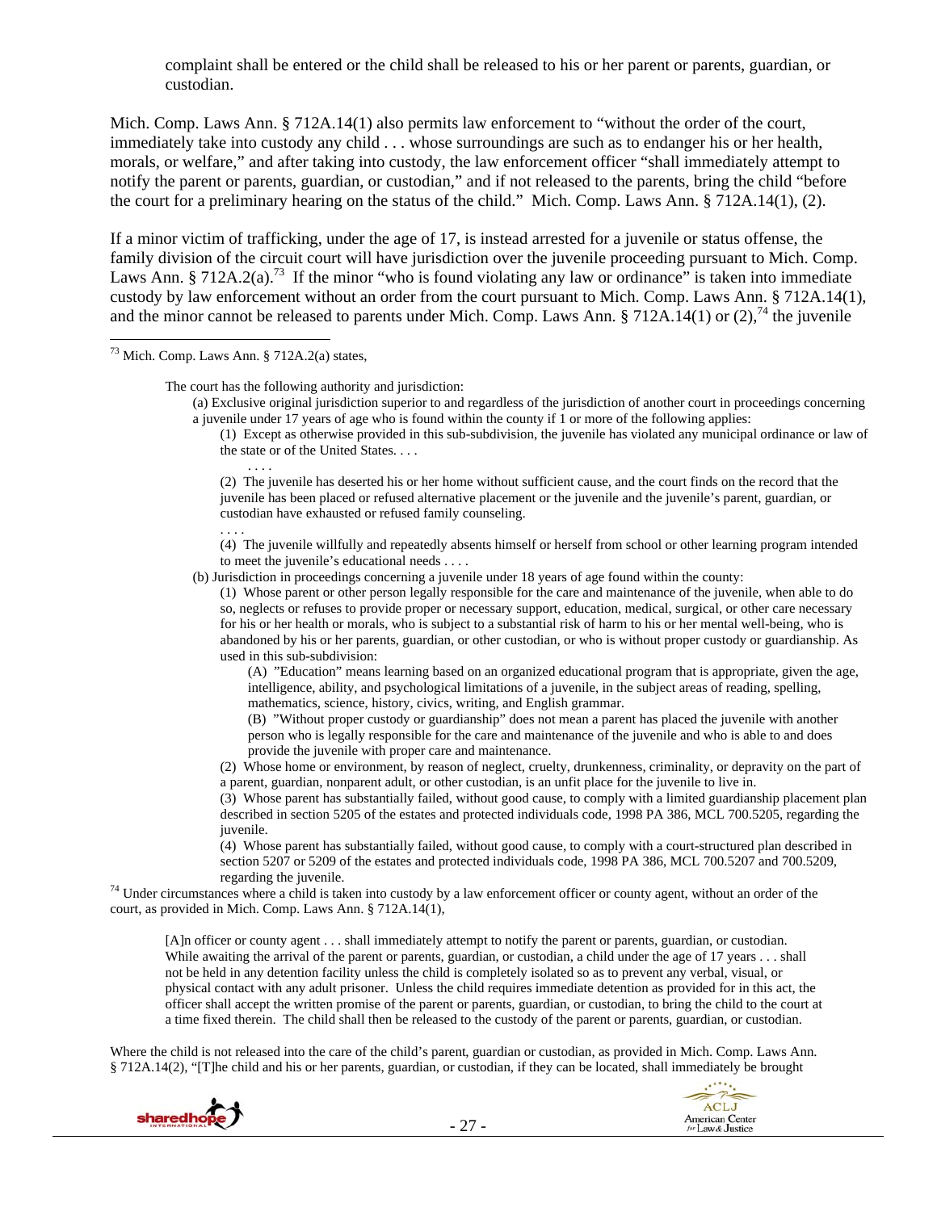complaint shall be entered or the child shall be released to his or her parent or parents, guardian, or custodian.

Mich. Comp. Laws Ann. § 712A.14(1) also permits law enforcement to "without the order of the court, immediately take into custody any child . . . whose surroundings are such as to endanger his or her health, morals, or welfare," and after taking into custody, the law enforcement officer "shall immediately attempt to notify the parent or parents, guardian, or custodian," and if not released to the parents, bring the child "before the court for a preliminary hearing on the status of the child." Mich. Comp. Laws Ann. § 712A.14(1), (2).

If a minor victim of trafficking, under the age of 17, is instead arrested for a juvenile or status offense, the family division of the circuit court will have jurisdiction over the juvenile proceeding pursuant to Mich. Comp. Laws Ann. § 712A.2(a).[73] If the minor "who is found violating any law or ordinance" is taken into immediate custody by law enforcement without an order from the court pursuant to Mich. Comp. Laws Ann. § 712A.14(1), and the minor cannot be released to parents under Mich. Comp. Laws Ann. § 712A.14(1) or (2),[74] the juvenile

---

[73] Mich. Comp. Laws Ann. § 712A.2(a) states,

> The court has the following authority and jurisdiction:
>
> (a) Exclusive original jurisdiction superior to and regardless of the jurisdiction of another court in proceedings concerning a juvenile under 17 years of age who is found within the county if 1 or more of the following applies:
>
> (1) Except as otherwise provided in this sub-subdivision, the juvenile has violated any municipal ordinance or law of the state or of the United States. . . .
>
> . . . .
>
> (2) The juvenile has deserted his or her home without sufficient cause, and the court finds on the record that the juvenile has been placed or refused alternative placement or the juvenile and the juvenile's parent, guardian, or custodian have exhausted or refused family counseling.
>
> . . . .
>
> (4) The juvenile willfully and repeatedly absents himself or herself from school or other learning program intended to meet the juvenile's educational needs . . . .
>
> (b) Jurisdiction in proceedings concerning a juvenile under 18 years of age found within the county:
>
> (1) Whose parent or other person legally responsible for the care and maintenance of the juvenile, when able to do so, neglects or refuses to provide proper or necessary support, education, medical, surgical, or other care necessary for his or her health or morals, who is subject to a substantial risk of harm to his or her mental well-being, who is abandoned by his or her parents, guardian, or other custodian, or who is without proper custody or guardianship. As used in this sub-subdivision:
>
> (A) "Education" means learning based on an organized educational program that is appropriate, given the age, intelligence, ability, and psychological limitations of a juvenile, in the subject areas of reading, spelling, mathematics, science, history, civics, writing, and English grammar.
>
> (B) "Without proper custody or guardianship" does not mean a parent has placed the juvenile with another person who is legally responsible for the care and maintenance of the juvenile and who is able to and does provide the juvenile with proper care and maintenance.
>
> (2) Whose home or environment, by reason of neglect, cruelty, drunkenness, criminality, or depravity on the part of a parent, guardian, nonparent adult, or other custodian, is an unfit place for the juvenile to live in.
>
> (3) Whose parent has substantially failed, without good cause, to comply with a limited guardianship placement plan described in section 5205 of the estates and protected individuals code, 1998 PA 386, MCL 700.5205, regarding the juvenile.
>
> (4) Whose parent has substantially failed, without good cause, to comply with a court-structured plan described in section 5207 or 5209 of the estates and protected individuals code, 1998 PA 386, MCL 700.5207 and 700.5209, regarding the juvenile.

[74] Under circumstances where a child is taken into custody by a law enforcement officer or county agent, without an order of the court, as provided in Mich. Comp. Laws Ann. § 712A.14(1),

> [A]n officer or county agent . . . shall immediately attempt to notify the parent or parents, guardian, or custodian. While awaiting the arrival of the parent or parents, guardian, or custodian, a child under the age of 17 years . . . shall not be held in any detention facility unless the child is completely isolated so as to prevent any verbal, visual, or physical contact with any adult prisoner. Unless the child requires immediate detention as provided for in this act, the officer shall accept the written promise of the parent or parents, guardian, or custodian, to bring the child to the court at a time fixed therein. The child shall then be released to the custody of the parent or parents, guardian, or custodian.

Where the child is not released into the care of the child's parent, guardian or custodian, as provided in Mich. Comp. Laws Ann. § 712A.14(2), "[T]he child and his or her parents, guardian, or custodian, if they can be located, shall immediately be brought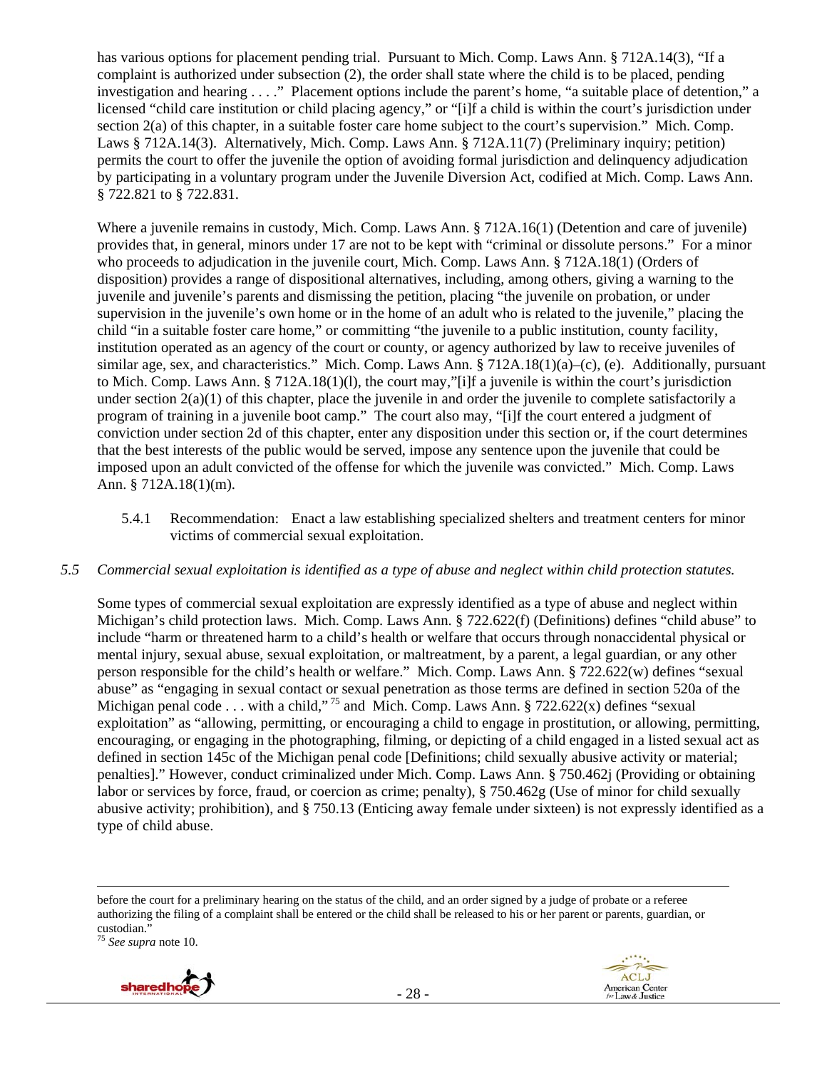has various options for placement pending trial. Pursuant to Mich. Comp. Laws Ann. § 712A.14(3), "If a complaint is authorized under subsection (2), the order shall state where the child is to be placed, pending investigation and hearing . . . ." Placement options include the parent's home, "a suitable place of detention," a licensed "child care institution or child placing agency," or "[i]f a child is within the court's jurisdiction under section 2(a) of this chapter, in a suitable foster care home subject to the court's supervision." Mich. Comp. Laws § 712A.14(3). Alternatively, Mich. Comp. Laws Ann. § 712A.11(7) (Preliminary inquiry; petition) permits the court to offer the juvenile the option of avoiding formal jurisdiction and delinquency adjudication by participating in a voluntary program under the Juvenile Diversion Act, codified at Mich. Comp. Laws Ann. § 722.821 to § 722.831.

Where a juvenile remains in custody, Mich. Comp. Laws Ann. § 712A.16(1) (Detention and care of juvenile) provides that, in general, minors under 17 are not to be kept with "criminal or dissolute persons." For a minor who proceeds to adjudication in the juvenile court, Mich. Comp. Laws Ann. § 712A.18(1) (Orders of disposition) provides a range of dispositional alternatives, including, among others, giving a warning to the juvenile and juvenile's parents and dismissing the petition, placing "the juvenile on probation, or under supervision in the juvenile's own home or in the home of an adult who is related to the juvenile," placing the child "in a suitable foster care home," or committing "the juvenile to a public institution, county facility, institution operated as an agency of the court or county, or agency authorized by law to receive juveniles of similar age, sex, and characteristics." Mich. Comp. Laws Ann. § 712A.18(1)(a)–(c), (e). Additionally, pursuant to Mich. Comp. Laws Ann. § 712A.18(1)(l), the court may,"[i]f a juvenile is within the court's jurisdiction under section 2(a)(1) of this chapter, place the juvenile in and order the juvenile to complete satisfactorily a program of training in a juvenile boot camp." The court also may, "[i]f the court entered a judgment of conviction under section 2d of this chapter, enter any disposition under this section or, if the court determines that the best interests of the public would be served, impose any sentence upon the juvenile that could be imposed upon an adult convicted of the offense for which the juvenile was convicted." Mich. Comp. Laws Ann. § 712A.18(1)(m).

5.4.1 Recommendation: Enact a law establishing specialized shelters and treatment centers for minor victims of commercial sexual exploitation.

*5.5 Commercial sexual exploitation is identified as a type of abuse and neglect within child protection statutes.*

Some types of commercial sexual exploitation are expressly identified as a type of abuse and neglect within Michigan's child protection laws. Mich. Comp. Laws Ann. § 722.622(f) (Definitions) defines "child abuse" to include "harm or threatened harm to a child's health or welfare that occurs through nonaccidental physical or mental injury, sexual abuse, sexual exploitation, or maltreatment, by a parent, a legal guardian, or any other person responsible for the child's health or welfare." Mich. Comp. Laws Ann. § 722.622(w) defines "sexual abuse" as "engaging in sexual contact or sexual penetration as those terms are defined in section 520a of the Michigan penal code . . . with a child,"[75] and Mich. Comp. Laws Ann. § 722.622(x) defines "sexual exploitation" as "allowing, permitting, or encouraging a child to engage in prostitution, or allowing, permitting, encouraging, or engaging in the photographing, filming, or depicting of a child engaged in a listed sexual act as defined in section 145c of the Michigan penal code [Definitions; child sexually abusive activity or material; penalties]." However, conduct criminalized under Mich. Comp. Laws Ann. § 750.462j (Providing or obtaining labor or services by force, fraud, or coercion as crime; penalty), § 750.462g (Use of minor for child sexually abusive activity; prohibition), and § 750.13 (Enticing away female under sixteen) is not expressly identified as a type of child abuse.

---

before the court for a preliminary hearing on the status of the child, and an order signed by a judge of probate or a referee authorizing the filing of a complaint shall be entered or the child shall be released to his or her parent or parents, guardian, or custodian."

[75] *See supra* note 10.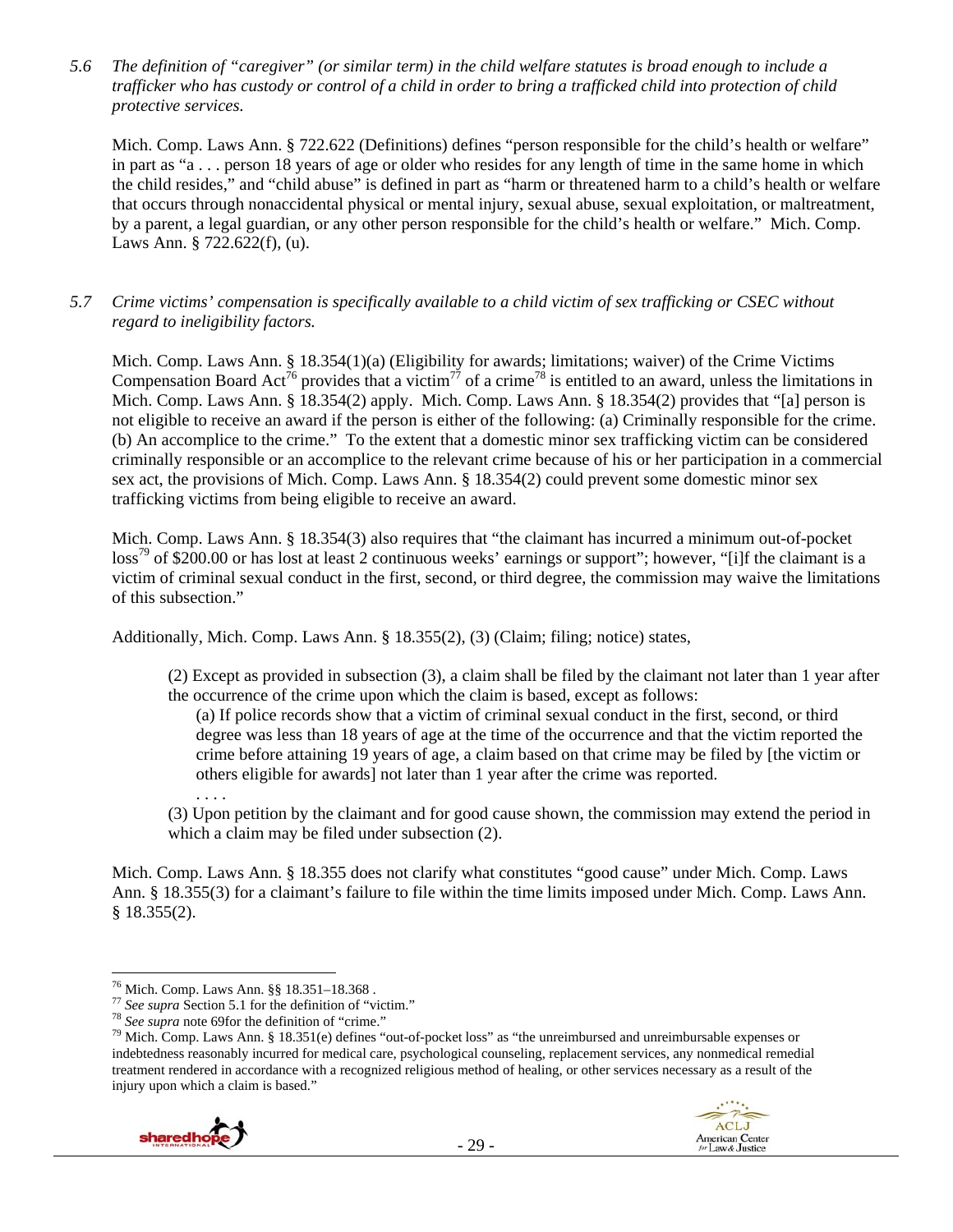*5.6 The definition of "caregiver" (or similar term) in the child welfare statutes is broad enough to include a trafficker who has custody or control of a child in order to bring a trafficked child into protection of child protective services.*

Mich. Comp. Laws Ann. § 722.622 (Definitions) defines "person responsible for the child's health or welfare" in part as "a . . . person 18 years of age or older who resides for any length of time in the same home in which the child resides," and "child abuse" is defined in part as "harm or threatened harm to a child's health or welfare that occurs through nonaccidental physical or mental injury, sexual abuse, sexual exploitation, or maltreatment, by a parent, a legal guardian, or any other person responsible for the child's health or welfare." Mich. Comp. Laws Ann. § 722.622(f), (u).

*5.7 Crime victims' compensation is specifically available to a child victim of sex trafficking or CSEC without regard to ineligibility factors.*

Mich. Comp. Laws Ann. § 18.354(1)(a) (Eligibility for awards; limitations; waiver) of the Crime Victims Compensation Board Act[76] provides that a victim[77] of a crime[78] is entitled to an award, unless the limitations in Mich. Comp. Laws Ann. § 18.354(2) apply. Mich. Comp. Laws Ann. § 18.354(2) provides that "[a] person is not eligible to receive an award if the person is either of the following: (a) Criminally responsible for the crime. (b) An accomplice to the crime." To the extent that a domestic minor sex trafficking victim can be considered criminally responsible or an accomplice to the relevant crime because of his or her participation in a commercial sex act, the provisions of Mich. Comp. Laws Ann. § 18.354(2) could prevent some domestic minor sex trafficking victims from being eligible to receive an award.

Mich. Comp. Laws Ann. § 18.354(3) also requires that "the claimant has incurred a minimum out-of-pocket loss[79] of $200.00 or has lost at least 2 continuous weeks' earnings or support"; however, "[i]f the claimant is a victim of criminal sexual conduct in the first, second, or third degree, the commission may waive the limitations of this subsection."

Additionally, Mich. Comp. Laws Ann. § 18.355(2), (3) (Claim; filing; notice) states,

> (2) Except as provided in subsection (3), a claim shall be filed by the claimant not later than 1 year after the occurrence of the crime upon which the claim is based, except as follows:
>
> > (a) If police records show that a victim of criminal sexual conduct in the first, second, or third degree was less than 18 years of age at the time of the occurrence and that the victim reported the crime before attaining 19 years of age, a claim based on that crime may be filed by [the victim or others eligible for awards] not later than 1 year after the crime was reported.
> >
> > . . . .
>
> (3) Upon petition by the claimant and for good cause shown, the commission may extend the period in which a claim may be filed under subsection (2).

Mich. Comp. Laws Ann. § 18.355 does not clarify what constitutes "good cause" under Mich. Comp. Laws Ann. § 18.355(3) for a claimant's failure to file within the time limits imposed under Mich. Comp. Laws Ann. § 18.355(2).

---

[76] Mich. Comp. Laws Ann. §§ 18.351–18.368 .

[77] *See supra* Section 5.1 for the definition of "victim."

[78] *See supra* note 69for the definition of "crime."

[79] Mich. Comp. Laws Ann. § 18.351(e) defines "out-of-pocket loss" as "the unreimbursed and unreimbursable expenses or indebtedness reasonably incurred for medical care, psychological counseling, replacement services, any nonmedical remedial treatment rendered in accordance with a recognized religious method of healing, or other services necessary as a result of the injury upon which a claim is based."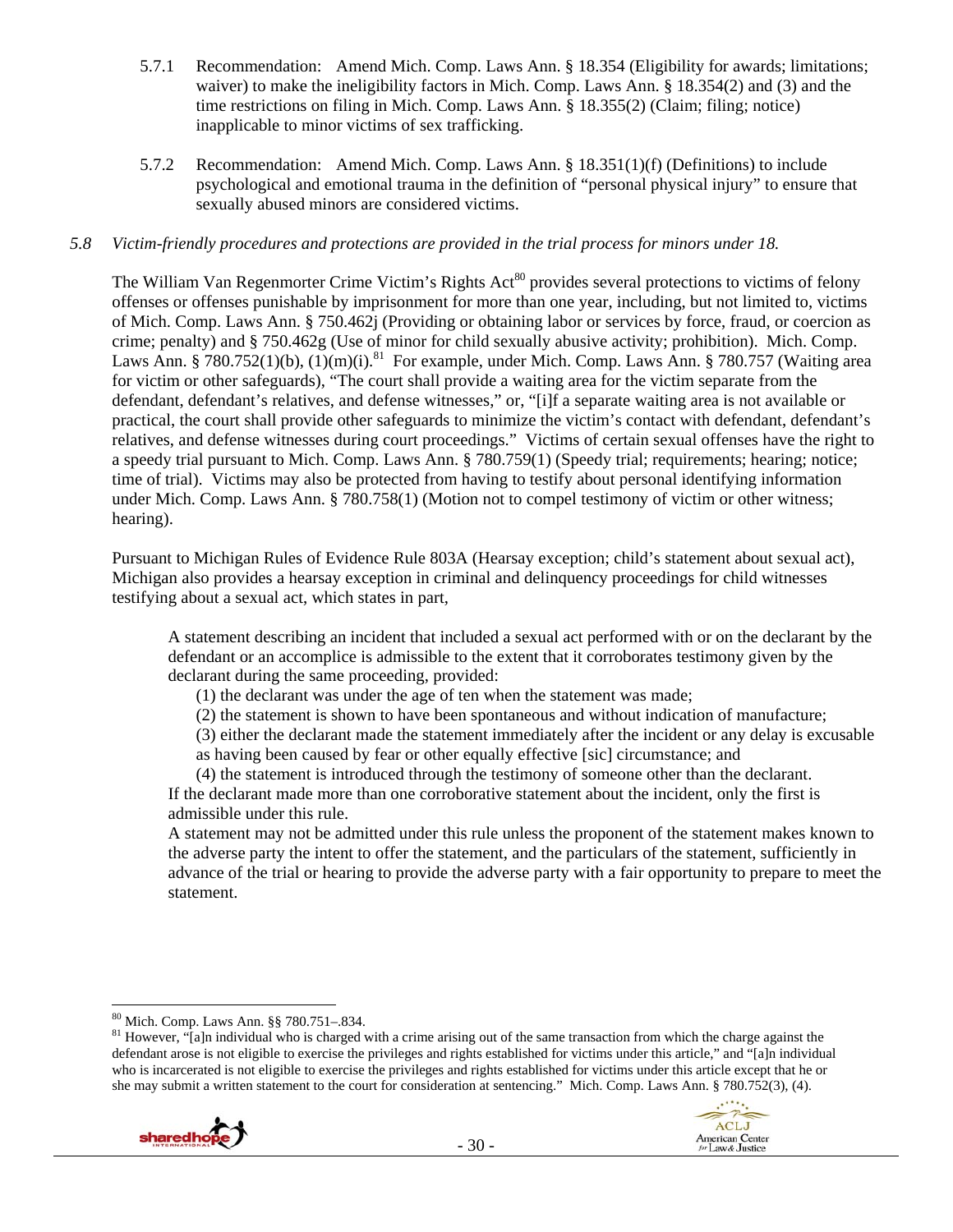5.7.1 Recommendation: Amend Mich. Comp. Laws Ann. § 18.354 (Eligibility for awards; limitations; waiver) to make the ineligibility factors in Mich. Comp. Laws Ann. § 18.354(2) and (3) and the time restrictions on filing in Mich. Comp. Laws Ann. § 18.355(2) (Claim; filing; notice) inapplicable to minor victims of sex trafficking.

5.7.2 Recommendation: Amend Mich. Comp. Laws Ann. § 18.351(1)(f) (Definitions) to include psychological and emotional trauma in the definition of "personal physical injury" to ensure that sexually abused minors are considered victims.

*5.8 Victim-friendly procedures and protections are provided in the trial process for minors under 18.*

The William Van Regenmorter Crime Victim's Rights Act[80] provides several protections to victims of felony offenses or offenses punishable by imprisonment for more than one year, including, but not limited to, victims of Mich. Comp. Laws Ann. § 750.462j (Providing or obtaining labor or services by force, fraud, or coercion as crime; penalty) and § 750.462g (Use of minor for child sexually abusive activity; prohibition). Mich. Comp. Laws Ann. § 780.752(1)(b), (1)(m)(i).[81] For example, under Mich. Comp. Laws Ann. § 780.757 (Waiting area for victim or other safeguards), "The court shall provide a waiting area for the victim separate from the defendant, defendant's relatives, and defense witnesses," or, "[i]f a separate waiting area is not available or practical, the court shall provide other safeguards to minimize the victim's contact with defendant, defendant's relatives, and defense witnesses during court proceedings." Victims of certain sexual offenses have the right to a speedy trial pursuant to Mich. Comp. Laws Ann. § 780.759(1) (Speedy trial; requirements; hearing; notice; time of trial). Victims may also be protected from having to testify about personal identifying information under Mich. Comp. Laws Ann. § 780.758(1) (Motion not to compel testimony of victim or other witness; hearing).

Pursuant to Michigan Rules of Evidence Rule 803A (Hearsay exception; child's statement about sexual act), Michigan also provides a hearsay exception in criminal and delinquency proceedings for child witnesses testifying about a sexual act, which states in part,

> A statement describing an incident that included a sexual act performed with or on the declarant by the defendant or an accomplice is admissible to the extent that it corroborates testimony given by the declarant during the same proceeding, provided:
>
> (1) the declarant was under the age of ten when the statement was made;
>
> (2) the statement is shown to have been spontaneous and without indication of manufacture;
>
> (3) either the declarant made the statement immediately after the incident or any delay is excusable as having been caused by fear or other equally effective [sic] circumstance; and
>
> (4) the statement is introduced through the testimony of someone other than the declarant.
>
> If the declarant made more than one corroborative statement about the incident, only the first is admissible under this rule.
>
> A statement may not be admitted under this rule unless the proponent of the statement makes known to the adverse party the intent to offer the statement, and the particulars of the statement, sufficiently in advance of the trial or hearing to provide the adverse party with a fair opportunity to prepare to meet the statement.

---

[80] Mich. Comp. Laws Ann. §§ 780.751–.834.

[81] However, "[a]n individual who is charged with a crime arising out of the same transaction from which the charge against the defendant arose is not eligible to exercise the privileges and rights established for victims under this article," and "[a]n individual who is incarcerated is not eligible to exercise the privileges and rights established for victims under this article except that he or she may submit a written statement to the court for consideration at sentencing." Mich. Comp. Laws Ann. § 780.752(3), (4).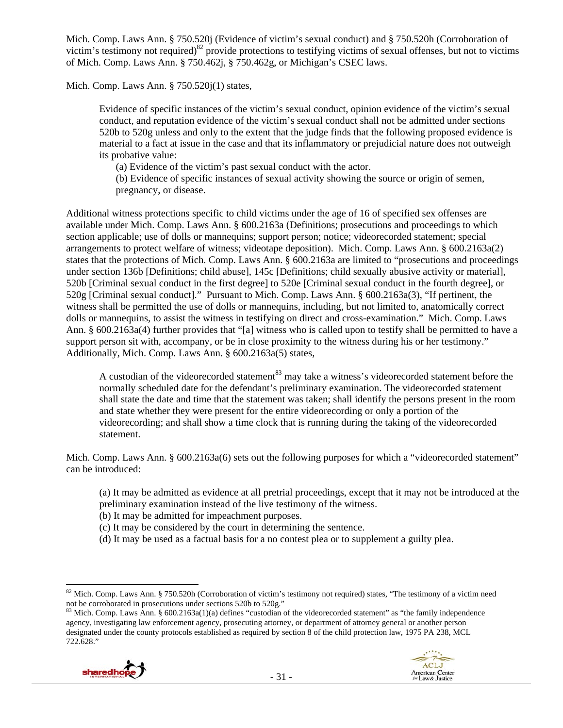Mich. Comp. Laws Ann. § 750.520j (Evidence of victim's sexual conduct) and § 750.520h (Corroboration of victim's testimony not required)[82] provide protections to testifying victims of sexual offenses, but not to victims of Mich. Comp. Laws Ann. § 750.462j, § 750.462g, or Michigan's CSEC laws.

Mich. Comp. Laws Ann. § 750.520j(1) states,

> Evidence of specific instances of the victim's sexual conduct, opinion evidence of the victim's sexual conduct, and reputation evidence of the victim's sexual conduct shall not be admitted under sections 520b to 520g unless and only to the extent that the judge finds that the following proposed evidence is material to a fact at issue in the case and that its inflammatory or prejudicial nature does not outweigh its probative value:
>
> (a) Evidence of the victim's past sexual conduct with the actor.
>
> (b) Evidence of specific instances of sexual activity showing the source or origin of semen, pregnancy, or disease.

Additional witness protections specific to child victims under the age of 16 of specified sex offenses are available under Mich. Comp. Laws Ann. § 600.2163a (Definitions; prosecutions and proceedings to which section applicable; use of dolls or mannequins; support person; notice; videorecorded statement; special arrangements to protect welfare of witness; videotape deposition). Mich. Comp. Laws Ann. § 600.2163a(2) states that the protections of Mich. Comp. Laws Ann. § 600.2163a are limited to "prosecutions and proceedings under section 136b [Definitions; child abuse], 145c [Definitions; child sexually abusive activity or material], 520b [Criminal sexual conduct in the first degree] to 520e [Criminal sexual conduct in the fourth degree], or 520g [Criminal sexual conduct]." Pursuant to Mich. Comp. Laws Ann. § 600.2163a(3), "If pertinent, the witness shall be permitted the use of dolls or mannequins, including, but not limited to, anatomically correct dolls or mannequins, to assist the witness in testifying on direct and cross-examination." Mich. Comp. Laws Ann. § 600.2163a(4) further provides that "[a] witness who is called upon to testify shall be permitted to have a support person sit with, accompany, or be in close proximity to the witness during his or her testimony." Additionally, Mich. Comp. Laws Ann. § 600.2163a(5) states,

> A custodian of the videorecorded statement[83] may take a witness's videorecorded statement before the normally scheduled date for the defendant's preliminary examination. The videorecorded statement shall state the date and time that the statement was taken; shall identify the persons present in the room and state whether they were present for the entire videorecording or only a portion of the videorecording; and shall show a time clock that is running during the taking of the videorecorded statement.

Mich. Comp. Laws Ann. § 600.2163a(6) sets out the following purposes for which a "videorecorded statement" can be introduced:

> (a) It may be admitted as evidence at all pretrial proceedings, except that it may not be introduced at the preliminary examination instead of the live testimony of the witness.
>
> (b) It may be admitted for impeachment purposes.
>
> (c) It may be considered by the court in determining the sentence.
>
> (d) It may be used as a factual basis for a no contest plea or to supplement a guilty plea.

---

[82] Mich. Comp. Laws Ann. § 750.520h (Corroboration of victim's testimony not required) states, "The testimony of a victim need not be corroborated in prosecutions under sections 520b to 520g."

[83] Mich. Comp. Laws Ann. § 600.2163a(1)(a) defines "custodian of the videorecorded statement" as "the family independence agency, investigating law enforcement agency, prosecuting attorney, or department of attorney general or another person designated under the county protocols established as required by section 8 of the child protection law, 1975 PA 238, MCL 722.628."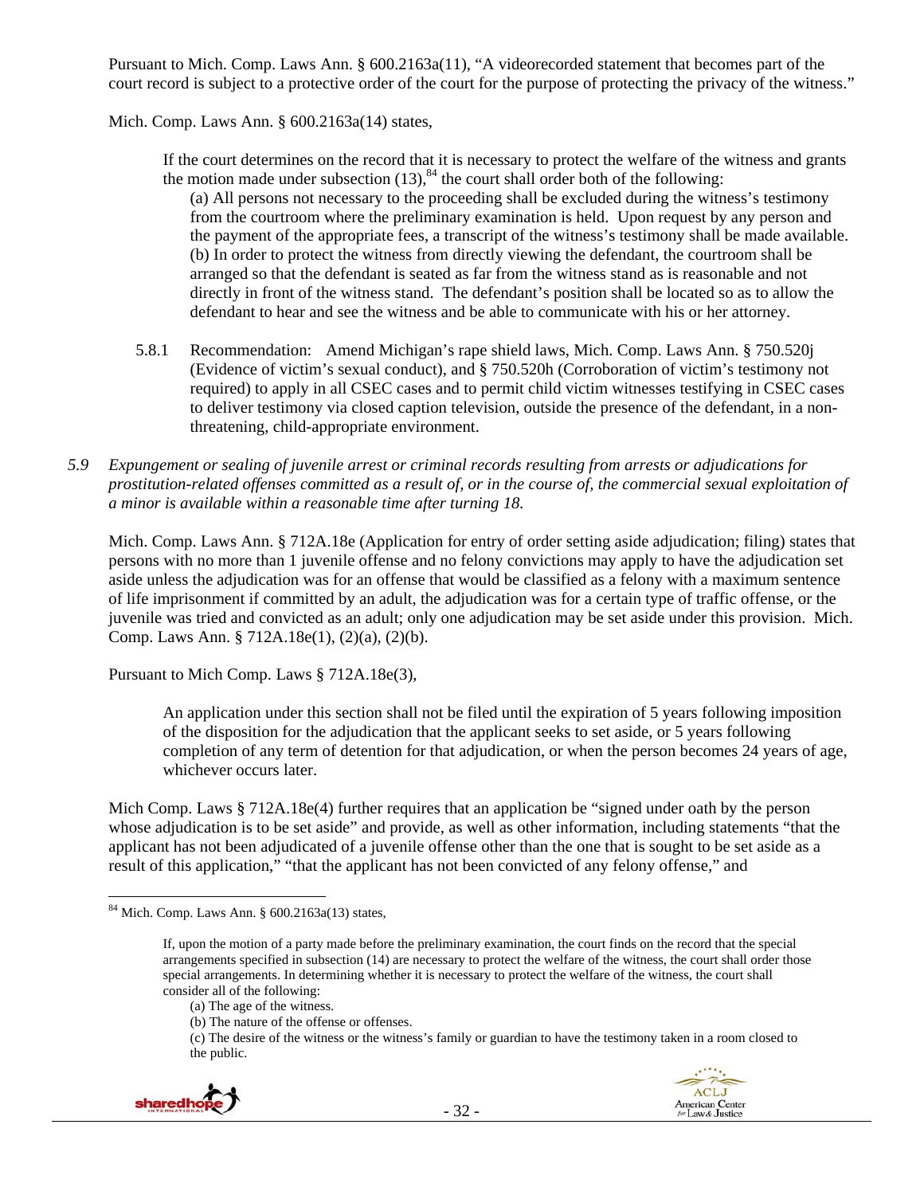Pursuant to Mich. Comp. Laws Ann. § 600.2163a(11), "A videorecorded statement that becomes part of the court record is subject to a protective order of the court for the purpose of protecting the privacy of the witness."

Mich. Comp. Laws Ann. § 600.2163a(14) states,

> If the court determines on the record that it is necessary to protect the welfare of the witness and grants the motion made under subsection (13),[84] the court shall order both of the following:
>
> (a) All persons not necessary to the proceeding shall be excluded during the witness's testimony from the courtroom where the preliminary examination is held. Upon request by any person and the payment of the appropriate fees, a transcript of the witness's testimony shall be made available.
>
> (b) In order to protect the witness from directly viewing the defendant, the courtroom shall be arranged so that the defendant is seated as far from the witness stand as is reasonable and not directly in front of the witness stand. The defendant's position shall be located so as to allow the defendant to hear and see the witness and be able to communicate with his or her attorney.

5.8.1 Recommendation: Amend Michigan's rape shield laws, Mich. Comp. Laws Ann. § 750.520j (Evidence of victim's sexual conduct), and § 750.520h (Corroboration of victim's testimony not required) to apply in all CSEC cases and to permit child victim witnesses testifying in CSEC cases to deliver testimony via closed caption television, outside the presence of the defendant, in a non-threatening, child-appropriate environment.

*5.9 Expungement or sealing of juvenile arrest or criminal records resulting from arrests or adjudications for prostitution-related offenses committed as a result of, or in the course of, the commercial sexual exploitation of a minor is available within a reasonable time after turning 18.*

Mich. Comp. Laws Ann. § 712A.18e (Application for entry of order setting aside adjudication; filing) states that persons with no more than 1 juvenile offense and no felony convictions may apply to have the adjudication set aside unless the adjudication was for an offense that would be classified as a felony with a maximum sentence of life imprisonment if committed by an adult, the adjudication was for a certain type of traffic offense, or the juvenile was tried and convicted as an adult; only one adjudication may be set aside under this provision. Mich. Comp. Laws Ann. § 712A.18e(1), (2)(a), (2)(b).

Pursuant to Mich Comp. Laws § 712A.18e(3),

> An application under this section shall not be filed until the expiration of 5 years following imposition of the disposition for the adjudication that the applicant seeks to set aside, or 5 years following completion of any term of detention for that adjudication, or when the person becomes 24 years of age, whichever occurs later.

Mich Comp. Laws § 712A.18e(4) further requires that an application be "signed under oath by the person whose adjudication is to be set aside" and provide, as well as other information, including statements "that the applicant has not been adjudicated of a juvenile offense other than the one that is sought to be set aside as a result of this application," "that the applicant has not been convicted of any felony offense," and

---

[84] Mich. Comp. Laws Ann. § 600.2163a(13) states,

> If, upon the motion of a party made before the preliminary examination, the court finds on the record that the special arrangements specified in subsection (14) are necessary to protect the welfare of the witness, the court shall order those special arrangements. In determining whether it is necessary to protect the welfare of the witness, the court shall consider all of the following:
>
> (a) The age of the witness.
>
> (b) The nature of the offense or offenses.
>
> (c) The desire of the witness or the witness's family or guardian to have the testimony taken in a room closed to the public.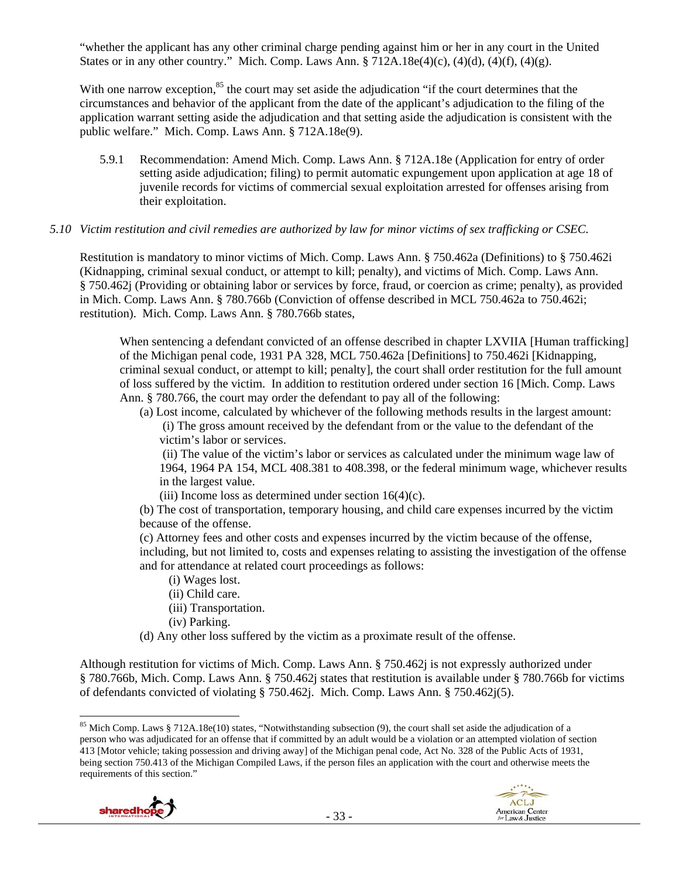"whether the applicant has any other criminal charge pending against him or her in any court in the United States or in any other country." Mich. Comp. Laws Ann. § 712A.18e(4)(c), (4)(d), (4)(f), (4)(g).

With one narrow exception,[85] the court may set aside the adjudication "if the court determines that the circumstances and behavior of the applicant from the date of the applicant's adjudication to the filing of the application warrant setting aside the adjudication and that setting aside the adjudication is consistent with the public welfare." Mich. Comp. Laws Ann. § 712A.18e(9).

5.9.1 Recommendation: Amend Mich. Comp. Laws Ann. § 712A.18e (Application for entry of order setting aside adjudication; filing) to permit automatic expungement upon application at age 18 of juvenile records for victims of commercial sexual exploitation arrested for offenses arising from their exploitation.

*5.10 Victim restitution and civil remedies are authorized by law for minor victims of sex trafficking or CSEC.*

Restitution is mandatory to minor victims of Mich. Comp. Laws Ann. § 750.462a (Definitions) to § 750.462i (Kidnapping, criminal sexual conduct, or attempt to kill; penalty), and victims of Mich. Comp. Laws Ann. § 750.462j (Providing or obtaining labor or services by force, fraud, or coercion as crime; penalty), as provided in Mich. Comp. Laws Ann. § 780.766b (Conviction of offense described in MCL 750.462a to 750.462i; restitution). Mich. Comp. Laws Ann. § 780.766b states,

> When sentencing a defendant convicted of an offense described in chapter LXVIIA [Human trafficking] of the Michigan penal code, 1931 PA 328, MCL 750.462a [Definitions] to 750.462i [Kidnapping, criminal sexual conduct, or attempt to kill; penalty], the court shall order restitution for the full amount of loss suffered by the victim. In addition to restitution ordered under section 16 [Mich. Comp. Laws Ann. § 780.766, the court may order the defendant to pay all of the following:
>
> (a) Lost income, calculated by whichever of the following methods results in the largest amount:
>
> (i) The gross amount received by the defendant from or the value to the defendant of the victim's labor or services.
>
> (ii) The value of the victim's labor or services as calculated under the minimum wage law of 1964, 1964 PA 154, MCL 408.381 to 408.398, or the federal minimum wage, whichever results in the largest value.
>
> (iii) Income loss as determined under section 16(4)(c).
>
> (b) The cost of transportation, temporary housing, and child care expenses incurred by the victim because of the offense.
>
> (c) Attorney fees and other costs and expenses incurred by the victim because of the offense, including, but not limited to, costs and expenses relating to assisting the investigation of the offense and for attendance at related court proceedings as follows:
>
> (i) Wages lost.
>
> (ii) Child care.
>
> (iii) Transportation.
>
> (iv) Parking.
>
> (d) Any other loss suffered by the victim as a proximate result of the offense.

Although restitution for victims of Mich. Comp. Laws Ann. § 750.462j is not expressly authorized under § 780.766b, Mich. Comp. Laws Ann. § 750.462j states that restitution is available under § 780.766b for victims of defendants convicted of violating § 750.462j. Mich. Comp. Laws Ann. § 750.462j(5).

---

[85] Mich Comp. Laws § 712A.18e(10) states, "Notwithstanding subsection (9), the court shall set aside the adjudication of a person who was adjudicated for an offense that if committed by an adult would be a violation or an attempted violation of section 413 [Motor vehicle; taking possession and driving away] of the Michigan penal code, Act No. 328 of the Public Acts of 1931, being section 750.413 of the Michigan Compiled Laws, if the person files an application with the court and otherwise meets the requirements of this section."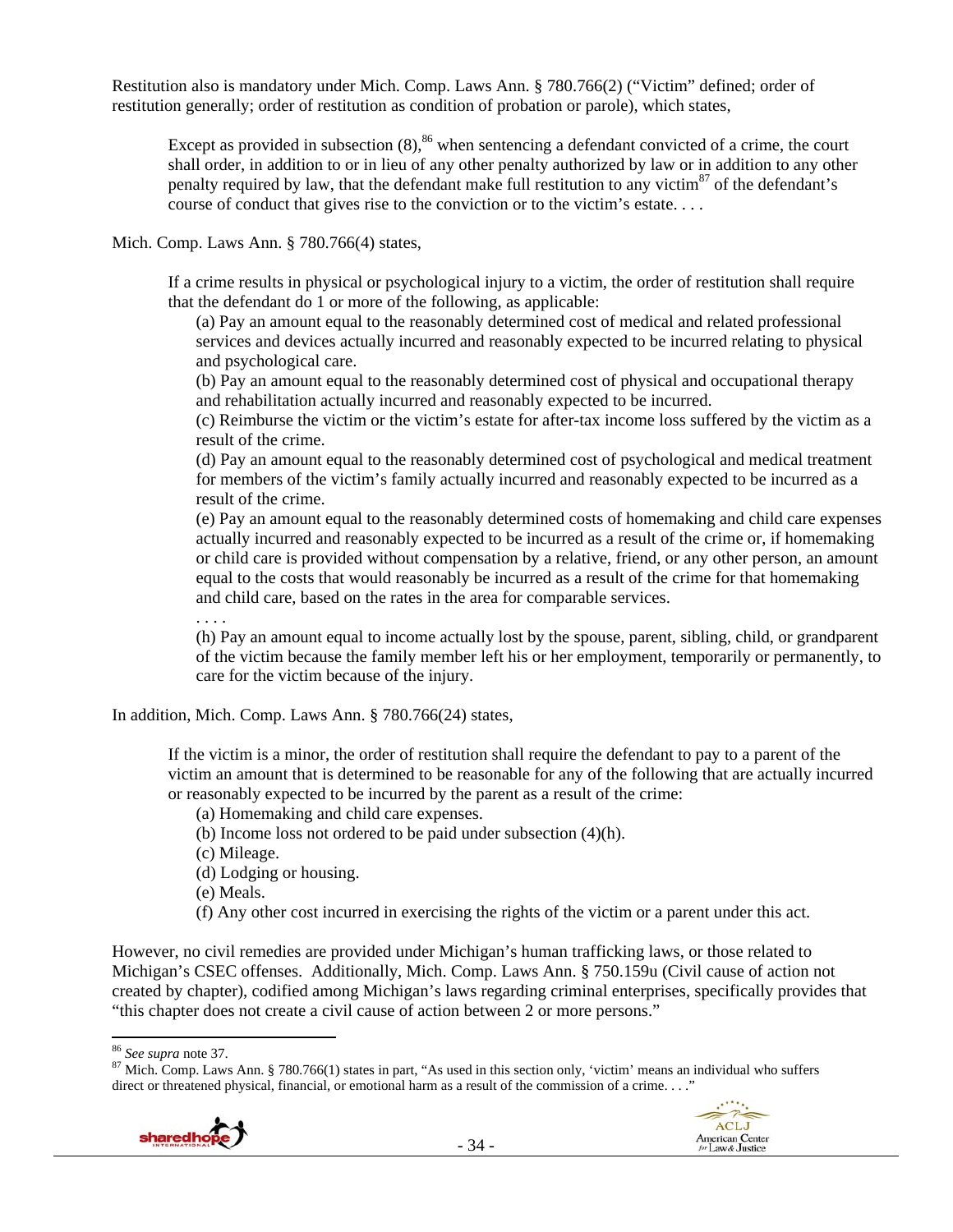Restitution also is mandatory under Mich. Comp. Laws Ann. § 780.766(2) ("Victim" defined; order of restitution generally; order of restitution as condition of probation or parole), which states,

> Except as provided in subsection (8),[86] when sentencing a defendant convicted of a crime, the court shall order, in addition to or in lieu of any other penalty authorized by law or in addition to any other penalty required by law, that the defendant make full restitution to any victim[87] of the defendant's course of conduct that gives rise to the conviction or to the victim's estate. . . .

Mich. Comp. Laws Ann. § 780.766(4) states,

> If a crime results in physical or psychological injury to a victim, the order of restitution shall require that the defendant do 1 or more of the following, as applicable:
>
> (a) Pay an amount equal to the reasonably determined cost of medical and related professional services and devices actually incurred and reasonably expected to be incurred relating to physical and psychological care.
>
> (b) Pay an amount equal to the reasonably determined cost of physical and occupational therapy and rehabilitation actually incurred and reasonably expected to be incurred.
>
> (c) Reimburse the victim or the victim's estate for after-tax income loss suffered by the victim as a result of the crime.
>
> (d) Pay an amount equal to the reasonably determined cost of psychological and medical treatment for members of the victim's family actually incurred and reasonably expected to be incurred as a result of the crime.
>
> (e) Pay an amount equal to the reasonably determined costs of homemaking and child care expenses actually incurred and reasonably expected to be incurred as a result of the crime or, if homemaking or child care is provided without compensation by a relative, friend, or any other person, an amount equal to the costs that would reasonably be incurred as a result of the crime for that homemaking and child care, based on the rates in the area for comparable services.
>
> . . . .
>
> (h) Pay an amount equal to income actually lost by the spouse, parent, sibling, child, or grandparent of the victim because the family member left his or her employment, temporarily or permanently, to care for the victim because of the injury.

In addition, Mich. Comp. Laws Ann. § 780.766(24) states,

> If the victim is a minor, the order of restitution shall require the defendant to pay to a parent of the victim an amount that is determined to be reasonable for any of the following that are actually incurred or reasonably expected to be incurred by the parent as a result of the crime:
>
> (a) Homemaking and child care expenses.
>
> (b) Income loss not ordered to be paid under subsection (4)(h).
>
> (c) Mileage.
>
> (d) Lodging or housing.
>
> (e) Meals.
>
> (f) Any other cost incurred in exercising the rights of the victim or a parent under this act.

However, no civil remedies are provided under Michigan's human trafficking laws, or those related to Michigan's CSEC offenses. Additionally, Mich. Comp. Laws Ann. § 750.159u (Civil cause of action not created by chapter), codified among Michigan's laws regarding criminal enterprises, specifically provides that "this chapter does not create a civil cause of action between 2 or more persons."

---

[86] *See supra* note 37.

[87] Mich. Comp. Laws Ann. § 780.766(1) states in part, "As used in this section only, 'victim' means an individual who suffers direct or threatened physical, financial, or emotional harm as a result of the commission of a crime. . . ."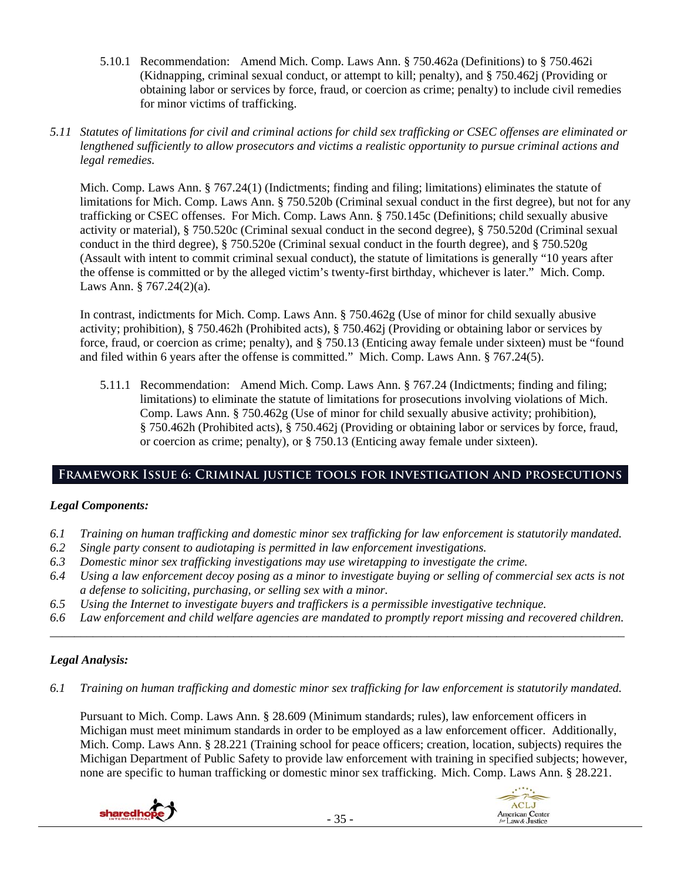5.10.1 Recommendation: Amend Mich. Comp. Laws Ann. § 750.462a (Definitions) to § 750.462i (Kidnapping, criminal sexual conduct, or attempt to kill; penalty), and § 750.462j (Providing or obtaining labor or services by force, fraud, or coercion as crime; penalty) to include civil remedies for minor victims of trafficking.

*5.11 Statutes of limitations for civil and criminal actions for child sex trafficking or CSEC offenses are eliminated or lengthened sufficiently to allow prosecutors and victims a realistic opportunity to pursue criminal actions and legal remedies.*

Mich. Comp. Laws Ann. § 767.24(1) (Indictments; finding and filing; limitations) eliminates the statute of limitations for Mich. Comp. Laws Ann. § 750.520b (Criminal sexual conduct in the first degree), but not for any trafficking or CSEC offenses. For Mich. Comp. Laws Ann. § 750.145c (Definitions; child sexually abusive activity or material), § 750.520c (Criminal sexual conduct in the second degree), § 750.520d (Criminal sexual conduct in the third degree), § 750.520e (Criminal sexual conduct in the fourth degree), and § 750.520g (Assault with intent to commit criminal sexual conduct), the statute of limitations is generally "10 years after the offense is committed or by the alleged victim's twenty-first birthday, whichever is later." Mich. Comp. Laws Ann. § 767.24(2)(a).

In contrast, indictments for Mich. Comp. Laws Ann. § 750.462g (Use of minor for child sexually abusive activity; prohibition), § 750.462h (Prohibited acts), § 750.462j (Providing or obtaining labor or services by force, fraud, or coercion as crime; penalty), and § 750.13 (Enticing away female under sixteen) must be "found and filed within 6 years after the offense is committed." Mich. Comp. Laws Ann. § 767.24(5).

5.11.1 Recommendation: Amend Mich. Comp. Laws Ann. § 767.24 (Indictments; finding and filing; limitations) to eliminate the statute of limitations for prosecutions involving violations of Mich. Comp. Laws Ann. § 750.462g (Use of minor for child sexually abusive activity; prohibition), § 750.462h (Prohibited acts), § 750.462j (Providing or obtaining labor or services by force, fraud, or coercion as crime; penalty), or § 750.13 (Enticing away female under sixteen).

## Framework Issue 6: Criminal justice tools for investigation and prosecutions

### *Legal Components:*

*6.1 Training on human trafficking and domestic minor sex trafficking for law enforcement is statutorily mandated.*
*6.2 Single party consent to audiotaping is permitted in law enforcement investigations.*
*6.3 Domestic minor sex trafficking investigations may use wiretapping to investigate the crime.*
*6.4 Using a law enforcement decoy posing as a minor to investigate buying or selling of commercial sex acts is not a defense to soliciting, purchasing, or selling sex with a minor.*
*6.5 Using the Internet to investigate buyers and traffickers is a permissible investigative technique.*
*6.6 Law enforcement and child welfare agencies are mandated to promptly report missing and recovered children.*

---

### *Legal Analysis:*

*6.1 Training on human trafficking and domestic minor sex trafficking for law enforcement is statutorily mandated.*

Pursuant to Mich. Comp. Laws Ann. § 28.609 (Minimum standards; rules), law enforcement officers in Michigan must meet minimum standards in order to be employed as a law enforcement officer. Additionally, Mich. Comp. Laws Ann. § 28.221 (Training school for peace officers; creation, location, subjects) requires the Michigan Department of Public Safety to provide law enforcement with training in specified subjects; however, none are specific to human trafficking or domestic minor sex trafficking. Mich. Comp. Laws Ann. § 28.221.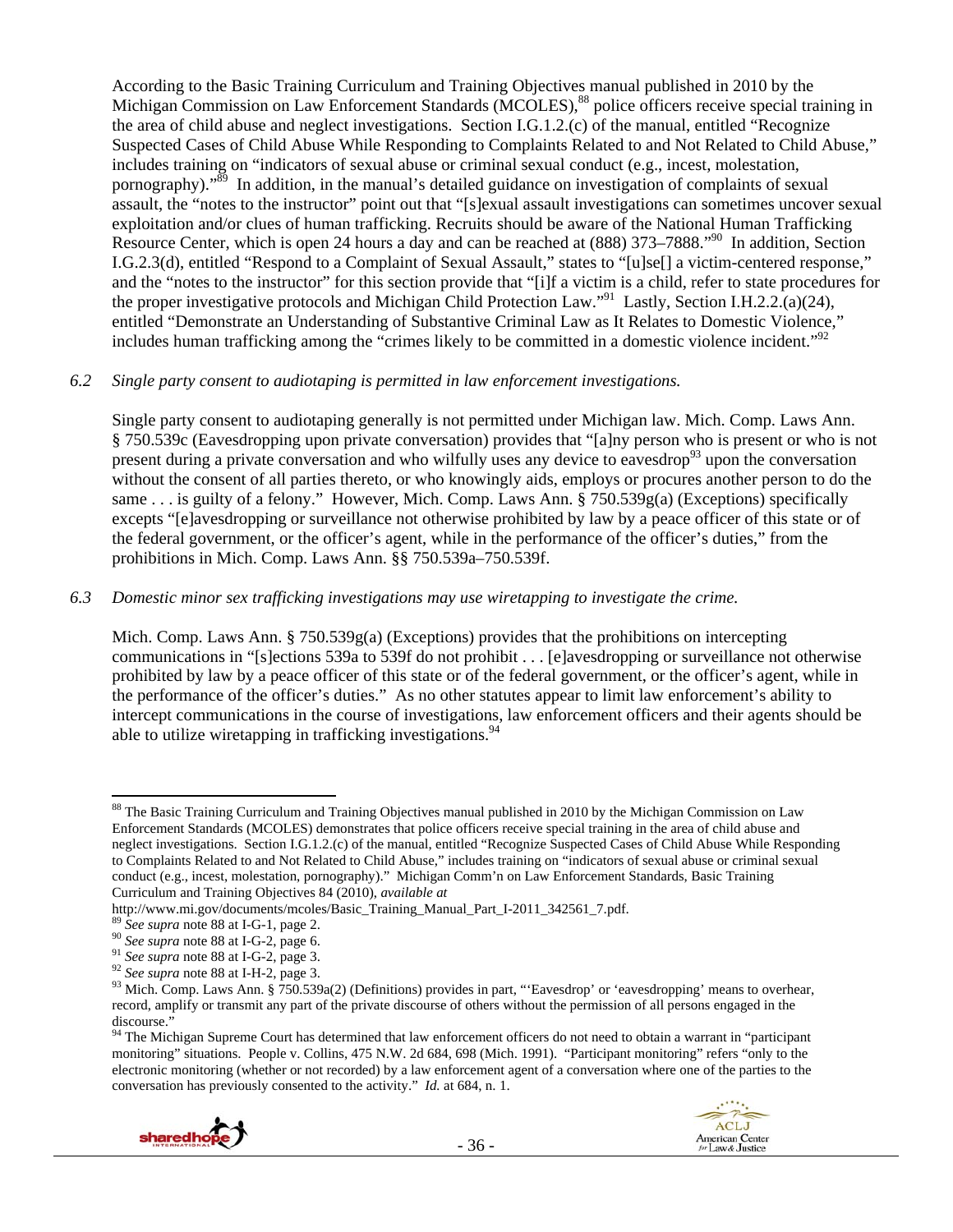According to the Basic Training Curriculum and Training Objectives manual published in 2010 by the Michigan Commission on Law Enforcement Standards (MCOLES),[88] police officers receive special training in the area of child abuse and neglect investigations. Section I.G.1.2.(c) of the manual, entitled "Recognize Suspected Cases of Child Abuse While Responding to Complaints Related to and Not Related to Child Abuse," includes training on "indicators of sexual abuse or criminal sexual conduct (e.g., incest, molestation, pornography)."[89] In addition, in the manual's detailed guidance on investigation of complaints of sexual assault, the "notes to the instructor" point out that "[s]exual assault investigations can sometimes uncover sexual exploitation and/or clues of human trafficking. Recruits should be aware of the National Human Trafficking Resource Center, which is open 24 hours a day and can be reached at (888) 373–7888."[90] In addition, Section I.G.2.3(d), entitled "Respond to a Complaint of Sexual Assault," states to "[u]se[] a victim-centered response," and the "notes to the instructor" for this section provide that "[i]f a victim is a child, refer to state procedures for the proper investigative protocols and Michigan Child Protection Law."[91] Lastly, Section I.H.2.2.(a)(24), entitled "Demonstrate an Understanding of Substantive Criminal Law as It Relates to Domestic Violence," includes human trafficking among the "crimes likely to be committed in a domestic violence incident."[92]

*6.2 Single party consent to audiotaping is permitted in law enforcement investigations.*

Single party consent to audiotaping generally is not permitted under Michigan law. Mich. Comp. Laws Ann. § 750.539c (Eavesdropping upon private conversation) provides that "[a]ny person who is present or who is not present during a private conversation and who wilfully uses any device to eavesdrop[93] upon the conversation without the consent of all parties thereto, or who knowingly aids, employs or procures another person to do the same . . . is guilty of a felony." However, Mich. Comp. Laws Ann. § 750.539g(a) (Exceptions) specifically excepts "[e]avesdropping or surveillance not otherwise prohibited by law by a peace officer of this state or of the federal government, or the officer's agent, while in the performance of the officer's duties," from the prohibitions in Mich. Comp. Laws Ann. §§ 750.539a–750.539f.

*6.3 Domestic minor sex trafficking investigations may use wiretapping to investigate the crime.*

Mich. Comp. Laws Ann. § 750.539g(a) (Exceptions) provides that the prohibitions on intercepting communications in "[s]ections 539a to 539f do not prohibit . . . [e]avesdropping or surveillance not otherwise prohibited by law by a peace officer of this state or of the federal government, or the officer's agent, while in the performance of the officer's duties." As no other statutes appear to limit law enforcement's ability to intercept communications in the course of investigations, law enforcement officers and their agents should be able to utilize wiretapping in trafficking investigations.[94]

---

[88] The Basic Training Curriculum and Training Objectives manual published in 2010 by the Michigan Commission on Law Enforcement Standards (MCOLES) demonstrates that police officers receive special training in the area of child abuse and neglect investigations. Section I.G.1.2.(c) of the manual, entitled "Recognize Suspected Cases of Child Abuse While Responding to Complaints Related to and Not Related to Child Abuse," includes training on "indicators of sexual abuse or criminal sexual conduct (e.g., incest, molestation, pornography)." Michigan Comm'n on Law Enforcement Standards, Basic Training Curriculum and Training Objectives 84 (2010), *available at* http://www.mi.gov/documents/mcoles/Basic_Training_Manual_Part_I-2011_342561_7.pdf.

[89] *See supra* note 88 at I-G-1, page 2.

[90] *See supra* note 88 at I-G-2, page 6.

[91] *See supra* note 88 at I-G-2, page 3.

[92] *See supra* note 88 at I-H-2, page 3.

[93] Mich. Comp. Laws Ann. § 750.539a(2) (Definitions) provides in part, "'Eavesdrop' or 'eavesdropping' means to overhear, record, amplify or transmit any part of the private discourse of others without the permission of all persons engaged in the discourse."

[94] The Michigan Supreme Court has determined that law enforcement officers do not need to obtain a warrant in "participant monitoring" situations. People v. Collins, 475 N.W. 2d 684, 698 (Mich. 1991). "Participant monitoring" refers "only to the electronic monitoring (whether or not recorded) by a law enforcement agent of a conversation where one of the parties to the conversation has previously consented to the activity." *Id.* at 684, n. 1.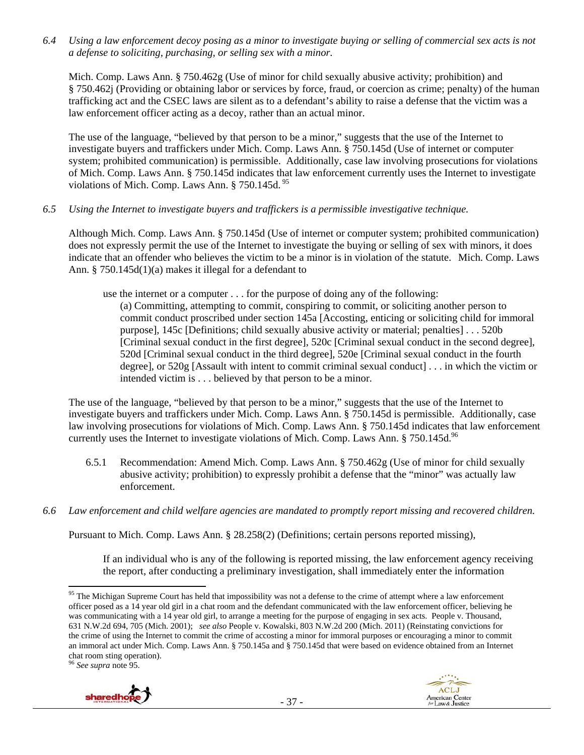*6.4 Using a law enforcement decoy posing as a minor to investigate buying or selling of commercial sex acts is not a defense to soliciting, purchasing, or selling sex with a minor.*

Mich. Comp. Laws Ann. § 750.462g (Use of minor for child sexually abusive activity; prohibition) and § 750.462j (Providing or obtaining labor or services by force, fraud, or coercion as crime; penalty) of the human trafficking act and the CSEC laws are silent as to a defendant's ability to raise a defense that the victim was a law enforcement officer acting as a decoy, rather than an actual minor.

The use of the language, "believed by that person to be a minor," suggests that the use of the Internet to investigate buyers and traffickers under Mich. Comp. Laws Ann. § 750.145d (Use of internet or computer system; prohibited communication) is permissible. Additionally, case law involving prosecutions for violations of Mich. Comp. Laws Ann. § 750.145d indicates that law enforcement currently uses the Internet to investigate violations of Mich. Comp. Laws Ann. § 750.145d.[95]

*6.5 Using the Internet to investigate buyers and traffickers is a permissible investigative technique.*

Although Mich. Comp. Laws Ann. § 750.145d (Use of internet or computer system; prohibited communication) does not expressly permit the use of the Internet to investigate the buying or selling of sex with minors, it does indicate that an offender who believes the victim to be a minor is in violation of the statute. Mich. Comp. Laws Ann. § 750.145d(1)(a) makes it illegal for a defendant to

> use the internet or a computer . . . for the purpose of doing any of the following:
>
> (a) Committing, attempting to commit, conspiring to commit, or soliciting another person to commit conduct proscribed under section 145a [Accosting, enticing or soliciting child for immoral purpose], 145c [Definitions; child sexually abusive activity or material; penalties] . . . 520b [Criminal sexual conduct in the first degree], 520c [Criminal sexual conduct in the second degree], 520d [Criminal sexual conduct in the third degree], 520e [Criminal sexual conduct in the fourth degree], or 520g [Assault with intent to commit criminal sexual conduct] . . . in which the victim or intended victim is . . . believed by that person to be a minor.

The use of the language, "believed by that person to be a minor," suggests that the use of the Internet to investigate buyers and traffickers under Mich. Comp. Laws Ann. § 750.145d is permissible. Additionally, case law involving prosecutions for violations of Mich. Comp. Laws Ann. § 750.145d indicates that law enforcement currently uses the Internet to investigate violations of Mich. Comp. Laws Ann. § 750.145d.[96]

6.5.1 Recommendation: Amend Mich. Comp. Laws Ann. § 750.462g (Use of minor for child sexually abusive activity; prohibition) to expressly prohibit a defense that the "minor" was actually law enforcement.

*6.6 Law enforcement and child welfare agencies are mandated to promptly report missing and recovered children.*

Pursuant to Mich. Comp. Laws Ann. § 28.258(2) (Definitions; certain persons reported missing),

> If an individual who is any of the following is reported missing, the law enforcement agency receiving the report, after conducting a preliminary investigation, shall immediately enter the information

---

[95] The Michigan Supreme Court has held that impossibility was not a defense to the crime of attempt where a law enforcement officer posed as a 14 year old girl in a chat room and the defendant communicated with the law enforcement officer, believing he was communicating with a 14 year old girl, to arrange a meeting for the purpose of engaging in sex acts. People v. Thousand, 631 N.W.2d 694, 705 (Mich. 2001); *see also* People v. Kowalski, 803 N.W.2d 200 (Mich. 2011) (Reinstating convictions for the crime of using the Internet to commit the crime of accosting a minor for immoral purposes or encouraging a minor to commit an immoral act under Mich. Comp. Laws Ann. § 750.145a and § 750.145d that were based on evidence obtained from an Internet chat room sting operation).

[96] *See supra* note 95.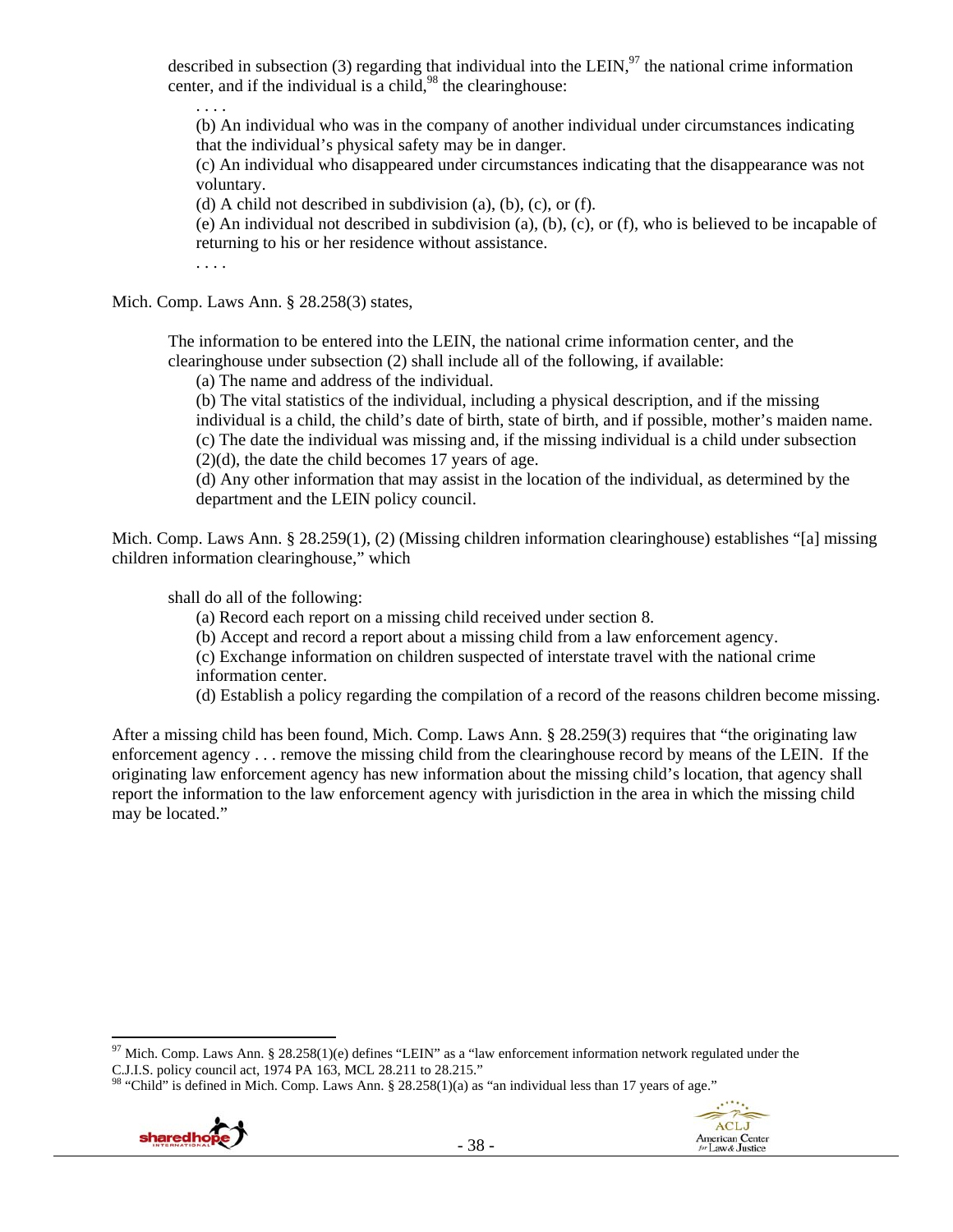described in subsection (3) regarding that individual into the LEIN,[97] the national crime information center, and if the individual is a child,[98] the clearinghouse:

> . . . .
>
> (b) An individual who was in the company of another individual under circumstances indicating that the individual's physical safety may be in danger.
>
> (c) An individual who disappeared under circumstances indicating that the disappearance was not voluntary.
>
> (d) A child not described in subdivision (a), (b), (c), or (f).
>
> (e) An individual not described in subdivision (a), (b), (c), or (f), who is believed to be incapable of returning to his or her residence without assistance.
>
> . . . .

Mich. Comp. Laws Ann. § 28.258(3) states,

> The information to be entered into the LEIN, the national crime information center, and the clearinghouse under subsection (2) shall include all of the following, if available:
>
> (a) The name and address of the individual.
>
> (b) The vital statistics of the individual, including a physical description, and if the missing individual is a child, the child's date of birth, state of birth, and if possible, mother's maiden name.
>
> (c) The date the individual was missing and, if the missing individual is a child under subsection (2)(d), the date the child becomes 17 years of age.
>
> (d) Any other information that may assist in the location of the individual, as determined by the department and the LEIN policy council.

Mich. Comp. Laws Ann. § 28.259(1), (2) (Missing children information clearinghouse) establishes "[a] missing children information clearinghouse," which

> shall do all of the following:
>
> (a) Record each report on a missing child received under section 8.
>
> (b) Accept and record a report about a missing child from a law enforcement agency.
>
> (c) Exchange information on children suspected of interstate travel with the national crime information center.
>
> (d) Establish a policy regarding the compilation of a record of the reasons children become missing.

After a missing child has been found, Mich. Comp. Laws Ann. § 28.259(3) requires that "the originating law enforcement agency . . . remove the missing child from the clearinghouse record by means of the LEIN. If the originating law enforcement agency has new information about the missing child's location, that agency shall report the information to the law enforcement agency with jurisdiction in the area in which the missing child may be located."

---

[97] Mich. Comp. Laws Ann. § 28.258(1)(e) defines "LEIN" as a "law enforcement information network regulated under the C.J.I.S. policy council act, 1974 PA 163, MCL 28.211 to 28.215."

[98] "Child" is defined in Mich. Comp. Laws Ann. § 28.258(1)(a) as "an individual less than 17 years of age."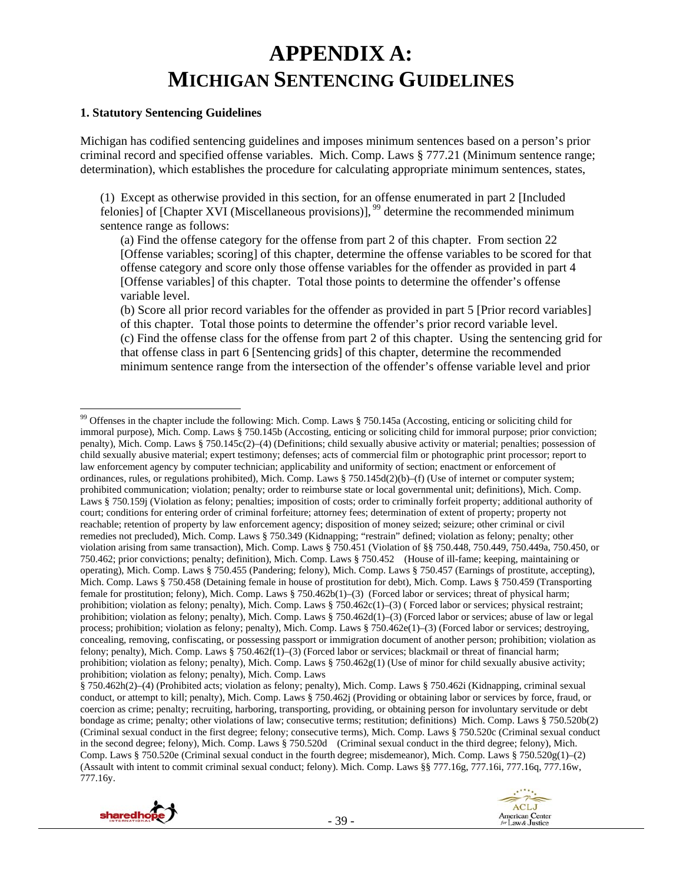# APPENDIX A: MICHIGAN SENTENCING GUIDELINES

**1. Statutory Sentencing Guidelines**

Michigan has codified sentencing guidelines and imposes minimum sentences based on a person's prior criminal record and specified offense variables. Mich. Comp. Laws § 777.21 (Minimum sentence range; determination), which establishes the procedure for calculating appropriate minimum sentences, states,

> (1) Except as otherwise provided in this section, for an offense enumerated in part 2 [Included felonies] of [Chapter XVI (Miscellaneous provisions)], [99] determine the recommended minimum sentence range as follows:
>
> (a) Find the offense category for the offense from part 2 of this chapter. From section 22 [Offense variables; scoring] of this chapter, determine the offense variables to be scored for that offense category and score only those offense variables for the offender as provided in part 4 [Offense variables] of this chapter. Total those points to determine the offender's offense variable level.
>
> (b) Score all prior record variables for the offender as provided in part 5 [Prior record variables] of this chapter. Total those points to determine the offender's prior record variable level.
>
> (c) Find the offense class for the offense from part 2 of this chapter. Using the sentencing grid for that offense class in part 6 [Sentencing grids] of this chapter, determine the recommended minimum sentence range from the intersection of the offender's offense variable level and prior

---

[99] Offenses in the chapter include the following: Mich. Comp. Laws § 750.145a (Accosting, enticing or soliciting child for immoral purpose), Mich. Comp. Laws § 750.145b (Accosting, enticing or soliciting child for immoral purpose; prior conviction; penalty), Mich. Comp. Laws § 750.145c(2)–(4) (Definitions; child sexually abusive activity or material; penalties; possession of child sexually abusive material; expert testimony; defenses; acts of commercial film or photographic print processor; report to law enforcement agency by computer technician; applicability and uniformity of section; enactment or enforcement of ordinances, rules, or regulations prohibited), Mich. Comp. Laws § 750.145d(2)(b)–(f) (Use of internet or computer system; prohibited communication; violation; penalty; order to reimburse state or local governmental unit; definitions), Mich. Comp. Laws § 750.159j (Violation as felony; penalties; imposition of costs; order to criminally forfeit property; additional authority of court; conditions for entering order of criminal forfeiture; attorney fees; determination of extent of property; property not reachable; retention of property by law enforcement agency; disposition of money seized; seizure; other criminal or civil remedies not precluded), Mich. Comp. Laws § 750.349 (Kidnapping; "restrain" defined; violation as felony; penalty; other violation arising from same transaction), Mich. Comp. Laws § 750.451 (Violation of §§ 750.448, 750.449, 750.449a, 750.450, or 750.462; prior convictions; penalty; definition), Mich. Comp. Laws § 750.452 (House of ill-fame; keeping, maintaining or operating), Mich. Comp. Laws § 750.455 (Pandering; felony), Mich. Comp. Laws § 750.457 (Earnings of prostitute, accepting), Mich. Comp. Laws § 750.458 (Detaining female in house of prostitution for debt), Mich. Comp. Laws § 750.459 (Transporting female for prostitution; felony), Mich. Comp. Laws § 750.462b(1)–(3) (Forced labor or services; threat of physical harm; prohibition; violation as felony; penalty), Mich. Comp. Laws § 750.462c(1)–(3) ( Forced labor or services; physical restraint; prohibition; violation as felony; penalty), Mich. Comp. Laws § 750.462d(1)–(3) (Forced labor or services; abuse of law or legal process; prohibition; violation as felony; penalty), Mich. Comp. Laws § 750.462e(1)–(3) (Forced labor or services; destroying, concealing, removing, confiscating, or possessing passport or immigration document of another person; prohibition; violation as felony; penalty), Mich. Comp. Laws § 750.462f(1)–(3) (Forced labor or services; blackmail or threat of financial harm; prohibition; violation as felony; penalty), Mich. Comp. Laws § 750.462g(1) (Use of minor for child sexually abusive activity; prohibition; violation as felony; penalty), Mich. Comp. Laws § 750.462h(2)–(4) (Prohibited acts; violation as felony; penalty), Mich. Comp. Laws § 750.462i (Kidnapping, criminal sexual conduct, or attempt to kill; penalty), Mich. Comp. Laws § 750.462j (Providing or obtaining labor or services by force, fraud, or coercion as crime; penalty; recruiting, harboring, transporting, providing, or obtaining person for involuntary servitude or debt bondage as crime; penalty; other violations of law; consecutive terms; restitution; definitions) Mich. Comp. Laws § 750.520b(2) (Criminal sexual conduct in the first degree; felony; consecutive terms), Mich. Comp. Laws § 750.520c (Criminal sexual conduct in the second degree; felony), Mich. Comp. Laws § 750.520d (Criminal sexual conduct in the third degree; felony), Mich. Comp. Laws § 750.520e (Criminal sexual conduct in the fourth degree; misdemeanor), Mich. Comp. Laws § 750.520g(1)–(2) (Assault with intent to commit criminal sexual conduct; felony). Mich. Comp. Laws §§ 777.16g, 777.16i, 777.16q, 777.16w, 777.16y.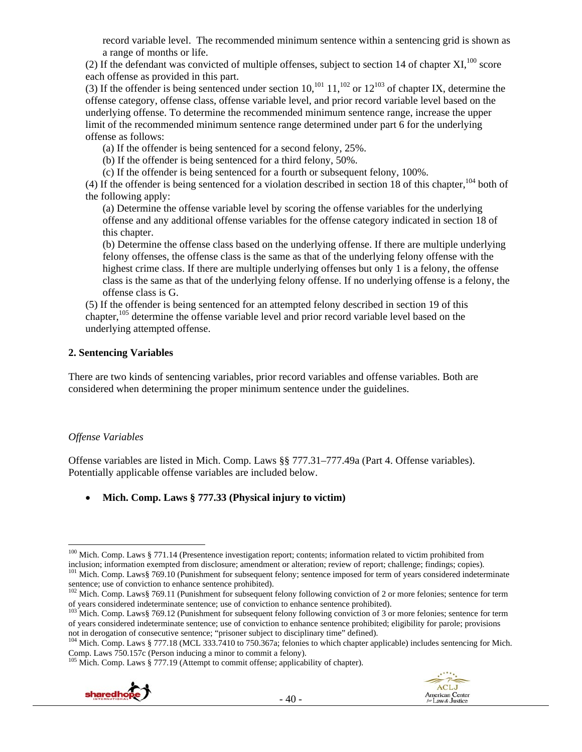record variable level. The recommended minimum sentence within a sentencing grid is shown as a range of months or life.

(2) If the defendant was convicted of multiple offenses, subject to section 14 of chapter XI,[100] score each offense as provided in this part.

(3) If the offender is being sentenced under section 10,[101] 11,[102] or 12[103] of chapter IX, determine the offense category, offense class, offense variable level, and prior record variable level based on the underlying offense. To determine the recommended minimum sentence range, increase the upper limit of the recommended minimum sentence range determined under part 6 for the underlying offense as follows:

(a) If the offender is being sentenced for a second felony, 25%.

(b) If the offender is being sentenced for a third felony, 50%.

(c) If the offender is being sentenced for a fourth or subsequent felony, 100%.

(4) If the offender is being sentenced for a violation described in section 18 of this chapter,[104] both of the following apply:

(a) Determine the offense variable level by scoring the offense variables for the underlying offense and any additional offense variables for the offense category indicated in section 18 of this chapter.

(b) Determine the offense class based on the underlying offense. If there are multiple underlying felony offenses, the offense class is the same as that of the underlying felony offense with the highest crime class. If there are multiple underlying offenses but only 1 is a felony, the offense class is the same as that of the underlying felony offense. If no underlying offense is a felony, the offense class is G.

(5) If the offender is being sentenced for an attempted felony described in section 19 of this chapter,[105] determine the offense variable level and prior record variable level based on the underlying attempted offense.

**2. Sentencing Variables**

There are two kinds of sentencing variables, prior record variables and offense variables. Both are considered when determining the proper minimum sentence under the guidelines.

*Offense Variables*

Offense variables are listed in Mich. Comp. Laws §§ 777.31–777.49a (Part 4. Offense variables). Potentially applicable offense variables are included below.

- **Mich. Comp. Laws § 777.33 (Physical injury to victim)**

---

[100] Mich. Comp. Laws § 771.14 (Presentence investigation report; contents; information related to victim prohibited from inclusion; information exempted from disclosure; amendment or alteration; review of report; challenge; findings; copies).

[101] Mich. Comp. Laws§ 769.10 (Punishment for subsequent felony; sentence imposed for term of years considered indeterminate sentence; use of conviction to enhance sentence prohibited).

[102] Mich. Comp. Laws§ 769.11 (Punishment for subsequent felony following conviction of 2 or more felonies; sentence for term of years considered indeterminate sentence; use of conviction to enhance sentence prohibited).

[103] Mich. Comp. Laws§ 769.12 (Punishment for subsequent felony following conviction of 3 or more felonies; sentence for term of years considered indeterminate sentence; use of conviction to enhance sentence prohibited; eligibility for parole; provisions not in derogation of consecutive sentence; "prisoner subject to disciplinary time" defined).

[104] Mich. Comp. Laws § 777.18 (MCL 333.7410 to 750.367a; felonies to which chapter applicable) includes sentencing for Mich. Comp. Laws 750.157c (Person inducing a minor to commit a felony).

[105] Mich. Comp. Laws § 777.19 (Attempt to commit offense; applicability of chapter).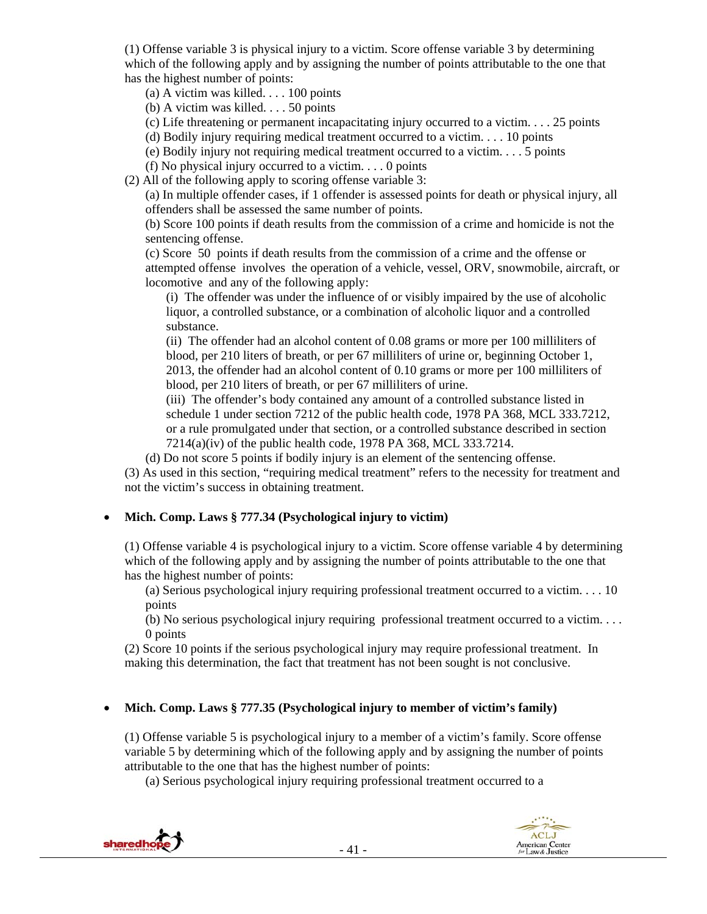(1) Offense variable 3 is physical injury to a victim. Score offense variable 3 by determining which of the following apply and by assigning the number of points attributable to the one that has the highest number of points:

(a) A victim was killed. . . . 100 points
(b) A victim was killed. . . . 50 points
(c) Life threatening or permanent incapacitating injury occurred to a victim. . . . 25 points
(d) Bodily injury requiring medical treatment occurred to a victim. . . . 10 points
(e) Bodily injury not requiring medical treatment occurred to a victim. . . . 5 points
(f) No physical injury occurred to a victim. . . . 0 points

(2) All of the following apply to scoring offense variable 3:

(a) In multiple offender cases, if 1 offender is assessed points for death or physical injury, all offenders shall be assessed the same number of points.
(b) Score 100 points if death results from the commission of a crime and homicide is not the sentencing offense.
(c) Score 50 points if death results from the commission of a crime and the offense or attempted offense involves the operation of a vehicle, vessel, ORV, snowmobile, aircraft, or locomotive and any of the following apply:

(i) The offender was under the influence of or visibly impaired by the use of alcoholic liquor, a controlled substance, or a combination of alcoholic liquor and a controlled substance.
(ii) The offender had an alcohol content of 0.08 grams or more per 100 milliliters of blood, per 210 liters of breath, or per 67 milliliters of urine or, beginning October 1, 2013, the offender had an alcohol content of 0.10 grams or more per 100 milliliters of blood, per 210 liters of breath, or per 67 milliliters of urine.
(iii) The offender's body contained any amount of a controlled substance listed in schedule 1 under section 7212 of the public health code, 1978 PA 368, MCL 333.7212, or a rule promulgated under that section, or a controlled substance described in section 7214(a)(iv) of the public health code, 1978 PA 368, MCL 333.7214.

(d) Do not score 5 points if bodily injury is an element of the sentencing offense.

(3) As used in this section, "requiring medical treatment" refers to the necessity for treatment and not the victim's success in obtaining treatment.

- **Mich. Comp. Laws § 777.34 (Psychological injury to victim)**

(1) Offense variable 4 is psychological injury to a victim. Score offense variable 4 by determining which of the following apply and by assigning the number of points attributable to the one that has the highest number of points:

(a) Serious psychological injury requiring professional treatment occurred to a victim. . . . 10 points
(b) No serious psychological injury requiring professional treatment occurred to a victim. . . . 0 points

(2) Score 10 points if the serious psychological injury may require professional treatment. In making this determination, the fact that treatment has not been sought is not conclusive.

- **Mich. Comp. Laws § 777.35 (Psychological injury to member of victim's family)**

(1) Offense variable 5 is psychological injury to a member of a victim's family. Score offense variable 5 by determining which of the following apply and by assigning the number of points attributable to the one that has the highest number of points:

(a) Serious psychological injury requiring professional treatment occurred to a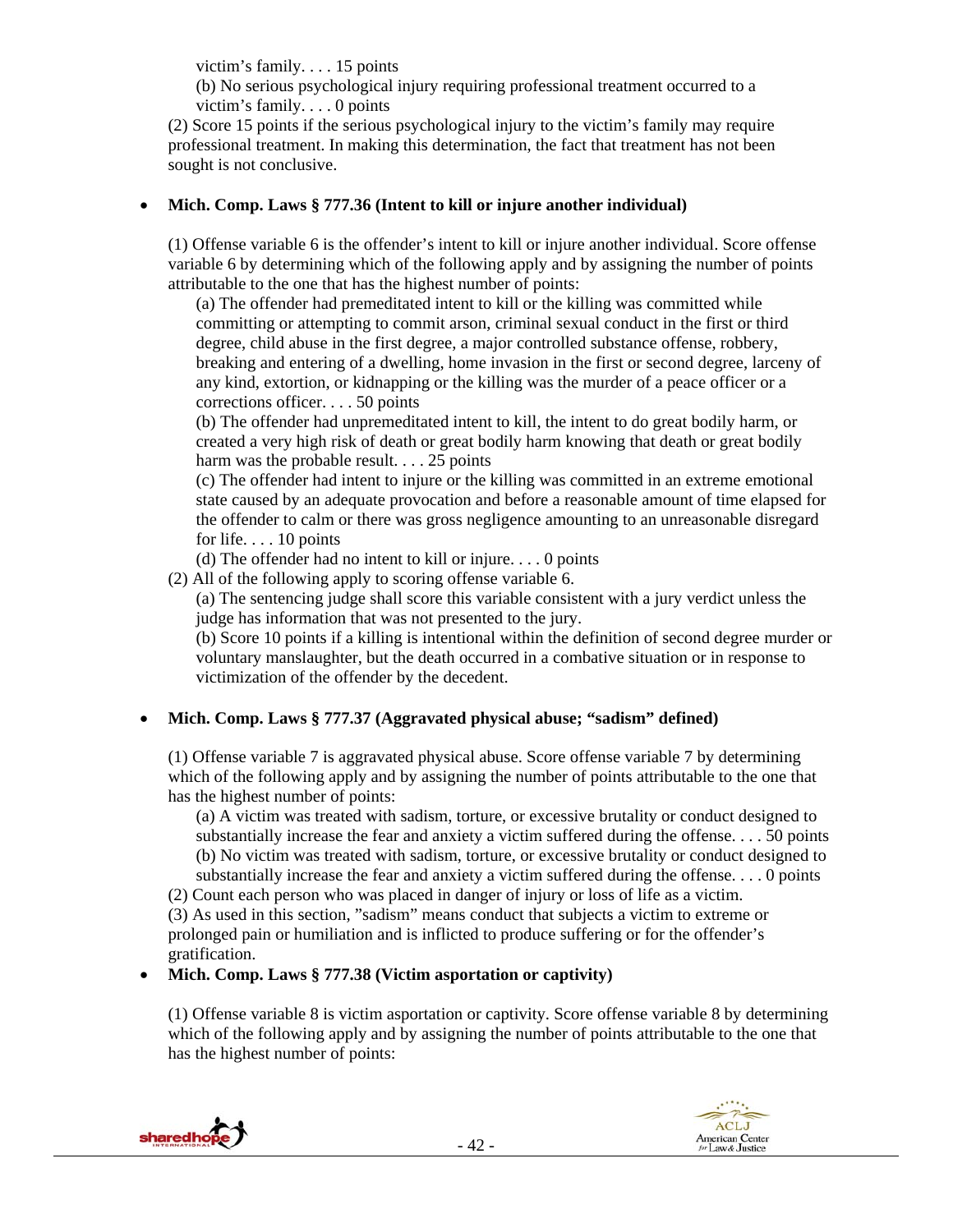victim's family. . . . 15 points
(b) No serious psychological injury requiring professional treatment occurred to a victim's family. . . . 0 points

(2) Score 15 points if the serious psychological injury to the victim's family may require professional treatment. In making this determination, the fact that treatment has not been sought is not conclusive.

- **Mich. Comp. Laws § 777.36 (Intent to kill or injure another individual)**

(1) Offense variable 6 is the offender's intent to kill or injure another individual. Score offense variable 6 by determining which of the following apply and by assigning the number of points attributable to the one that has the highest number of points:

(a) The offender had premeditated intent to kill or the killing was committed while committing or attempting to commit arson, criminal sexual conduct in the first or third degree, child abuse in the first degree, a major controlled substance offense, robbery, breaking and entering of a dwelling, home invasion in the first or second degree, larceny of any kind, extortion, or kidnapping or the killing was the murder of a peace officer or a corrections officer. . . . 50 points
(b) The offender had unpremeditated intent to kill, the intent to do great bodily harm, or created a very high risk of death or great bodily harm knowing that death or great bodily harm was the probable result. . . . 25 points
(c) The offender had intent to injure or the killing was committed in an extreme emotional state caused by an adequate provocation and before a reasonable amount of time elapsed for the offender to calm or there was gross negligence amounting to an unreasonable disregard for life. . . . 10 points
(d) The offender had no intent to kill or injure. . . . 0 points

(2) All of the following apply to scoring offense variable 6.

(a) The sentencing judge shall score this variable consistent with a jury verdict unless the judge has information that was not presented to the jury.
(b) Score 10 points if a killing is intentional within the definition of second degree murder or voluntary manslaughter, but the death occurred in a combative situation or in response to victimization of the offender by the decedent.

- **Mich. Comp. Laws § 777.37 (Aggravated physical abuse; "sadism" defined)**

(1) Offense variable 7 is aggravated physical abuse. Score offense variable 7 by determining which of the following apply and by assigning the number of points attributable to the one that has the highest number of points:

(a) A victim was treated with sadism, torture, or excessive brutality or conduct designed to substantially increase the fear and anxiety a victim suffered during the offense. . . . 50 points
(b) No victim was treated with sadism, torture, or excessive brutality or conduct designed to substantially increase the fear and anxiety a victim suffered during the offense. . . . 0 points

(2) Count each person who was placed in danger of injury or loss of life as a victim.

(3) As used in this section, "sadism" means conduct that subjects a victim to extreme or prolonged pain or humiliation and is inflicted to produce suffering or for the offender's gratification.

- **Mich. Comp. Laws § 777.38 (Victim asportation or captivity)**

(1) Offense variable 8 is victim asportation or captivity. Score offense variable 8 by determining which of the following apply and by assigning the number of points attributable to the one that has the highest number of points: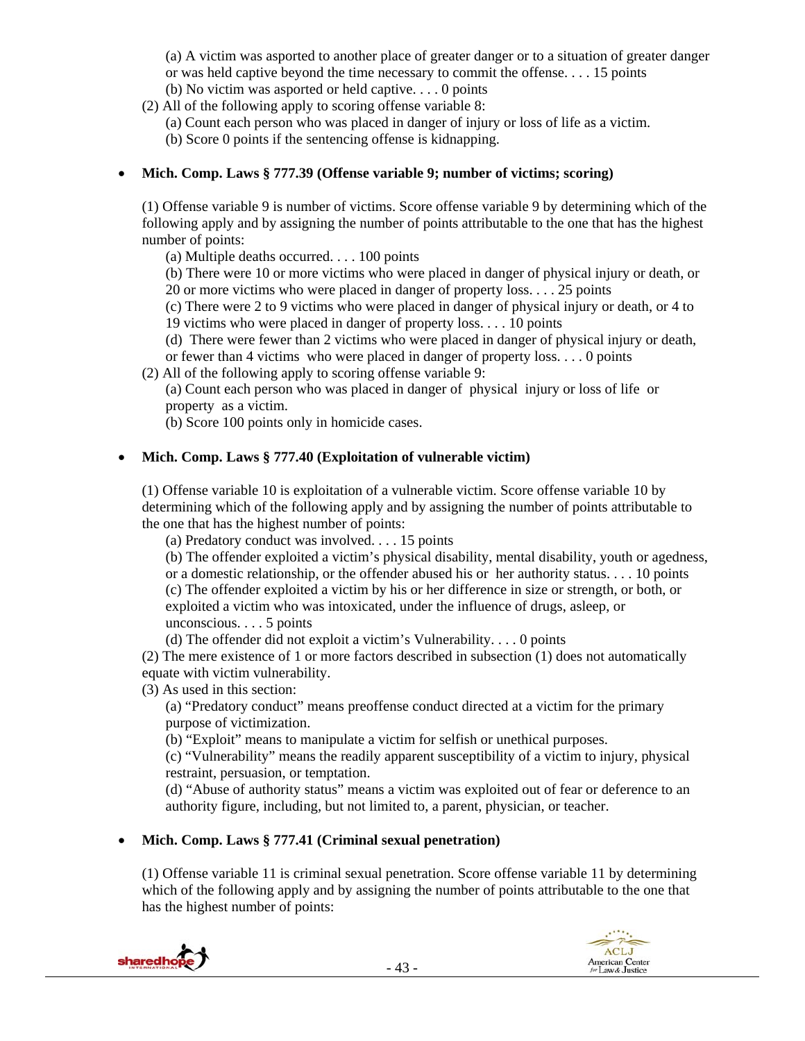(a) A victim was asported to another place of greater danger or to a situation of greater danger or was held captive beyond the time necessary to commit the offense. . . . 15 points

(b) No victim was asported or held captive. . . . 0 points

(2) All of the following apply to scoring offense variable 8:

(a) Count each person who was placed in danger of injury or loss of life as a victim.

(b) Score 0 points if the sentencing offense is kidnapping.

- **Mich. Comp. Laws § 777.39 (Offense variable 9; number of victims; scoring)**

(1) Offense variable 9 is number of victims. Score offense variable 9 by determining which of the following apply and by assigning the number of points attributable to the one that has the highest number of points:

(a) Multiple deaths occurred. . . . 100 points

(b) There were 10 or more victims who were placed in danger of physical injury or death, or 20 or more victims who were placed in danger of property loss. . . . 25 points

(c) There were 2 to 9 victims who were placed in danger of physical injury or death, or 4 to 19 victims who were placed in danger of property loss. . . . 10 points

(d) There were fewer than 2 victims who were placed in danger of physical injury or death, or fewer than 4 victims who were placed in danger of property loss. . . . 0 points

(2) All of the following apply to scoring offense variable 9:

(a) Count each person who was placed in danger of physical injury or loss of life or property as a victim.

(b) Score 100 points only in homicide cases.

- **Mich. Comp. Laws § 777.40 (Exploitation of vulnerable victim)**

(1) Offense variable 10 is exploitation of a vulnerable victim. Score offense variable 10 by determining which of the following apply and by assigning the number of points attributable to the one that has the highest number of points:

(a) Predatory conduct was involved. . . . 15 points

(b) The offender exploited a victim's physical disability, mental disability, youth or agedness, or a domestic relationship, or the offender abused his or her authority status. . . . 10 points

(c) The offender exploited a victim by his or her difference in size or strength, or both, or exploited a victim who was intoxicated, under the influence of drugs, asleep, or unconscious. . . . 5 points

(d) The offender did not exploit a victim's Vulnerability. . . . 0 points

(2) The mere existence of 1 or more factors described in subsection (1) does not automatically equate with victim vulnerability.

(3) As used in this section:

(a) "Predatory conduct" means preoffense conduct directed at a victim for the primary purpose of victimization.

(b) "Exploit" means to manipulate a victim for selfish or unethical purposes.

(c) "Vulnerability" means the readily apparent susceptibility of a victim to injury, physical restraint, persuasion, or temptation.

(d) "Abuse of authority status" means a victim was exploited out of fear or deference to an authority figure, including, but not limited to, a parent, physician, or teacher.

- **Mich. Comp. Laws § 777.41 (Criminal sexual penetration)**

(1) Offense variable 11 is criminal sexual penetration. Score offense variable 11 by determining which of the following apply and by assigning the number of points attributable to the one that has the highest number of points: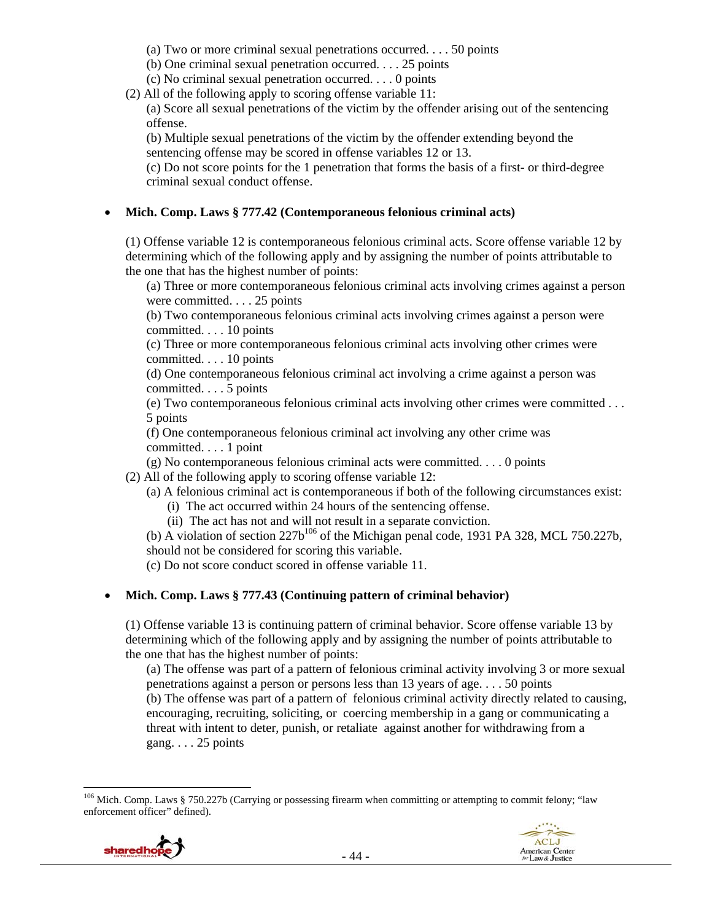(a) Two or more criminal sexual penetrations occurred. . . . 50 points

(b) One criminal sexual penetration occurred. . . . 25 points

(c) No criminal sexual penetration occurred. . . . 0 points

(2) All of the following apply to scoring offense variable 11:

(a) Score all sexual penetrations of the victim by the offender arising out of the sentencing offense.

(b) Multiple sexual penetrations of the victim by the offender extending beyond the sentencing offense may be scored in offense variables 12 or 13.

(c) Do not score points for the 1 penetration that forms the basis of a first- or third-degree criminal sexual conduct offense.

- **Mich. Comp. Laws § 777.42 (Contemporaneous felonious criminal acts)**

(1) Offense variable 12 is contemporaneous felonious criminal acts. Score offense variable 12 by determining which of the following apply and by assigning the number of points attributable to the one that has the highest number of points:

(a) Three or more contemporaneous felonious criminal acts involving crimes against a person were committed. . . . 25 points

(b) Two contemporaneous felonious criminal acts involving crimes against a person were committed. . . . 10 points

(c) Three or more contemporaneous felonious criminal acts involving other crimes were committed. . . . 10 points

(d) One contemporaneous felonious criminal act involving a crime against a person was committed. . . . 5 points

(e) Two contemporaneous felonious criminal acts involving other crimes were committed . . . 5 points

(f) One contemporaneous felonious criminal act involving any other crime was committed. . . . 1 point

(g) No contemporaneous felonious criminal acts were committed. . . . 0 points

(2) All of the following apply to scoring offense variable 12:

(a) A felonious criminal act is contemporaneous if both of the following circumstances exist:

(i) The act occurred within 24 hours of the sentencing offense.

(ii) The act has not and will not result in a separate conviction.

(b) A violation of section 227b[106] of the Michigan penal code, 1931 PA 328, MCL 750.227b, should not be considered for scoring this variable.

(c) Do not score conduct scored in offense variable 11.

- **Mich. Comp. Laws § 777.43 (Continuing pattern of criminal behavior)**

(1) Offense variable 13 is continuing pattern of criminal behavior. Score offense variable 13 by determining which of the following apply and by assigning the number of points attributable to the one that has the highest number of points:

(a) The offense was part of a pattern of felonious criminal activity involving 3 or more sexual penetrations against a person or persons less than 13 years of age. . . . 50 points

(b) The offense was part of a pattern of felonious criminal activity directly related to causing, encouraging, recruiting, soliciting, or coercing membership in a gang or communicating a threat with intent to deter, punish, or retaliate against another for withdrawing from a gang. . . . 25 points

---

[106] Mich. Comp. Laws § 750.227b (Carrying or possessing firearm when committing or attempting to commit felony; "law enforcement officer" defined).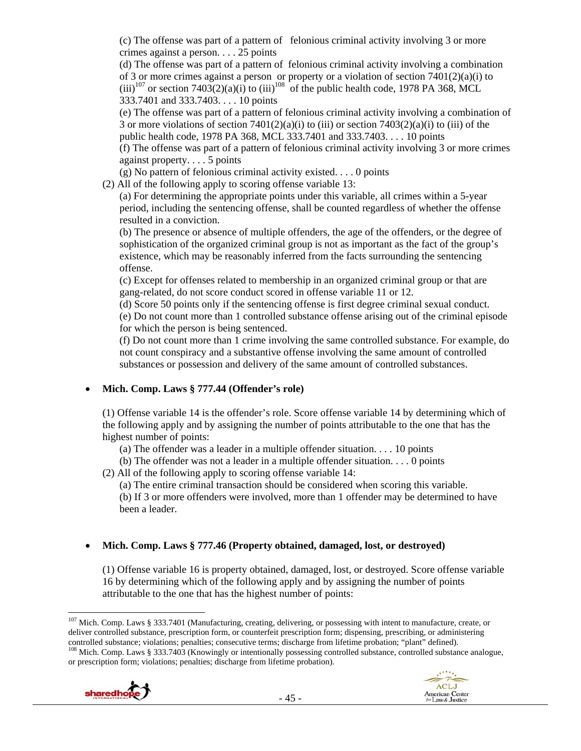(c) The offense was part of a pattern of felonious criminal activity involving 3 or more crimes against a person. . . . 25 points

(d) The offense was part of a pattern of felonious criminal activity involving a combination of 3 or more crimes against a person or property or a violation of section 7401(2)(a)(i) to (iii)[107] or section 7403(2)(a)(i) to (iii)[108] of the public health code, 1978 PA 368, MCL 333.7401 and 333.7403. . . . 10 points

(e) The offense was part of a pattern of felonious criminal activity involving a combination of 3 or more violations of section 7401(2)(a)(i) to (iii) or section 7403(2)(a)(i) to (iii) of the public health code, 1978 PA 368, MCL 333.7401 and 333.7403. . . . 10 points

(f) The offense was part of a pattern of felonious criminal activity involving 3 or more crimes against property. . . . 5 points

(g) No pattern of felonious criminal activity existed. . . . 0 points

(2) All of the following apply to scoring offense variable 13:

(a) For determining the appropriate points under this variable, all crimes within a 5-year period, including the sentencing offense, shall be counted regardless of whether the offense resulted in a conviction.

(b) The presence or absence of multiple offenders, the age of the offenders, or the degree of sophistication of the organized criminal group is not as important as the fact of the group's existence, which may be reasonably inferred from the facts surrounding the sentencing offense.

(c) Except for offenses related to membership in an organized criminal group or that are gang-related, do not score conduct scored in offense variable 11 or 12.

(d) Score 50 points only if the sentencing offense is first degree criminal sexual conduct.

(e) Do not count more than 1 controlled substance offense arising out of the criminal episode for which the person is being sentenced.

(f) Do not count more than 1 crime involving the same controlled substance. For example, do not count conspiracy and a substantive offense involving the same amount of controlled substances or possession and delivery of the same amount of controlled substances.

- **Mich. Comp. Laws § 777.44 (Offender's role)**

(1) Offense variable 14 is the offender's role. Score offense variable 14 by determining which of the following apply and by assigning the number of points attributable to the one that has the highest number of points:

(a) The offender was a leader in a multiple offender situation. . . . 10 points

(b) The offender was not a leader in a multiple offender situation. . . . 0 points

(2) All of the following apply to scoring offense variable 14:

(a) The entire criminal transaction should be considered when scoring this variable.

(b) If 3 or more offenders were involved, more than 1 offender may be determined to have been a leader.

- **Mich. Comp. Laws § 777.46 (Property obtained, damaged, lost, or destroyed)**

(1) Offense variable 16 is property obtained, damaged, lost, or destroyed. Score offense variable 16 by determining which of the following apply and by assigning the number of points attributable to the one that has the highest number of points:

[107] Mich. Comp. Laws § 333.7401 (Manufacturing, creating, delivering, or possessing with intent to manufacture, create, or deliver controlled substance, prescription form, or counterfeit prescription form; dispensing, prescribing, or administering controlled substance; violations; penalties; consecutive terms; discharge from lifetime probation; "plant" defined).

[108] Mich. Comp. Laws § 333.7403 (Knowingly or intentionally possessing controlled substance, controlled substance analogue, or prescription form; violations; penalties; discharge from lifetime probation).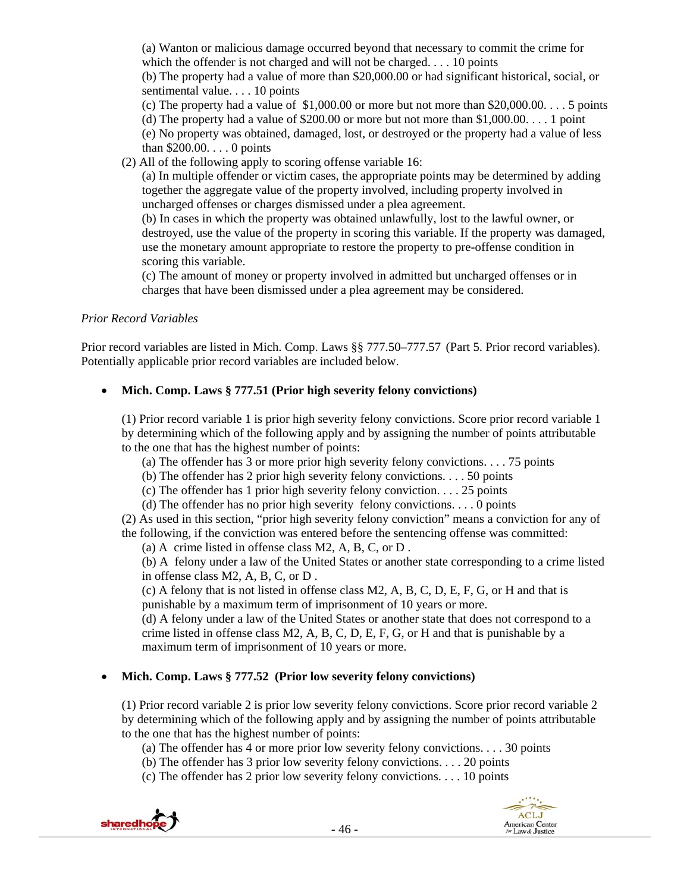(a) Wanton or malicious damage occurred beyond that necessary to commit the crime for which the offender is not charged and will not be charged. . . . 10 points

(b) The property had a value of more than $20,000.00 or had significant historical, social, or sentimental value. . . . 10 points

(c) The property had a value of $1,000.00 or more but not more than $20,000.00. . . . 5 points

(d) The property had a value of $200.00 or more but not more than $1,000.00. . . . 1 point

(e) No property was obtained, damaged, lost, or destroyed or the property had a value of less than $200.00. . . . 0 points

(2) All of the following apply to scoring offense variable 16:

(a) In multiple offender or victim cases, the appropriate points may be determined by adding together the aggregate value of the property involved, including property involved in uncharged offenses or charges dismissed under a plea agreement.

(b) In cases in which the property was obtained unlawfully, lost to the lawful owner, or destroyed, use the value of the property in scoring this variable. If the property was damaged, use the monetary amount appropriate to restore the property to pre-offense condition in scoring this variable.

(c) The amount of money or property involved in admitted but uncharged offenses or in charges that have been dismissed under a plea agreement may be considered.

*Prior Record Variables*

Prior record variables are listed in Mich. Comp. Laws §§ 777.50–777.57 (Part 5. Prior record variables). Potentially applicable prior record variables are included below.

- **Mich. Comp. Laws § 777.51 (Prior high severity felony convictions)**

(1) Prior record variable 1 is prior high severity felony convictions. Score prior record variable 1 by determining which of the following apply and by assigning the number of points attributable to the one that has the highest number of points:

(a) The offender has 3 or more prior high severity felony convictions. . . . 75 points

(b) The offender has 2 prior high severity felony convictions. . . . 50 points

(c) The offender has 1 prior high severity felony conviction. . . . 25 points

(d) The offender has no prior high severity felony convictions. . . . 0 points

(2) As used in this section, "prior high severity felony conviction" means a conviction for any of the following, if the conviction was entered before the sentencing offense was committed:

(a) A crime listed in offense class M2, A, B, C, or D .

(b) A felony under a law of the United States or another state corresponding to a crime listed in offense class M2, A, B, C, or D .

(c) A felony that is not listed in offense class M2, A, B, C, D, E, F, G, or H and that is punishable by a maximum term of imprisonment of 10 years or more.

(d) A felony under a law of the United States or another state that does not correspond to a crime listed in offense class M2, A, B, C, D, E, F, G, or H and that is punishable by a maximum term of imprisonment of 10 years or more.

- **Mich. Comp. Laws § 777.52 (Prior low severity felony convictions)**

(1) Prior record variable 2 is prior low severity felony convictions. Score prior record variable 2 by determining which of the following apply and by assigning the number of points attributable to the one that has the highest number of points:

(a) The offender has 4 or more prior low severity felony convictions. . . . 30 points

(b) The offender has 3 prior low severity felony convictions. . . . 20 points

(c) The offender has 2 prior low severity felony convictions. . . . 10 points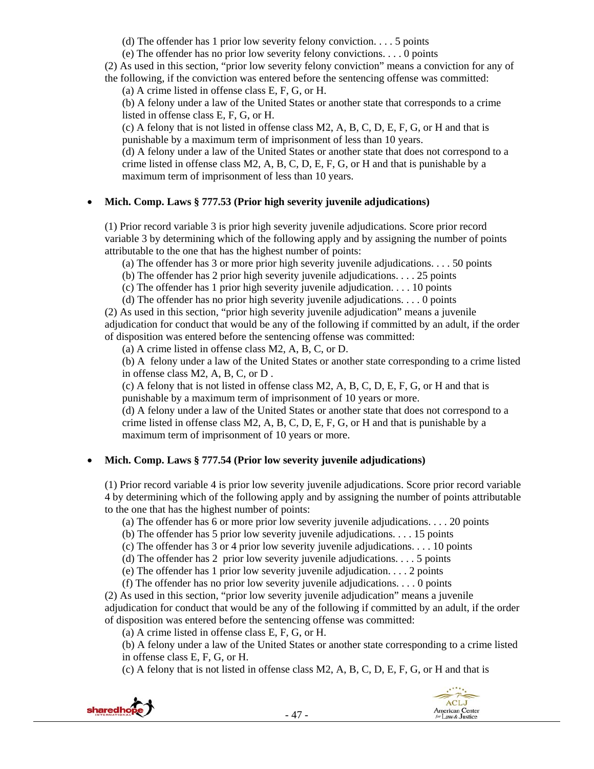(d) The offender has 1 prior low severity felony conviction. . . . 5 points

(e) The offender has no prior low severity felony convictions. . . . 0 points

(2) As used in this section, "prior low severity felony conviction" means a conviction for any of the following, if the conviction was entered before the sentencing offense was committed:

(a) A crime listed in offense class E, F, G, or H.

(b) A felony under a law of the United States or another state that corresponds to a crime listed in offense class E, F, G, or H.

(c) A felony that is not listed in offense class M2, A, B, C, D, E, F, G, or H and that is punishable by a maximum term of imprisonment of less than 10 years.

(d) A felony under a law of the United States or another state that does not correspond to a crime listed in offense class M2, A, B, C, D, E, F, G, or H and that is punishable by a maximum term of imprisonment of less than 10 years.

- **Mich. Comp. Laws § 777.53 (Prior high severity juvenile adjudications)**

(1) Prior record variable 3 is prior high severity juvenile adjudications. Score prior record variable 3 by determining which of the following apply and by assigning the number of points attributable to the one that has the highest number of points:

(a) The offender has 3 or more prior high severity juvenile adjudications. . . . 50 points

(b) The offender has 2 prior high severity juvenile adjudications. . . . 25 points

(c) The offender has 1 prior high severity juvenile adjudication. . . . 10 points

(d) The offender has no prior high severity juvenile adjudications. . . . 0 points

(2) As used in this section, "prior high severity juvenile adjudication" means a juvenile adjudication for conduct that would be any of the following if committed by an adult, if the order of disposition was entered before the sentencing offense was committed:

(a) A crime listed in offense class M2, A, B, C, or D.

(b) A felony under a law of the United States or another state corresponding to a crime listed in offense class M2, A, B, C, or D .

(c) A felony that is not listed in offense class M2, A, B, C, D, E, F, G, or H and that is punishable by a maximum term of imprisonment of 10 years or more.

(d) A felony under a law of the United States or another state that does not correspond to a crime listed in offense class M2, A, B, C, D, E, F, G, or H and that is punishable by a maximum term of imprisonment of 10 years or more.

- **Mich. Comp. Laws § 777.54 (Prior low severity juvenile adjudications)**

(1) Prior record variable 4 is prior low severity juvenile adjudications. Score prior record variable 4 by determining which of the following apply and by assigning the number of points attributable to the one that has the highest number of points:

(a) The offender has 6 or more prior low severity juvenile adjudications. . . . 20 points

(b) The offender has 5 prior low severity juvenile adjudications. . . . 15 points

(c) The offender has 3 or 4 prior low severity juvenile adjudications. . . . 10 points

(d) The offender has 2 prior low severity juvenile adjudications. . . . 5 points

(e) The offender has 1 prior low severity juvenile adjudication. . . . 2 points

(f) The offender has no prior low severity juvenile adjudications. . . . 0 points

(2) As used in this section, "prior low severity juvenile adjudication" means a juvenile adjudication for conduct that would be any of the following if committed by an adult, if the order of disposition was entered before the sentencing offense was committed:

(a) A crime listed in offense class E, F, G, or H.

(b) A felony under a law of the United States or another state corresponding to a crime listed in offense class E, F, G, or H.

(c) A felony that is not listed in offense class M2, A, B, C, D, E, F, G, or H and that is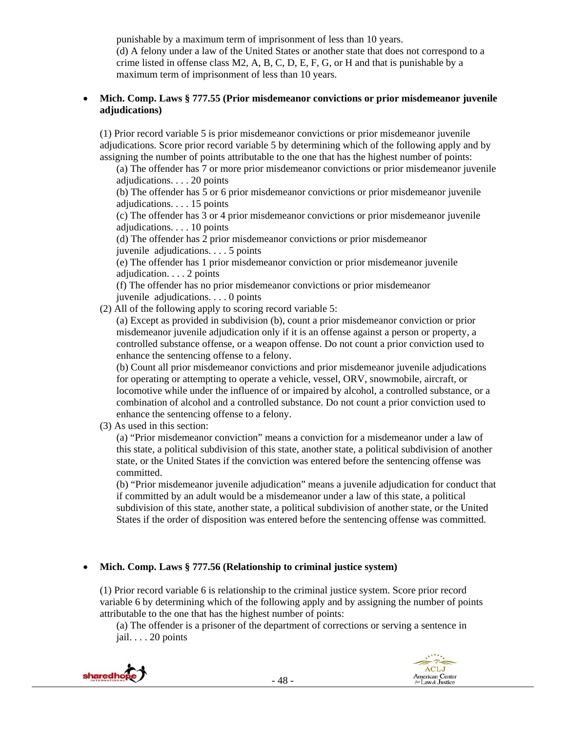punishable by a maximum term of imprisonment of less than 10 years.
(d) A felony under a law of the United States or another state that does not correspond to a crime listed in offense class M2, A, B, C, D, E, F, G, or H and that is punishable by a maximum term of imprisonment of less than 10 years.

- **Mich. Comp. Laws § 777.55 (Prior misdemeanor convictions or prior misdemeanor juvenile adjudications)**

(1) Prior record variable 5 is prior misdemeanor convictions or prior misdemeanor juvenile adjudications. Score prior record variable 5 by determining which of the following apply and by assigning the number of points attributable to the one that has the highest number of points:

(a) The offender has 7 or more prior misdemeanor convictions or prior misdemeanor juvenile adjudications. . . . 20 points
(b) The offender has 5 or 6 prior misdemeanor convictions or prior misdemeanor juvenile adjudications. . . . 15 points
(c) The offender has 3 or 4 prior misdemeanor convictions or prior misdemeanor juvenile adjudications. . . . 10 points
(d) The offender has 2 prior misdemeanor convictions or prior misdemeanor juvenile adjudications. . . . 5 points
(e) The offender has 1 prior misdemeanor conviction or prior misdemeanor juvenile adjudication. . . . 2 points
(f) The offender has no prior misdemeanor convictions or prior misdemeanor juvenile adjudications. . . . 0 points

(2) All of the following apply to scoring record variable 5:

(a) Except as provided in subdivision (b), count a prior misdemeanor conviction or prior misdemeanor juvenile adjudication only if it is an offense against a person or property, a controlled substance offense, or a weapon offense. Do not count a prior conviction used to enhance the sentencing offense to a felony.
(b) Count all prior misdemeanor convictions and prior misdemeanor juvenile adjudications for operating or attempting to operate a vehicle, vessel, ORV, snowmobile, aircraft, or locomotive while under the influence of or impaired by alcohol, a controlled substance, or a combination of alcohol and a controlled substance. Do not count a prior conviction used to enhance the sentencing offense to a felony.

(3) As used in this section:

(a) "Prior misdemeanor conviction" means a conviction for a misdemeanor under a law of this state, a political subdivision of this state, another state, a political subdivision of another state, or the United States if the conviction was entered before the sentencing offense was committed.
(b) "Prior misdemeanor juvenile adjudication" means a juvenile adjudication for conduct that if committed by an adult would be a misdemeanor under a law of this state, a political subdivision of this state, another state, a political subdivision of another state, or the United States if the order of disposition was entered before the sentencing offense was committed.

- **Mich. Comp. Laws § 777.56 (Relationship to criminal justice system)**

(1) Prior record variable 6 is relationship to the criminal justice system. Score prior record variable 6 by determining which of the following apply and by assigning the number of points attributable to the one that has the highest number of points:

(a) The offender is a prisoner of the department of corrections or serving a sentence in jail. . . . 20 points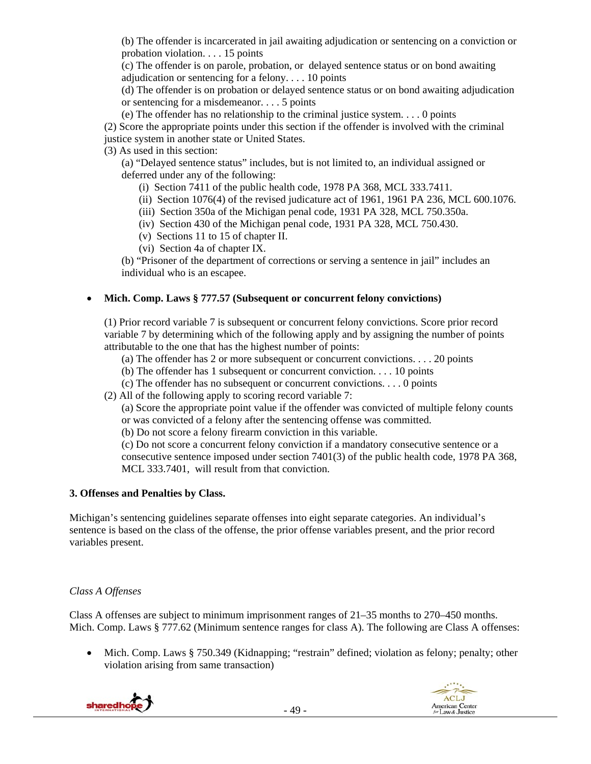(b) The offender is incarcerated in jail awaiting adjudication or sentencing on a conviction or probation violation. . . . 15 points

(c) The offender is on parole, probation, or delayed sentence status or on bond awaiting adjudication or sentencing for a felony. . . . 10 points

(d) The offender is on probation or delayed sentence status or on bond awaiting adjudication or sentencing for a misdemeanor. . . . 5 points

(e) The offender has no relationship to the criminal justice system. . . . 0 points

(2) Score the appropriate points under this section if the offender is involved with the criminal justice system in another state or United States.

(3) As used in this section:

(a) "Delayed sentence status" includes, but is not limited to, an individual assigned or deferred under any of the following:

(i) Section 7411 of the public health code, 1978 PA 368, MCL 333.7411.

(ii) Section 1076(4) of the revised judicature act of 1961, 1961 PA 236, MCL 600.1076.

(iii) Section 350a of the Michigan penal code, 1931 PA 328, MCL 750.350a.

(iv) Section 430 of the Michigan penal code, 1931 PA 328, MCL 750.430.

(v) Sections 11 to 15 of chapter II.

(vi) Section 4a of chapter IX.

(b) "Prisoner of the department of corrections or serving a sentence in jail" includes an individual who is an escapee.

- **Mich. Comp. Laws § 777.57 (Subsequent or concurrent felony convictions)**

(1) Prior record variable 7 is subsequent or concurrent felony convictions. Score prior record variable 7 by determining which of the following apply and by assigning the number of points attributable to the one that has the highest number of points:

(a) The offender has 2 or more subsequent or concurrent convictions. . . . 20 points

(b) The offender has 1 subsequent or concurrent conviction. . . . 10 points

(c) The offender has no subsequent or concurrent convictions. . . . 0 points

(2) All of the following apply to scoring record variable 7:

(a) Score the appropriate point value if the offender was convicted of multiple felony counts or was convicted of a felony after the sentencing offense was committed.

(b) Do not score a felony firearm conviction in this variable.

(c) Do not score a concurrent felony conviction if a mandatory consecutive sentence or a consecutive sentence imposed under section 7401(3) of the public health code, 1978 PA 368, MCL 333.7401, will result from that conviction.

**3. Offenses and Penalties by Class.**

Michigan's sentencing guidelines separate offenses into eight separate categories. An individual's sentence is based on the class of the offense, the prior offense variables present, and the prior record variables present.

*Class A Offenses*

Class A offenses are subject to minimum imprisonment ranges of 21–35 months to 270–450 months. Mich. Comp. Laws § 777.62 (Minimum sentence ranges for class A). The following are Class A offenses:

- Mich. Comp. Laws § 750.349 (Kidnapping; "restrain" defined; violation as felony; penalty; other violation arising from same transaction)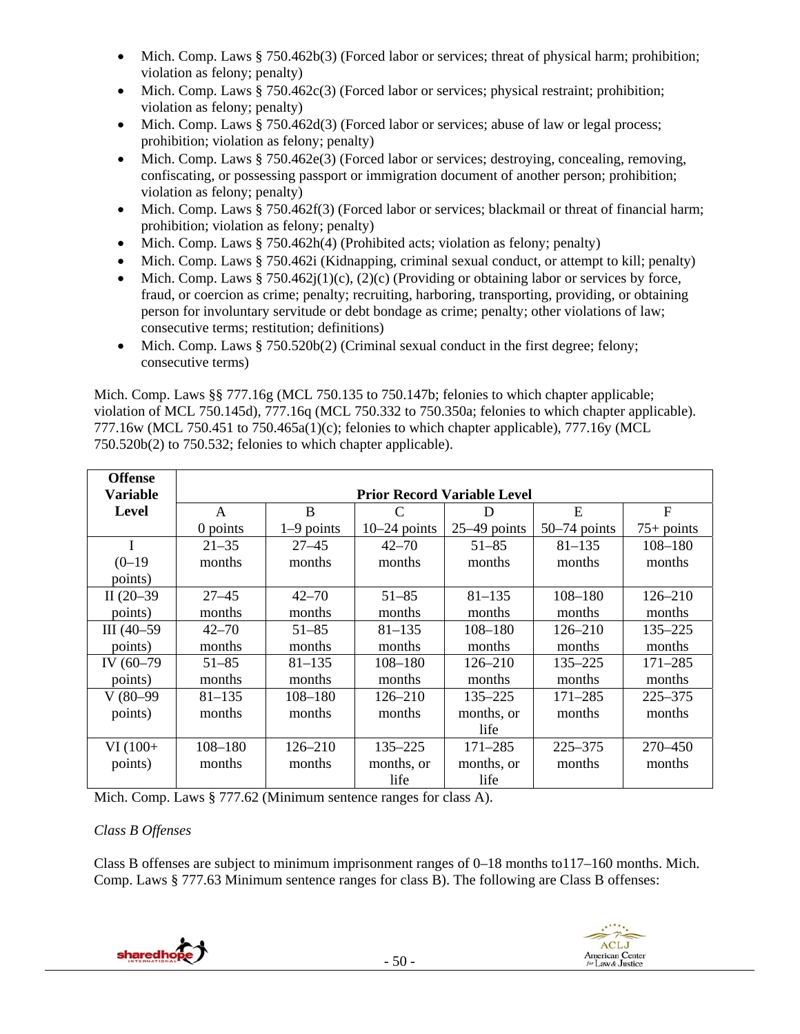- Mich. Comp. Laws § 750.462b(3) (Forced labor or services; threat of physical harm; prohibition; violation as felony; penalty)
- Mich. Comp. Laws § 750.462c(3) (Forced labor or services; physical restraint; prohibition; violation as felony; penalty)
- Mich. Comp. Laws § 750.462d(3) (Forced labor or services; abuse of law or legal process; prohibition; violation as felony; penalty)
- Mich. Comp. Laws § 750.462e(3) (Forced labor or services; destroying, concealing, removing, confiscating, or possessing passport or immigration document of another person; prohibition; violation as felony; penalty)
- Mich. Comp. Laws § 750.462f(3) (Forced labor or services; blackmail or threat of financial harm; prohibition; violation as felony; penalty)
- Mich. Comp. Laws § 750.462h(4) (Prohibited acts; violation as felony; penalty)
- Mich. Comp. Laws § 750.462i (Kidnapping, criminal sexual conduct, or attempt to kill; penalty)
- Mich. Comp. Laws § 750.462j(1)(c), (2)(c) (Providing or obtaining labor or services by force, fraud, or coercion as crime; penalty; recruiting, harboring, transporting, providing, or obtaining person for involuntary servitude or debt bondage as crime; penalty; other violations of law; consecutive terms; restitution; definitions)
- Mich. Comp. Laws § 750.520b(2) (Criminal sexual conduct in the first degree; felony; consecutive terms)

Mich. Comp. Laws §§ 777.16g (MCL 750.135 to 750.147b; felonies to which chapter applicable; violation of MCL 750.145d), 777.16q (MCL 750.332 to 750.350a; felonies to which chapter applicable). 777.16w (MCL 750.451 to 750.465a(1)(c); felonies to which chapter applicable), 777.16y (MCL 750.520b(2) to 750.532; felonies to which chapter applicable).

| Offense Variable Level | Prior Record Variable Level | | | | | |
|---|---|---|---|---|---|---|
| | A<br>0 points | B<br>1–9 points | C<br>10–24 points | D<br>25–49 points | E<br>50–74 points | F<br>75+ points |
| I<br>(0–19 points) | 21–35 months | 27–45 months | 42–70 months | 51–85 months | 81–135 months | 108–180 months |
| II (20–39 points) | 27–45 months | 42–70 months | 51–85 months | 81–135 months | 108–180 months | 126–210 months |
| III (40–59 points) | 42–70 months | 51–85 months | 81–135 months | 108–180 months | 126–210 months | 135–225 months |
| IV (60–79 points) | 51–85 months | 81–135 months | 108–180 months | 126–210 months | 135–225 months | 171–285 months |
| V (80–99 points) | 81–135 months | 108–180 months | 126–210 months | 135–225 months, or life | 171–285 months | 225–375 months |
| VI (100+ points) | 108–180 months | 126–210 months | 135–225 months, or life | 171–285 months, or life | 225–375 months | 270–450 months |

Mich. Comp. Laws § 777.62 (Minimum sentence ranges for class A).

*Class B Offenses*

Class B offenses are subject to minimum imprisonment ranges of 0–18 months to117–160 months. Mich. Comp. Laws § 777.63 Minimum sentence ranges for class B). The following are Class B offenses: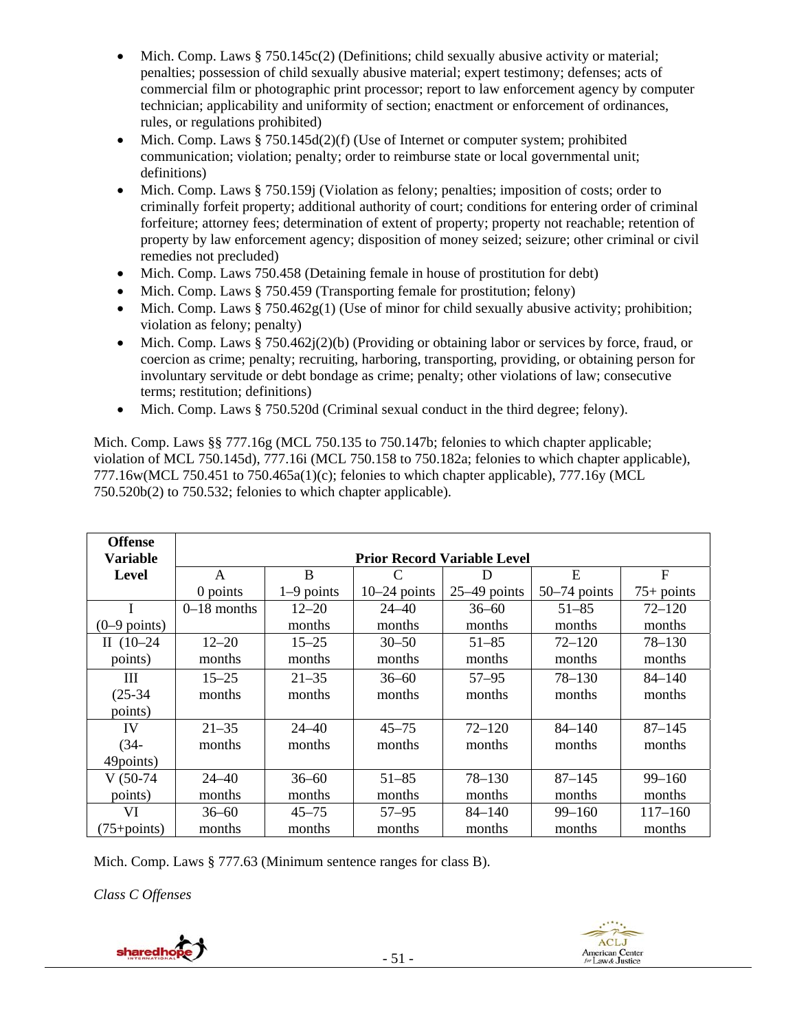- Mich. Comp. Laws § 750.145c(2) (Definitions; child sexually abusive activity or material; penalties; possession of child sexually abusive material; expert testimony; defenses; acts of commercial film or photographic print processor; report to law enforcement agency by computer technician; applicability and uniformity of section; enactment or enforcement of ordinances, rules, or regulations prohibited)
- Mich. Comp. Laws § 750.145d(2)(f) (Use of Internet or computer system; prohibited communication; violation; penalty; order to reimburse state or local governmental unit; definitions)
- Mich. Comp. Laws § 750.159j (Violation as felony; penalties; imposition of costs; order to criminally forfeit property; additional authority of court; conditions for entering order of criminal forfeiture; attorney fees; determination of extent of property; property not reachable; retention of property by law enforcement agency; disposition of money seized; seizure; other criminal or civil remedies not precluded)
- Mich. Comp. Laws 750.458 (Detaining female in house of prostitution for debt)
- Mich. Comp. Laws § 750.459 (Transporting female for prostitution; felony)
- Mich. Comp. Laws § 750.462g(1) (Use of minor for child sexually abusive activity; prohibition; violation as felony; penalty)
- Mich. Comp. Laws § 750.462j(2)(b) (Providing or obtaining labor or services by force, fraud, or coercion as crime; penalty; recruiting, harboring, transporting, providing, or obtaining person for involuntary servitude or debt bondage as crime; penalty; other violations of law; consecutive terms; restitution; definitions)
- Mich. Comp. Laws § 750.520d (Criminal sexual conduct in the third degree; felony).

Mich. Comp. Laws §§ 777.16g (MCL 750.135 to 750.147b; felonies to which chapter applicable; violation of MCL 750.145d), 777.16i (MCL 750.158 to 750.182a; felonies to which chapter applicable), 777.16w(MCL 750.451 to 750.465a(1)(c); felonies to which chapter applicable), 777.16y (MCL 750.520b(2) to 750.532; felonies to which chapter applicable).

| Offense Variable Level | Prior Record Variable Level | | | | | |
|---|---|---|---|---|---|---|
| | A<br>0 points | B<br>1–9 points | C<br>10–24 points | D<br>25–49 points | E<br>50–74 points | F<br>75+ points |
| I<br>(0–9 points) | 0–18 months | 12–20 months | 24–40 months | 36–60 months | 51–85 months | 72–120 months |
| II (10–24 points) | 12–20 months | 15–25 months | 30–50 months | 51–85 months | 72–120 months | 78–130 months |
| III<br>(25-34 points) | 15–25 months | 21–35 months | 36–60 months | 57–95 months | 78–130 months | 84–140 months |
| IV<br>(34-49points) | 21–35 months | 24–40 months | 45–75 months | 72–120 months | 84–140 months | 87–145 months |
| V (50-74 points) | 24–40 months | 36–60 months | 51–85 months | 78–130 months | 87–145 months | 99–160 months |
| VI<br>(75+points) | 36–60 months | 45–75 months | 57–95 months | 84–140 months | 99–160 months | 117–160 months |

Mich. Comp. Laws § 777.63 (Minimum sentence ranges for class B).

*Class C Offenses*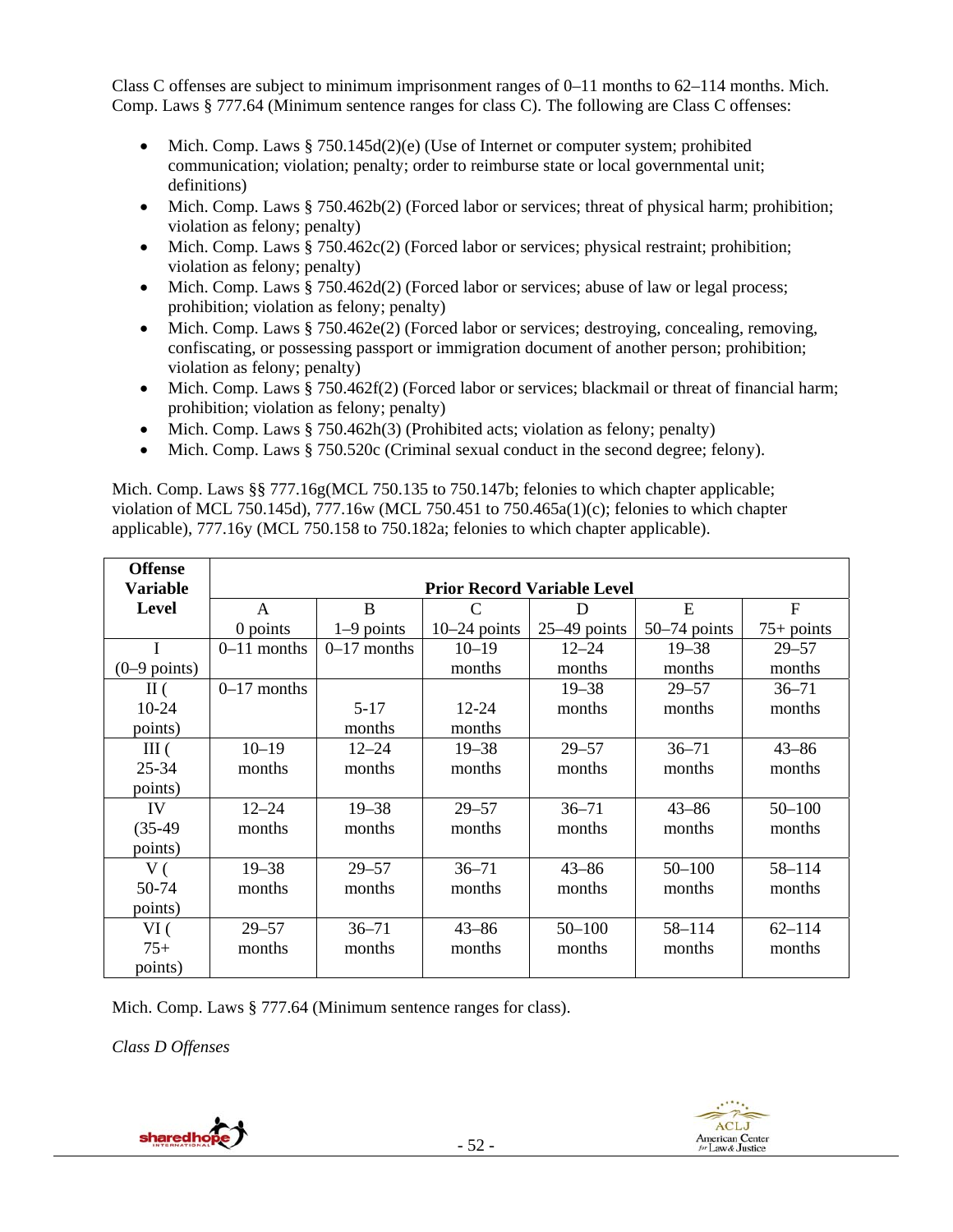Class C offenses are subject to minimum imprisonment ranges of 0–11 months to 62–114 months. Mich. Comp. Laws § 777.64 (Minimum sentence ranges for class C). The following are Class C offenses:

- Mich. Comp. Laws § 750.145d(2)(e) (Use of Internet or computer system; prohibited communication; violation; penalty; order to reimburse state or local governmental unit; definitions)
- Mich. Comp. Laws § 750.462b(2) (Forced labor or services; threat of physical harm; prohibition; violation as felony; penalty)
- Mich. Comp. Laws § 750.462c(2) (Forced labor or services; physical restraint; prohibition; violation as felony; penalty)
- Mich. Comp. Laws § 750.462d(2) (Forced labor or services; abuse of law or legal process; prohibition; violation as felony; penalty)
- Mich. Comp. Laws § 750.462e(2) (Forced labor or services; destroying, concealing, removing, confiscating, or possessing passport or immigration document of another person; prohibition; violation as felony; penalty)
- Mich. Comp. Laws § 750.462f(2) (Forced labor or services; blackmail or threat of financial harm; prohibition; violation as felony; penalty)
- Mich. Comp. Laws § 750.462h(3) (Prohibited acts; violation as felony; penalty)
- Mich. Comp. Laws § 750.520c (Criminal sexual conduct in the second degree; felony).

Mich. Comp. Laws §§ 777.16g(MCL 750.135 to 750.147b; felonies to which chapter applicable; violation of MCL 750.145d), 777.16w (MCL 750.451 to 750.465a(1)(c); felonies to which chapter applicable), 777.16y (MCL 750.158 to 750.182a; felonies to which chapter applicable).

| Offense Variable Level | Prior Record Variable Level | | | | | |
|---|---|---|---|---|---|---|
| | A 0 points | B 1–9 points | C 10–24 points | D 25–49 points | E 50–74 points | F 75+ points |
| I (0–9 points) | 0–11 months | 0–17 months | 10–19 months | 12–24 months | 19–38 months | 29–57 months |
| II ( 10-24 points) | 0–17 months | 5-17 months | 12-24 months | 19–38 months | 29–57 months | 36–71 months |
| III ( 25-34 points) | 10–19 months | 12–24 months | 19–38 months | 29–57 months | 36–71 months | 43–86 months |
| IV (35-49 points) | 12–24 months | 19–38 months | 29–57 months | 36–71 months | 43–86 months | 50–100 months |
| V ( 50-74 points) | 19–38 months | 29–57 months | 36–71 months | 43–86 months | 50–100 months | 58–114 months |
| VI ( 75+ points) | 29–57 months | 36–71 months | 43–86 months | 50–100 months | 58–114 months | 62–114 months |

Mich. Comp. Laws § 777.64 (Minimum sentence ranges for class).

*Class D Offenses*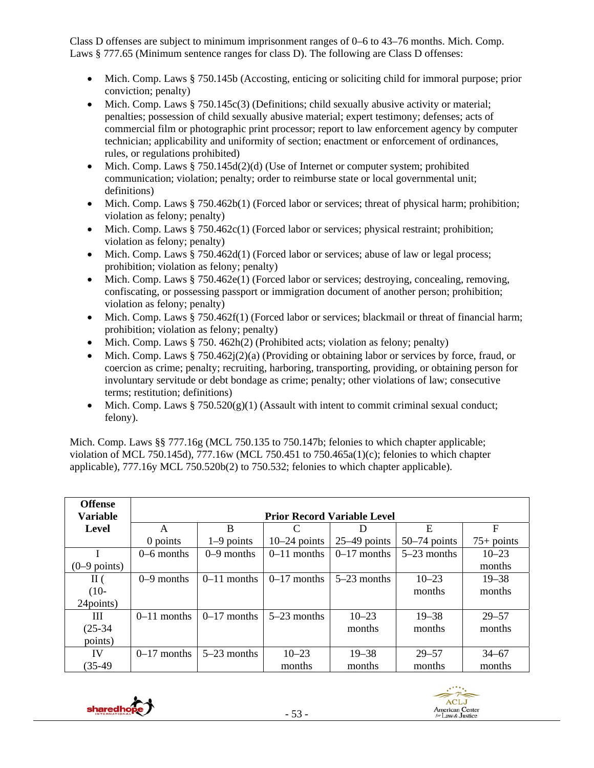Class D offenses are subject to minimum imprisonment ranges of 0–6 to 43–76 months. Mich. Comp. Laws § 777.65 (Minimum sentence ranges for class D). The following are Class D offenses:

- Mich. Comp. Laws § 750.145b (Accosting, enticing or soliciting child for immoral purpose; prior conviction; penalty)
- Mich. Comp. Laws § 750.145c(3) (Definitions; child sexually abusive activity or material; penalties; possession of child sexually abusive material; expert testimony; defenses; acts of commercial film or photographic print processor; report to law enforcement agency by computer technician; applicability and uniformity of section; enactment or enforcement of ordinances, rules, or regulations prohibited)
- Mich. Comp. Laws § 750.145d(2)(d) (Use of Internet or computer system; prohibited communication; violation; penalty; order to reimburse state or local governmental unit; definitions)
- Mich. Comp. Laws § 750.462b(1) (Forced labor or services; threat of physical harm; prohibition; violation as felony; penalty)
- Mich. Comp. Laws § 750.462c(1) (Forced labor or services; physical restraint; prohibition; violation as felony; penalty)
- Mich. Comp. Laws § 750.462d(1) (Forced labor or services; abuse of law or legal process; prohibition; violation as felony; penalty)
- Mich. Comp. Laws § 750.462e(1) (Forced labor or services; destroying, concealing, removing, confiscating, or possessing passport or immigration document of another person; prohibition; violation as felony; penalty)
- Mich. Comp. Laws § 750.462f(1) (Forced labor or services; blackmail or threat of financial harm; prohibition; violation as felony; penalty)
- Mich. Comp. Laws § 750. 462h(2) (Prohibited acts; violation as felony; penalty)
- Mich. Comp. Laws § 750.462j(2)(a) (Providing or obtaining labor or services by force, fraud, or coercion as crime; penalty; recruiting, harboring, transporting, providing, or obtaining person for involuntary servitude or debt bondage as crime; penalty; other violations of law; consecutive terms; restitution; definitions)
- Mich. Comp. Laws § 750.520(g)(1) (Assault with intent to commit criminal sexual conduct; felony).

Mich. Comp. Laws §§ 777.16g (MCL 750.135 to 750.147b; felonies to which chapter applicable; violation of MCL 750.145d), 777.16w (MCL 750.451 to 750.465a(1)(c); felonies to which chapter applicable), 777.16y MCL 750.520b(2) to 750.532; felonies to which chapter applicable).

| Offense Variable Level | Prior Record Variable Level | | | | | |
|---|---|---|---|---|---|---|
| | A<br>0 points | B<br>1–9 points | C<br>10–24 points | D<br>25–49 points | E<br>50–74 points | F<br>75+ points |
| I<br>(0–9 points) | 0–6 months | 0–9 months | 0–11 months | 0–17 months | 5–23 months | 10–23 months |
| II (10-24points) | 0–9 months | 0–11 months | 0–17 months | 5–23 months | 10–23 months | 19–38 months |
| III<br>(25-34 points) | 0–11 months | 0–17 months | 5–23 months | 10–23 months | 19–38 months | 29–57 months |
| IV<br>(35-49 | 0–17 months | 5–23 months | 10–23 months | 19–38 months | 29–57 months | 34–67 months |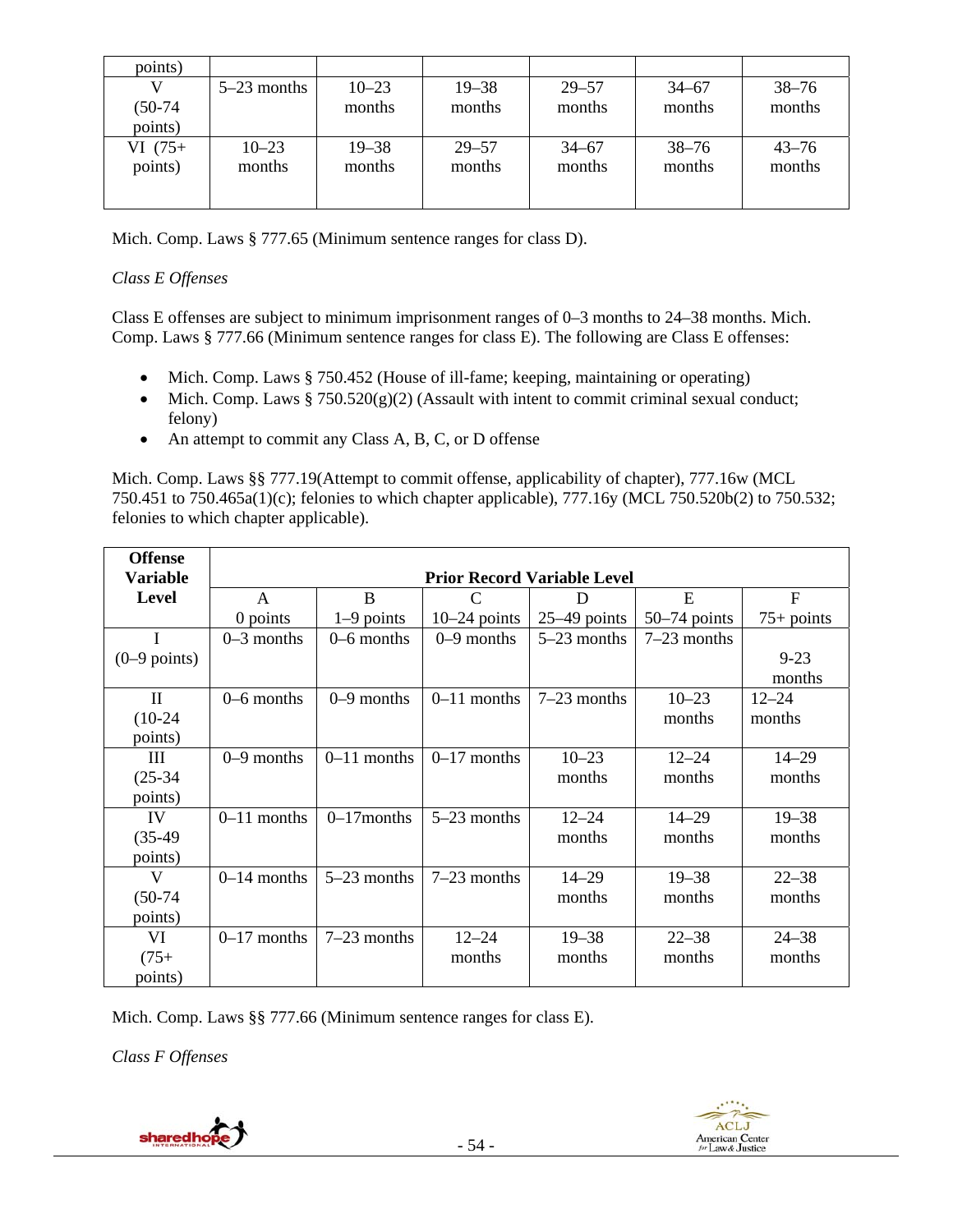| points) | | | | | | |
|---|---|---|---|---|---|---|
| V (50-74 points) | 5–23 months | 10–23 months | 19–38 months | 29–57 months | 34–67 months | 38–76 months |
| VI (75+ points) | 10–23 months | 19–38 months | 29–57 months | 34–67 months | 38–76 months | 43–76 months |

Mich. Comp. Laws § 777.65 (Minimum sentence ranges for class D).

*Class E Offenses*

Class E offenses are subject to minimum imprisonment ranges of 0–3 months to 24–38 months. Mich. Comp. Laws § 777.66 (Minimum sentence ranges for class E). The following are Class E offenses:

- Mich. Comp. Laws § 750.452 (House of ill-fame; keeping, maintaining or operating)
- Mich. Comp. Laws § 750.520(g)(2) (Assault with intent to commit criminal sexual conduct; felony)
- An attempt to commit any Class A, B, C, or D offense

Mich. Comp. Laws §§ 777.19(Attempt to commit offense, applicability of chapter), 777.16w (MCL 750.451 to 750.465a(1)(c); felonies to which chapter applicable), 777.16y (MCL 750.520b(2) to 750.532; felonies to which chapter applicable).

| Offense Variable Level | Prior Record Variable Level | | | | | |
|---|---|---|---|---|---|---|
| | A 0 points | B 1–9 points | C 10–24 points | D 25–49 points | E 50–74 points | F 75+ points |
| I (0–9 points) | 0–3 months | 0–6 months | 0–9 months | 5–23 months | 7–23 months | 9-23 months |
| II (10-24 points) | 0–6 months | 0–9 months | 0–11 months | 7–23 months | 10–23 months | 12–24 months |
| III (25-34 points) | 0–9 months | 0–11 months | 0–17 months | 10–23 months | 12–24 months | 14–29 months |
| IV (35-49 points) | 0–11 months | 0–17months | 5–23 months | 12–24 months | 14–29 months | 19–38 months |
| V (50-74 points) | 0–14 months | 5–23 months | 7–23 months | 14–29 months | 19–38 months | 22–38 months |
| VI (75+ points) | 0–17 months | 7–23 months | 12–24 months | 19–38 months | 22–38 months | 24–38 months |

Mich. Comp. Laws §§ 777.66 (Minimum sentence ranges for class E).

*Class F Offenses*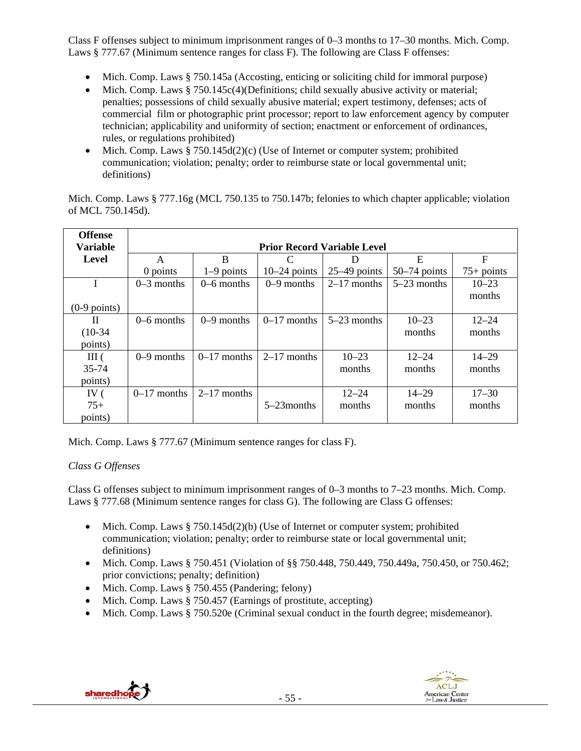Class F offenses subject to minimum imprisonment ranges of 0–3 months to 17–30 months. Mich. Comp. Laws § 777.67 (Minimum sentence ranges for class F). The following are Class F offenses:

- Mich. Comp. Laws § 750.145a (Accosting, enticing or soliciting child for immoral purpose)
- Mich. Comp. Laws § 750.145c(4)(Definitions; child sexually abusive activity or material; penalties; possessions of child sexually abusive material; expert testimony, defenses; acts of commercial film or photographic print processor; report to law enforcement agency by computer technician; applicability and uniformity of section; enactment or enforcement of ordinances, rules, or regulations prohibited)
- Mich. Comp. Laws § 750.145d(2)(c) (Use of Internet or computer system; prohibited communication; violation; penalty; order to reimburse state or local governmental unit; definitions)

Mich. Comp. Laws § 777.16g (MCL 750.135 to 750.147b; felonies to which chapter applicable; violation of MCL 750.145d).

| Offense Variable Level | Prior Record Variable Level | | | | | |
|---|---|---|---|---|---|---|
| | A 0 points | B 1–9 points | C 10–24 points | D 25–49 points | E 50–74 points | F 75+ points |
| I (0-9 points) | 0–3 months | 0–6 months | 0–9 months | 2–17 months | 5–23 months | 10–23 months |
| II (10-34 points) | 0–6 months | 0–9 months | 0–17 months | 5–23 months | 10–23 months | 12–24 months |
| III ( 35-74 points) | 0–9 months | 0–17 months | 2–17 months | 10–23 months | 12–24 months | 14–29 months |
| IV ( 75+ points) | 0–17 months | 2–17 months | 5–23months | 12–24 months | 14–29 months | 17–30 months |

Mich. Comp. Laws § 777.67 (Minimum sentence ranges for class F).

*Class G Offenses*

Class G offenses subject to minimum imprisonment ranges of 0–3 months to 7–23 months. Mich. Comp. Laws § 777.68 (Minimum sentence ranges for class G). The following are Class G offenses:

- Mich. Comp. Laws § 750.145d(2)(b) (Use of Internet or computer system; prohibited communication; violation; penalty; order to reimburse state or local governmental unit; definitions)
- Mich. Comp. Laws § 750.451 (Violation of §§ 750.448, 750.449, 750.449a, 750.450, or 750.462; prior convictions; penalty; definition)
- Mich. Comp. Laws § 750.455 (Pandering; felony)
- Mich. Comp. Laws § 750.457 (Earnings of prostitute, accepting)
- Mich. Comp. Laws § 750.520e (Criminal sexual conduct in the fourth degree; misdemeanor).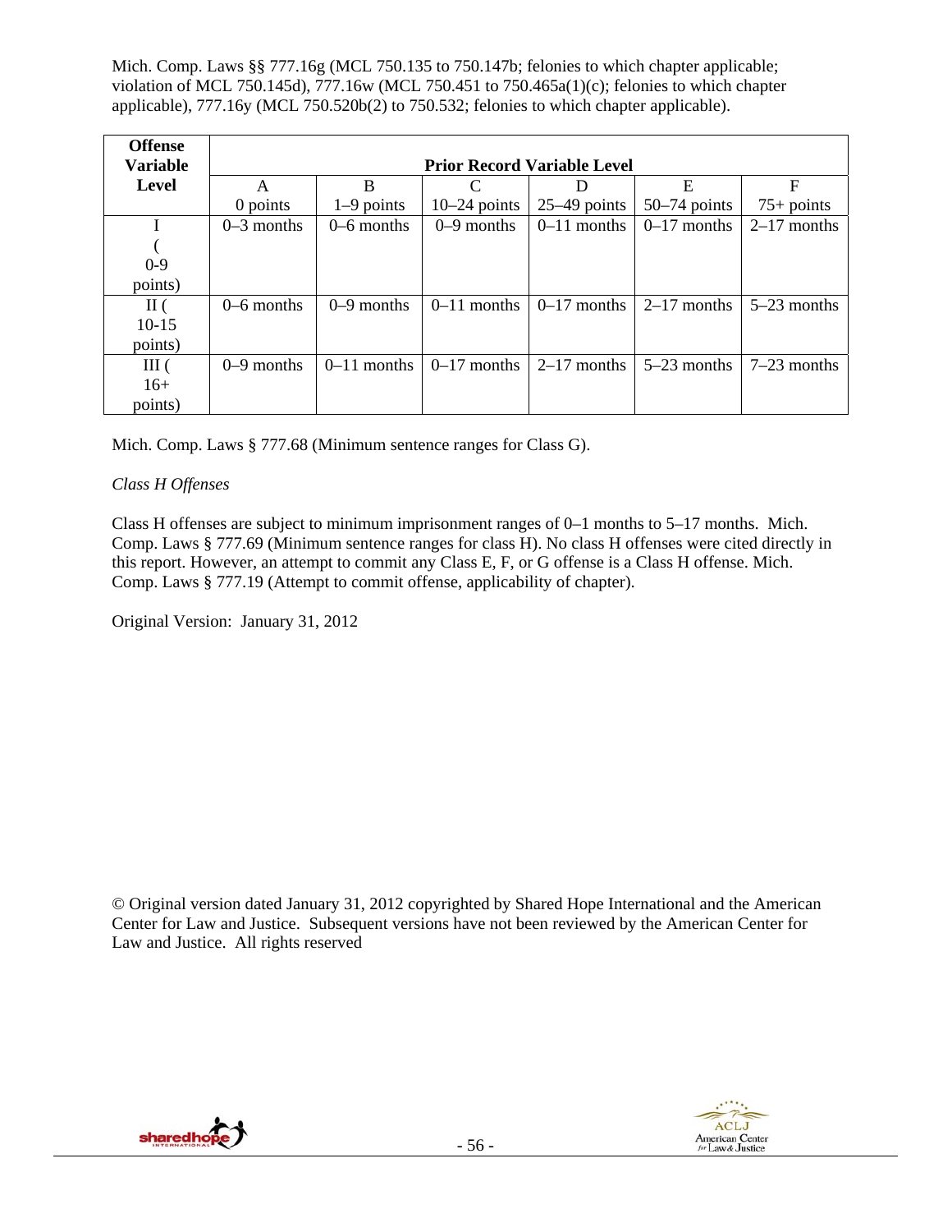Mich. Comp. Laws §§ 777.16g (MCL 750.135 to 750.147b; felonies to which chapter applicable; violation of MCL 750.145d), 777.16w (MCL 750.451 to 750.465a(1)(c); felonies to which chapter applicable), 777.16y (MCL 750.520b(2) to 750.532; felonies to which chapter applicable).

| Offense Variable Level | Prior Record Variable Level | | | | | |
|---|---|---|---|---|---|---|
| | A 0 points | B 1–9 points | C 10–24 points | D 25–49 points | E 50–74 points | F 75+ points |
| I (0-9 points) | 0–3 months | 0–6 months | 0–9 months | 0–11 months | 0–17 months | 2–17 months |
| II (10-15 points) | 0–6 months | 0–9 months | 0–11 months | 0–17 months | 2–17 months | 5–23 months |
| III (16+ points) | 0–9 months | 0–11 months | 0–17 months | 2–17 months | 5–23 months | 7–23 months |

Mich. Comp. Laws § 777.68 (Minimum sentence ranges for Class G).

*Class H Offenses*

Class H offenses are subject to minimum imprisonment ranges of 0–1 months to 5–17 months. Mich. Comp. Laws § 777.69 (Minimum sentence ranges for class H). No class H offenses were cited directly in this report. However, an attempt to commit any Class E, F, or G offense is a Class H offense. Mich. Comp. Laws § 777.19 (Attempt to commit offense, applicability of chapter).

Original Version: January 31, 2012

© Original version dated January 31, 2012 copyrighted by Shared Hope International and the American Center for Law and Justice. Subsequent versions have not been reviewed by the American Center for Law and Justice. All rights reserved